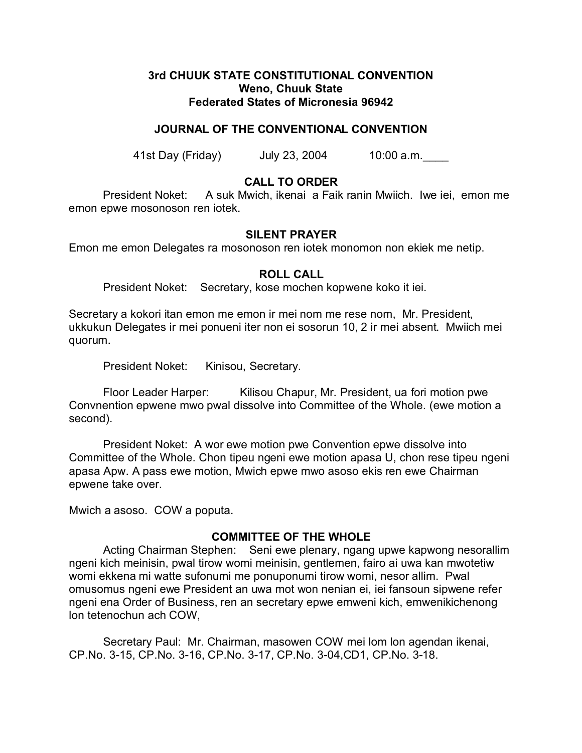**3rd CHUUK STATE CONSTITUTIONAL CONVENTION**
**Weno, Chuuk State**
**Federated States of Micronesia 96942**

**JOURNAL OF THE CONVENTIONAL CONVENTION**

41st Day (Friday)   July 23, 2004   10:00 a.m.____

## CALL TO ORDER

President Noket: A suk Mwich, ikenai a Faik ranin Mwiich. Iwe iei, emon me emon epwe mosonoson ren iotek.

## SILENT PRAYER

Emon me emon Delegates ra mosonoson ren iotek monomon non ekiek me netip.

## ROLL CALL

President Noket: Secretary, kose mochen kopwene koko it iei.

Secretary a kokori itan emon me emon ir mei nom me rese nom, Mr. President, ukkukun Delegates ir mei ponueni iter non ei sosorun 10, 2 ir mei absent. Mwiich mei quorum.

President Noket: Kinisou, Secretary.

Floor Leader Harper: Kilisou Chapur, Mr. President, ua fori motion pwe Convnention epwene mwo pwal dissolve into Committee of the Whole. (ewe motion a second).

President Noket: A wor ewe motion pwe Convention epwe dissolve into Committee of the Whole. Chon tipeu ngeni ewe motion apasa U, chon rese tipeu ngeni apasa Apw. A pass ewe motion, Mwich epwe mwo asoso ekis ren ewe Chairman epwene take over.

Mwich a asoso. COW a poputa.

## COMMITTEE OF THE WHOLE

Acting Chairman Stephen: Seni ewe plenary, ngang upwe kapwong nesorallim ngeni kich meinisin, pwal tirow womi meinisin, gentlemen, fairo ai uwa kan mwotetiw womi ekkena mi watte sufonumi me ponuponumi tirow womi, nesor allim. Pwal omusomus ngeni ewe President an uwa mot won nenian ei, iei fansoun sipwene refer ngeni ena Order of Business, ren an secretary epwe emweni kich, emwenikichenong lon tetenochun ach COW,

Secretary Paul: Mr. Chairman, masowen COW mei lom lon agendan ikenai, CP.No. 3-15, CP.No. 3-16, CP.No. 3-17, CP.No. 3-04,CD1, CP.No. 3-18.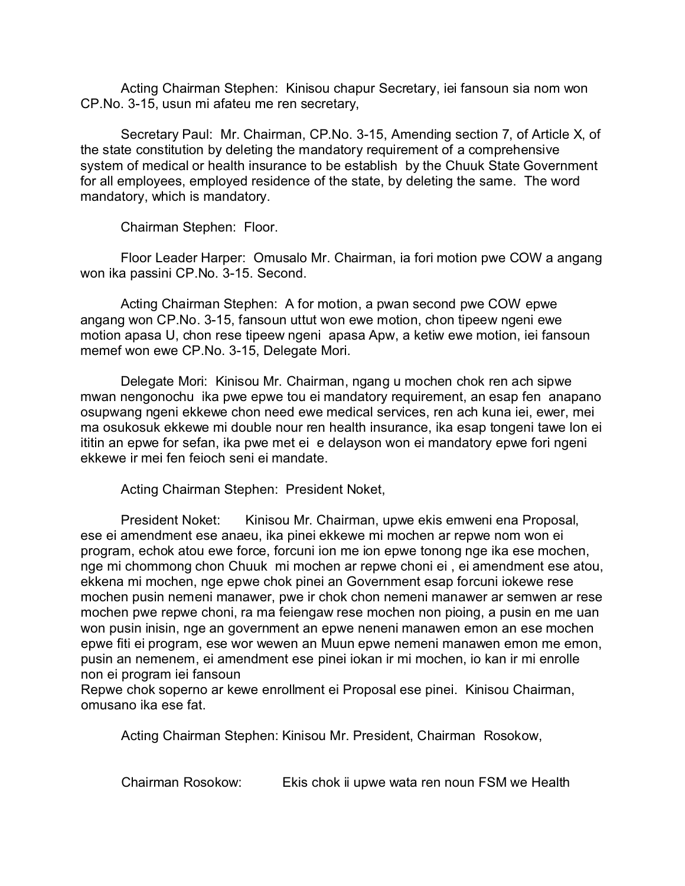Acting Chairman Stephen: Kinisou chapur Secretary, iei fansoun sia nom won CP.No. 3-15, usun mi afateu me ren secretary,

Secretary Paul: Mr. Chairman, CP.No. 3-15, Amending section 7, of Article X, of the state constitution by deleting the mandatory requirement of a comprehensive system of medical or health insurance to be establish by the Chuuk State Government for all employees, employed residence of the state, by deleting the same. The word mandatory, which is mandatory.

Chairman Stephen: Floor.

Floor Leader Harper: Omusalo Mr. Chairman, ia fori motion pwe COW a angang won ika passini CP.No. 3-15. Second.

Acting Chairman Stephen: A for motion, a pwan second pwe COW epwe angang won CP.No. 3-15, fansoun uttut won ewe motion, chon tipeew ngeni ewe motion apasa U, chon rese tipeew ngeni apasa Apw, a ketiw ewe motion, iei fansoun memef won ewe CP.No. 3-15, Delegate Mori.

Delegate Mori: Kinisou Mr. Chairman, ngang u mochen chok ren ach sipwe mwan nengonochu ika pwe epwe tou ei mandatory requirement, an esap fen anapano osupwang ngeni ekkewe chon need ewe medical services, ren ach kuna iei, ewer, mei ma osukosuk ekkewe mi double nour ren health insurance, ika esap tongeni tawe lon ei ititin an epwe for sefan, ika pwe met ei e delayson won ei mandatory epwe fori ngeni ekkewe ir mei fen feioch seni ei mandate.

Acting Chairman Stephen: President Noket,

President Noket: Kinisou Mr. Chairman, upwe ekis emweni ena Proposal, ese ei amendment ese anaeu, ika pinei ekkewe mi mochen ar repwe nom won ei program, echok atou ewe force, forcuni ion me ion epwe tonong nge ika ese mochen, nge mi chommong chon Chuuk mi mochen ar repwe choni ei , ei amendment ese atou, ekkena mi mochen, nge epwe chok pinei an Government esap forcuni iokewe rese mochen pusin nemeni manawer, pwe ir chok chon nemeni manawer ar semwen ar rese mochen pwe repwe choni, ra ma feiengaw rese mochen non pioing, a pusin en me uan won pusin inisin, nge an government an epwe neneni manawen emon an ese mochen epwe fiti ei program, ese wor wewen an Muun epwe nemeni manawen emon me emon, pusin an nemenem, ei amendment ese pinei iokan ir mi mochen, io kan ir mi enrolle non ei program iei fansoun
Repwe chok soperno ar kewe enrollment ei Proposal ese pinei. Kinisou Chairman, omusano ika ese fat.

Acting Chairman Stephen: Kinisou Mr. President, Chairman Rosokow,

Chairman Rosokow: Ekis chok ii upwe wata ren noun FSM we Health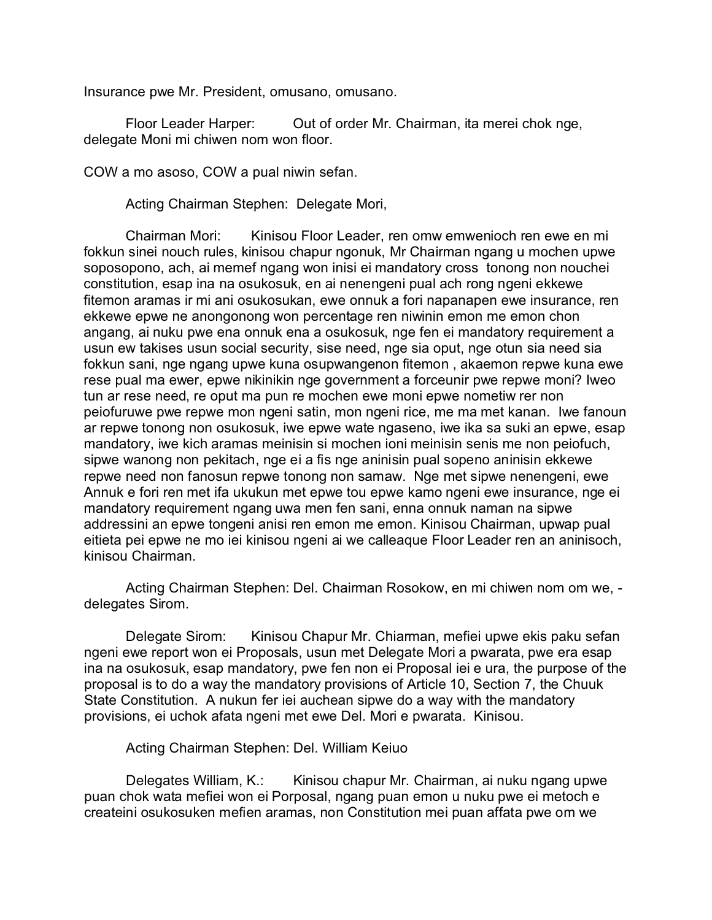Insurance pwe Mr. President, omusano, omusano.

Floor Leader Harper: Out of order Mr. Chairman, ita merei chok nge, delegate Moni mi chiwen nom won floor.

COW a mo asoso, COW a pual niwin sefan.

Acting Chairman Stephen: Delegate Mori,

Chairman Mori: Kinisou Floor Leader, ren omw emwenioch ren ewe en mi fokkun sinei nouch rules, kinisou chapur ngonuk, Mr Chairman ngang u mochen upwe soposopono, ach, ai memef ngang won inisi ei mandatory cross tonong non nouchei constitution, esap ina na osukosuk, en ai nenengeni pual ach rong ngeni ekkewe fitemon aramas ir mi ani osukosukan, ewe onnuk a fori napanapen ewe insurance, ren ekkewe epwe ne anongonong won percentage ren niwinin emon me emon chon angang, ai nuku pwe ena onnuk ena a osukosuk, nge fen ei mandatory requirement a usun ew takises usun social security, sise need, nge sia oput, nge otun sia need sia fokkun sani, nge ngang upwe kuna osupwangenon fitemon , akaemon repwe kuna ewe rese pual ma ewer, epwe nikinikin nge government a forceunir pwe repwe moni? Iweo tun ar rese need, re oput ma pun re mochen ewe moni epwe nometiw rer non peiofuruwe pwe repwe mon ngeni satin, mon ngeni rice, me ma met kanan. Iwe fanoun ar repwe tonong non osukosuk, iwe epwe wate ngaseno, iwe ika sa suki an epwe, esap mandatory, iwe kich aramas meinisin si mochen ioni meinisin senis me non peiofuch, sipwe wanong non pekitach, nge ei a fis nge aninisin pual sopeno aninisin ekkewe repwe need non fanosun repwe tonong non samaw. Nge met sipwe nenengeni, ewe Annuk e fori ren met ifa ukukun met epwe tou epwe kamo ngeni ewe insurance, nge ei mandatory requirement ngang uwa men fen sani, enna onnuk naman na sipwe addressini an epwe tongeni anisi ren emon me emon. Kinisou Chairman, upwap pual eitieta pei epwe ne mo iei kinisou ngeni ai we calleaque Floor Leader ren an aninisoch, kinisou Chairman.

Acting Chairman Stephen: Del. Chairman Rosokow, en mi chiwen nom om we, - delegates Sirom.

Delegate Sirom: Kinisou Chapur Mr. Chiarman, mefiei upwe ekis paku sefan ngeni ewe report won ei Proposals, usun met Delegate Mori a pwarata, pwe era esap ina na osukosuk, esap mandatory, pwe fen non ei Proposal iei e ura, the purpose of the proposal is to do a way the mandatory provisions of Article 10, Section 7, the Chuuk State Constitution. A nukun fer iei auchean sipwe do a way with the mandatory provisions, ei uchok afata ngeni met ewe Del. Mori e pwarata. Kinisou.

Acting Chairman Stephen: Del. William Keiuo

Delegates William, K.: Kinisou chapur Mr. Chairman, ai nuku ngang upwe puan chok wata mefiei won ei Porposal, ngang puan emon u nuku pwe ei metoch e createini osukosuken mefien aramas, non Constitution mei puan affata pwe om we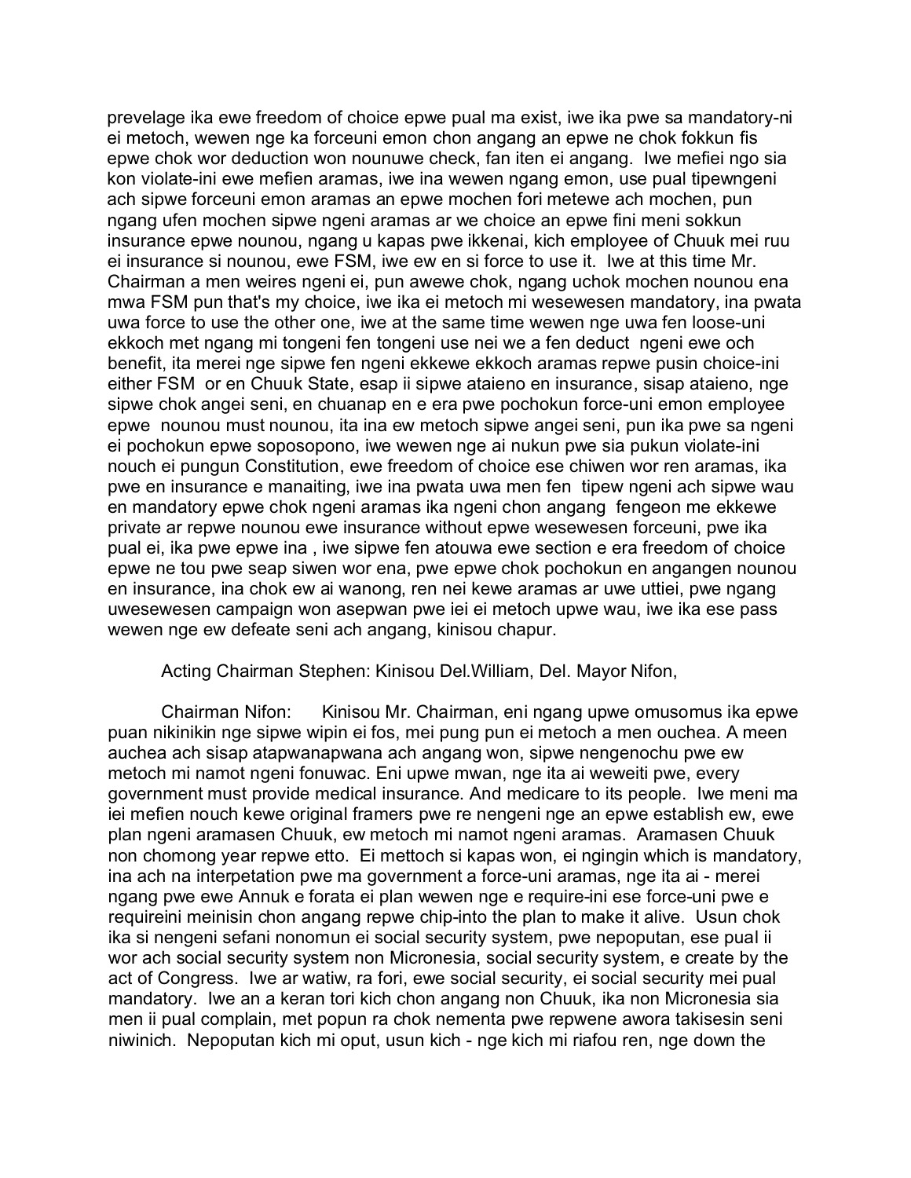prevelage ika ewe freedom of choice epwe pual ma exist, iwe ika pwe sa mandatory-ni ei metoch, wewen nge ka forceuni emon chon angang an epwe ne chok fokkun fis epwe chok wor deduction won nounuwe check, fan iten ei angang. Iwe mefiei ngo sia kon violate-ini ewe mefien aramas, iwe ina wewen ngang emon, use pual tipewngeni ach sipwe forceuni emon aramas an epwe mochen fori metewe ach mochen, pun ngang ufen mochen sipwe ngeni aramas ar we choice an epwe fini meni sokkun insurance epwe nounou, ngang u kapas pwe ikkenai, kich employee of Chuuk mei ruu ei insurance si nounou, ewe FSM, iwe ew en si force to use it. Iwe at this time Mr. Chairman a men weires ngeni ei, pun awewe chok, ngang uchok mochen nounou ena mwa FSM pun that's my choice, iwe ika ei metoch mi wesewesen mandatory, ina pwata uwa force to use the other one, iwe at the same time wewen nge uwa fen loose-uni ekkoch met ngang mi tongeni fen tongeni use nei we a fen deduct ngeni ewe och benefit, ita merei nge sipwe fen ngeni ekkewe ekkoch aramas repwe pusin choice-ini either FSM or en Chuuk State, esap ii sipwe ataieno en insurance, sisap ataieno, nge sipwe chok angei seni, en chuanap en e era pwe pochokun force-uni emon employee epwe nounou must nounou, ita ina ew metoch sipwe angei seni, pun ika pwe sa ngeni ei pochokun epwe soposopono, iwe wewen nge ai nukun pwe sia pukun violate-ini nouch ei pungun Constitution, ewe freedom of choice ese chiwen wor ren aramas, ika pwe en insurance e manaiting, iwe ina pwata uwa men fen tipew ngeni ach sipwe wau en mandatory epwe chok ngeni aramas ika ngeni chon angang fengeon me ekkewe private ar repwe nounou ewe insurance without epwe wesewesen forceuni, pwe ika pual ei, ika pwe epwe ina , iwe sipwe fen atouwa ewe section e era freedom of choice epwe ne tou pwe seap siwen wor ena, pwe epwe chok pochokun en angangen nounou en insurance, ina chok ew ai wanong, ren nei kewe aramas ar uwe uttiei, pwe ngang uwesewesen campaign won asepwan pwe iei ei metoch upwe wau, iwe ika ese pass wewen nge ew defeate seni ach angang, kinisou chapur.

Acting Chairman Stephen: Kinisou Del.William, Del. Mayor Nifon,

Chairman Nifon: Kinisou Mr. Chairman, eni ngang upwe omusomus ika epwe puan nikinikin nge sipwe wipin ei fos, mei pung pun ei metoch a men ouchea. A meen auchea ach sisap atapwanapwana ach angang won, sipwe nengenochu pwe ew metoch mi namot ngeni fonuwac. Eni upwe mwan, nge ita ai weweiti pwe, every government must provide medical insurance. And medicare to its people. Iwe meni ma iei mefien nouch kewe original framers pwe re nengeni nge an epwe establish ew, ewe plan ngeni aramasen Chuuk, ew metoch mi namot ngeni aramas. Aramasen Chuuk non chomong year repwe etto. Ei mettoch si kapas won, ei ngingin which is mandatory, ina ach na interpetation pwe ma government a force-uni aramas, nge ita ai - merei ngang pwe ewe Annuk e forata ei plan wewen nge e require-ini ese force-uni pwe e requireini meinisin chon angang repwe chip-into the plan to make it alive. Usun chok ika si nengeni sefani nonomun ei social security system, pwe nepoputan, ese pual ii wor ach social security system non Micronesia, social security system, e create by the act of Congress. Iwe ar watiw, ra fori, ewe social security, ei social security mei pual mandatory. Iwe an a keran tori kich chon angang non Chuuk, ika non Micronesia sia men ii pual complain, met popun ra chok nementa pwe repwene awora takisesin seni niwinich. Nepoputan kich mi oput, usun kich - nge kich mi riafou ren, nge down the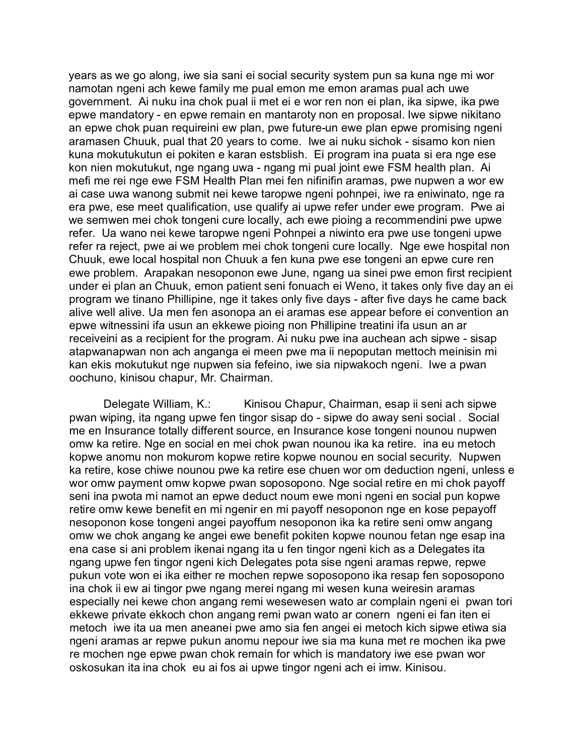years as we go along, iwe sia sani ei social security system pun sa kuna nge mi wor namotan ngeni ach kewe family me pual emon me emon aramas pual ach uwe government. Ai nuku ina chok pual ii met ei e wor ren non ei plan, ika sipwe, ika pwe epwe mandatory - en epwe remain en mantaroty non en proposal. Iwe sipwe nikitano an epwe chok puan requireini ew plan, pwe future-un ewe plan epwe promising ngeni aramasen Chuuk, pual that 20 years to come. Iwe ai nuku sichok - sisamo kon nien kuna mokutukutun ei pokiten e karan estsblish. Ei program ina puata si era nge ese kon nien mokutukut, nge ngang uwa - ngang mi pual joint ewe FSM health plan. Ai mefi me rei nge ewe FSM Health Plan mei fen nifinifin aramas, pwe nupwen a wor ew ai case uwa wanong submit nei kewe taropwe ngeni pohnpei, iwe ra eniwinato, nge ra era pwe, ese meet qualification, use qualify ai upwe refer under ewe program. Pwe ai we semwen mei chok tongeni cure locally, ach ewe pioing a recommendini pwe upwe refer. Ua wano nei kewe taropwe ngeni Pohnpei a niwinto era pwe use tongeni upwe refer ra reject, pwe ai we problem mei chok tongeni cure locally. Nge ewe hospital non Chuuk, ewe local hospital non Chuuk a fen kuna pwe ese tongeni an epwe cure ren ewe problem. Arapakan nesoponon ewe June, ngang ua sinei pwe emon first recipient under ei plan an Chuuk, emon patient seni fonuach ei Weno, it takes only five day an ei program we tinano Phillipine, nge it takes only five days - after five days he came back alive well alive. Ua men fen asonopa an ei aramas ese appear before ei convention an epwe witnessini ifa usun an ekkewe pioing non Phillipine treatini ifa usun an ar receiveini as a recipient for the program. Ai nuku pwe ina auchean ach sipwe - sisap atapwanapwan non ach anganga ei meen pwe ma ii nepoputan mettoch meinisin mi kan ekis mokutukut nge nupwen sia fefeino, iwe sia nipwakoch ngeni. Iwe a pwan oochuno, kinisou chapur, Mr. Chairman.

Delegate William, K.: Kinisou Chapur, Chairman, esap ii seni ach sipwe pwan wiping, ita ngang upwe fen tingor sisap do - sipwe do away seni social . Social me en Insurance totally different source, en Insurance kose tongeni nounou nupwen omw ka retire. Nge en social en mei chok pwan nounou ika ka retire. ina eu metoch kopwe anomu non mokurom kopwe retire kopwe nounou en social security. Nupwen ka retire, kose chiwe nounou pwe ka retire ese chuen wor om deduction ngeni, unless e wor omw payment omw kopwe pwan soposopono. Nge social retire en mi chok payoff seni ina pwota mi namot an epwe deduct noum ewe moni ngeni en social pun kopwe retire omw kewe benefit en mi ngenir en mi payoff nesoponon nge en kose pepayoff nesoponon kose tongeni angei payoffum nesoponon ika ka retire seni omw angang omw we chok angang ke angei ewe benefit pokiten kopwe nounou fetan nge esap ina ena case si ani problem ikenai ngang ita u fen tingor ngeni kich as a Delegates ita ngang upwe fen tingor ngeni kich Delegates pota sise ngeni aramas repwe, repwe pukun vote won ei ika either re mochen repwe soposopono ika resap fen soposopono ina chok ii ew ai tingor pwe ngang merei ngang mi wesen kuna weiresin aramas especially nei kewe chon angang remi wesewesen wato ar complain ngeni ei pwan tori ekkewe private ekkoch chon angang remi pwan wato ar conern ngeni ei fan iten ei metoch iwe ita ua men aneanei pwe amo sia fen angei ei metoch kich sipwe etiwa sia ngeni aramas ar repwe pukun anomu nepour iwe sia ma kuna met re mochen ika pwe re mochen nge epwe pwan chok remain for which is mandatory iwe ese pwan wor oskosukan ita ina chok eu ai fos ai upwe tingor ngeni ach ei imw. Kinisou.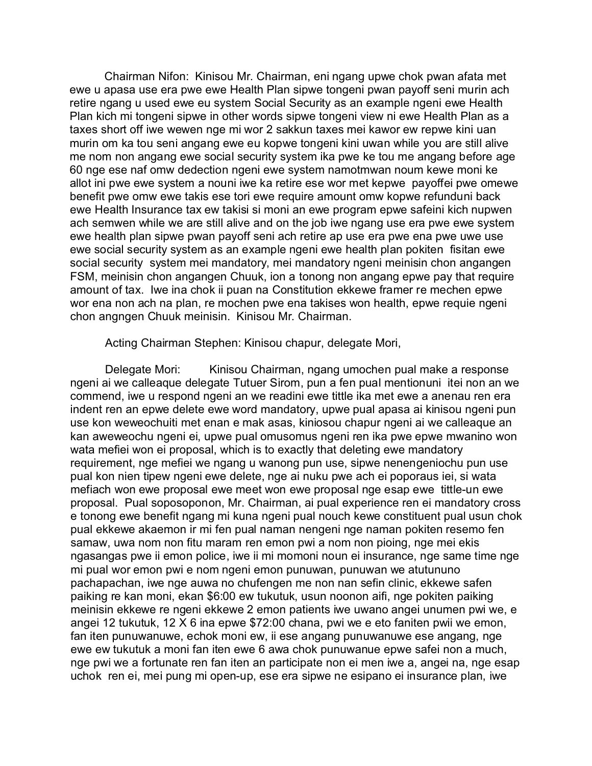Chairman Nifon: Kinisou Mr. Chairman, eni ngang upwe chok pwan afata met ewe u apasa use era pwe ewe Health Plan sipwe tongeni pwan payoff seni murin ach retire ngang u used ewe eu system Social Security as an example ngeni ewe Health Plan kich mi tongeni sipwe in other words sipwe tongeni view ni ewe Health Plan as a taxes short off iwe wewen nge mi wor 2 sakkun taxes mei kawor ew repwe kini uan murin om ka tou seni angang ewe eu kopwe tongeni kini uwan while you are still alive me nom non angang ewe social security system ika pwe ke tou me angang before age 60 nge ese naf omw dedection ngeni ewe system namotmwan noum kewe moni ke allot ini pwe ewe system a nouni iwe ka retire ese wor met kepwe payoffei pwe omewe benefit pwe omw ewe takis ese tori ewe require amount omw kopwe refunduni back ewe Health Insurance tax ew takisi si moni an ewe program epwe safeini kich nupwen ach semwen while we are still alive and on the job iwe ngang use era pwe ewe system ewe health plan sipwe pwan payoff seni ach retire ap use era pwe ena pwe uwe use ewe social security system as an example ngeni ewe health plan pokiten fisitan ewe social security system mei mandatory, mei mandatory ngeni meinisin chon angangen FSM, meinisin chon angangen Chuuk, ion a tonong non angang epwe pay that require amount of tax. Iwe ina chok ii puan na Constitution ekkewe framer re mechen epwe wor ena non ach na plan, re mochen pwe ena takises won health, epwe requie ngeni chon angngen Chuuk meinisin. Kinisou Mr. Chairman.

Acting Chairman Stephen: Kinisou chapur, delegate Mori,

Delegate Mori: Kinisou Chairman, ngang umochen pual make a response ngeni ai we calleaque delegate Tutuer Sirom, pun a fen pual mentionuni itei non an we commend, iwe u respond ngeni an we readini ewe tittle ika met ewe a anenau ren era indent ren an epwe delete ewe word mandatory, upwe pual apasa ai kinisou ngeni pun use kon weweochuiti met enan e mak asas, kiniosou chapur ngeni ai we calleaque an kan aweweochu ngeni ei, upwe pual omusomus ngeni ren ika pwe epwe mwanino won wata mefiei won ei proposal, which is to exactly that deleting ewe mandatory requirement, nge mefiei we ngang u wanong pun use, sipwe nenengeniochu pun use pual kon nien tipew ngeni ewe delete, nge ai nuku pwe ach ei poporaus iei, si wata mefiach won ewe proposal ewe meet won ewe proposal nge esap ewe tittle-un ewe proposal. Pual soposoponon, Mr. Chairman, ai pual experience ren ei mandatory cross e tonong ewe benefit ngang mi kuna ngeni pual nouch kewe constituent pual usun chok pual ekkewe akaemon ir mi fen pual naman nengeni nge naman pokiten resemo fen samaw, uwa nom non fitu maram ren emon pwi a nom non pioing, nge mei ekis ngasangas pwe ii emon police, iwe ii mi momoni noun ei insurance, nge same time nge mi pual wor emon pwi e nom ngeni emon punuwan, punuwan we atutununo pachapachan, iwe nge auwa no chufengen me non nan sefin clinic, ekkewe safen paiking re kan moni, ekan $6:00 ew tukutuk, usun noonon aifi, nge pokiten paiking meinisin ekkewe re ngeni ekkewe 2 emon patients iwe uwano angei unumen pwi we, e angei 12 tukutuk, 12 X 6 ina epwe $72:00 chana, pwi we e eto faniten pwii we emon, fan iten punuwanuwe, echok moni ew, ii ese angang punuwanuwe ese angang, nge ewe ew tukutuk a moni fan iten ewe 6 awa chok punuwanue epwe safei non a much, nge pwi we a fortunate ren fan iten an participate non ei men iwe a, angei na, nge esap uchok ren ei, mei pung mi open-up, ese era sipwe ne esipano ei insurance plan, iwe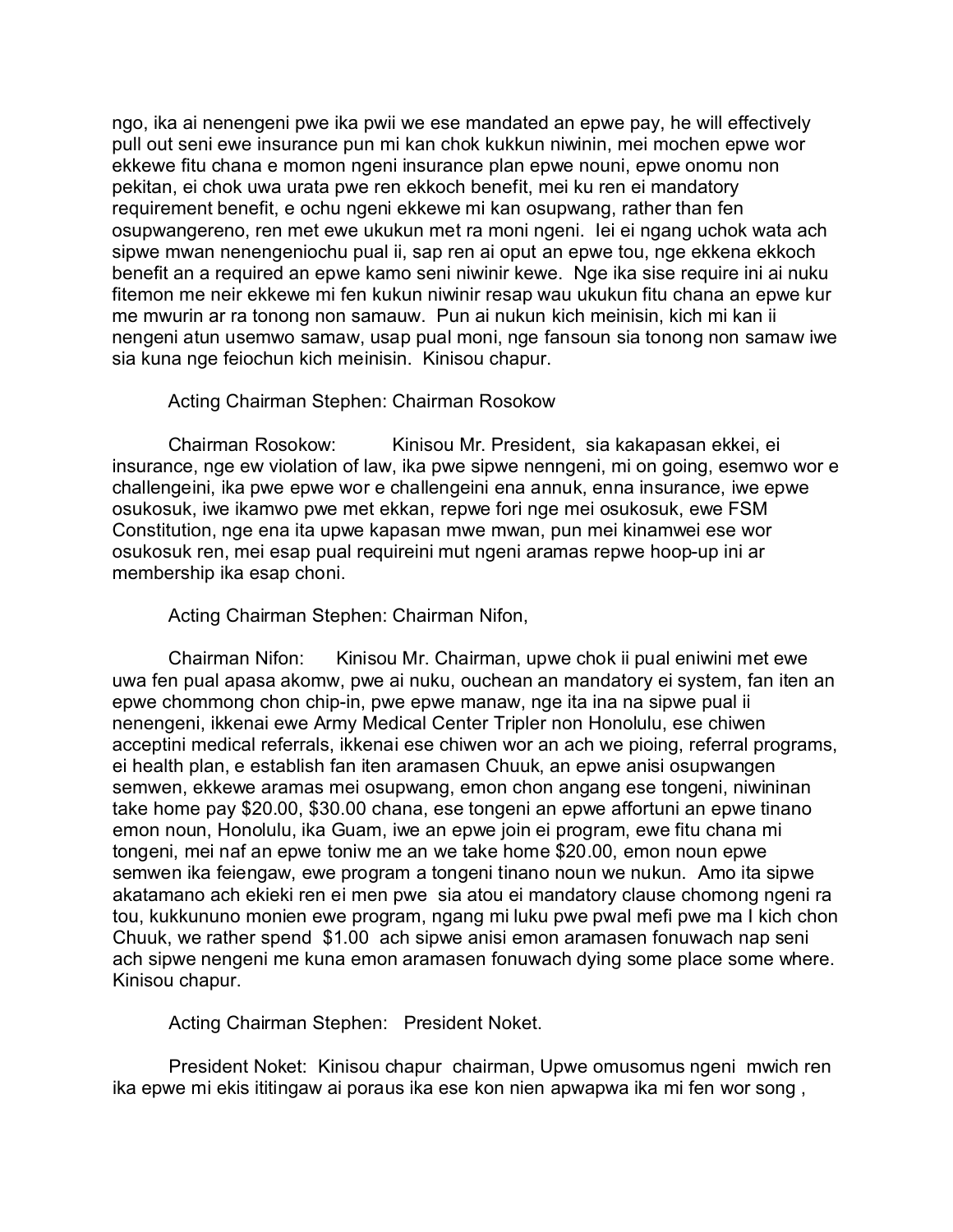ngo, ika ai nenengeni pwe ika pwii we ese mandated an epwe pay, he will effectively pull out seni ewe insurance pun mi kan chok kukkun niwinin, mei mochen epwe wor ekkewe fitu chana e momon ngeni insurance plan epwe nouni, epwe onomu non pekitan, ei chok uwa urata pwe ren ekkoch benefit, mei ku ren ei mandatory requirement benefit, e ochu ngeni ekkewe mi kan osupwang, rather than fen osupwangereno, ren met ewe ukukun met ra moni ngeni. Iei ei ngang uchok wata ach sipwe mwan nenengeniochu pual ii, sap ren ai oput an epwe tou, nge ekkena ekkoch benefit an a required an epwe kamo seni niwinir kewe. Nge ika sise require ini ai nuku fitemon me neir ekkewe mi fen kukun niwinir resap wau ukukun fitu chana an epwe kur me mwurin ar ra tonong non samauw. Pun ai nukun kich meinisin, kich mi kan ii nengeni atun usemwo samaw, usap pual moni, nge fansoun sia tonong non samaw iwe sia kuna nge feiochun kich meinisin. Kinisou chapur.

Acting Chairman Stephen: Chairman Rosokow

Chairman Rosokow: Kinisou Mr. President, sia kakapasan ekkei, ei insurance, nge ew violation of law, ika pwe sipwe nenngeni, mi on going, esemwo wor e challengeini, ika pwe epwe wor e challengeini ena annuk, enna insurance, iwe epwe osukosuk, iwe ikamwo pwe met ekkan, repwe fori nge mei osukosuk, ewe FSM Constitution, nge ena ita upwe kapasan mwe mwan, pun mei kinamwei ese wor osukosuk ren, mei esap pual requireini mut ngeni aramas repwe hoop-up ini ar membership ika esap choni.

Acting Chairman Stephen: Chairman Nifon,

Chairman Nifon: Kinisou Mr. Chairman, upwe chok ii pual eniwini met ewe uwa fen pual apasa akomw, pwe ai nuku, ouchean an mandatory ei system, fan iten an epwe chommong chon chip-in, pwe epwe manaw, nge ita ina na sipwe pual ii nenengeni, ikkenai ewe Army Medical Center Tripler non Honolulu, ese chiwen acceptini medical referrals, ikkenai ese chiwen wor an ach we pioing, referral programs, ei health plan, e establish fan iten aramasen Chuuk, an epwe anisi osupwangen semwen, ekkewe aramas mei osupwang, emon chon angang ese tongeni, niwininan take home pay $20.00, $30.00 chana, ese tongeni an epwe affortuni an epwe tinano emon noun, Honolulu, ika Guam, iwe an epwe join ei program, ewe fitu chana mi tongeni, mei naf an epwe toniw me an we take home $20.00, emon noun epwe semwen ika feiengaw, ewe program a tongeni tinano noun we nukun. Amo ita sipwe akatamano ach ekieki ren ei men pwe sia atou ei mandatory clause chomong ngeni ra tou, kukkununo monien ewe program, ngang mi luku pwe pwal mefi pwe ma I kich chon Chuuk, we rather spend $1.00 ach sipwe anisi emon aramasen fonuwach nap seni ach sipwe nengeni me kuna emon aramasen fonuwach dying some place some where. Kinisou chapur.

Acting Chairman Stephen: President Noket.

President Noket: Kinisou chapur chairman, Upwe omusomus ngeni mwich ren ika epwe mi ekis ititingaw ai poraus ika ese kon nien apwapwa ika mi fen wor song ,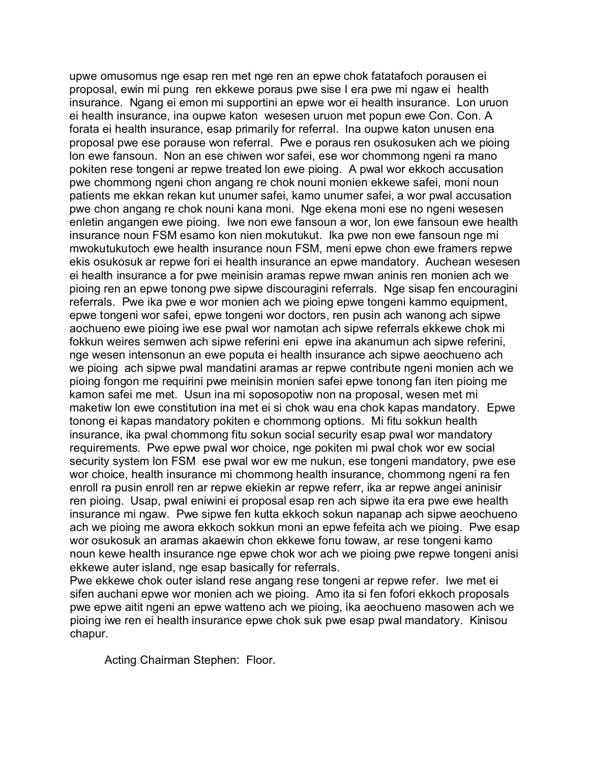upwe omusomus nge esap ren met nge ren an epwe chok fatatafoch porausen ei proposal, ewin mi pung ren ekkewe poraus pwe sise I era pwe mi ngaw ei health insurance. Ngang ei emon mi supportini an epwe wor ei health insurance. Lon uruon ei health insurance, ina oupwe katon wesesen uruon met popun ewe Con. Con. A forata ei health insurance, esap primarily for referral. Ina oupwe katon unusen ena proposal pwe ese porause won referral. Pwe e poraus ren osukosuken ach we pioing lon ewe fansoun. Non an ese chiwen wor safei, ese wor chommong ngeni ra mano pokiten rese tongeni ar repwe treated lon ewe pioing. A pwal wor ekkoch accusation pwe chommong ngeni chon angang re chok nouni monien ekkewe safei, moni noun patients me ekkan rekan kut unumer safei, kamo unumer safei, a wor pwal accusation pwe chon angang re chok nouni kana moni. Nge ekena moni ese no ngeni wesesen enletin angangen ewe pioing. Iwe non ewe fansoun a wor, lon ewe fansoun ewe health insurance noun FSM esamo kon nien mokutukut. Ika pwe non ewe fansoun nge mi mwokutukutoch ewe health insurance noun FSM, meni epwe chon ewe framers repwe ekis osukosuk ar repwe fori ei health insurance an epwe mandatory. Auchean wesesen ei health insurance a for pwe meinisin aramas repwe mwan aninis ren monien ach we pioing ren an epwe tonong pwe sipwe discouragini referrals. Nge sisap fen encouragini referrals. Pwe ika pwe e wor monien ach we pioing epwe tongeni kammo equipment, epwe tongeni wor safei, epwe tongeni wor doctors, ren pusin ach wanong ach sipwe aochueno ewe pioing iwe ese pwal wor namotan ach sipwe referrals ekkewe chok mi fokkun weires semwen ach sipwe referini eni epwe ina akanumun ach sipwe referini, nge wesen intensonun an ewe poputa ei health insurance ach sipwe aeochueno ach we pioing ach sipwe pwal mandatini aramas ar repwe contribute ngeni monien ach we pioing fongon me requirini pwe meinisin monien safei epwe tonong fan iten pioing me kamon safei me met. Usun ina mi soposopotiw non na proposal, wesen met mi maketiw lon ewe constitution ina met ei si chok wau ena chok kapas mandatory. Epwe tonong ei kapas mandatory pokiten e chommong options. Mi fitu sokkun health insurance, ika pwal chommong fitu sokun social security esap pwal wor mandatory requirements. Pwe epwe pwal wor choice, nge pokiten mi pwal chok wor ew social security system lon FSM ese pwal wor ew me nukun, ese tongeni mandatory, pwe ese wor choice, health insurance mi chommong health insurance, chommong ngeni ra fen enroll ra pusin enroll ren ar repwe ekiekin ar repwe referr, ika ar repwe angei aninisir ren pioing. Usap, pwal eniwini ei proposal esap ren ach sipwe ita era pwe ewe health insurance mi ngaw. Pwe sipwe fen kutta ekkoch sokun napanap ach sipwe aeochueno ach we pioing me awora ekkoch sokkun moni an epwe fefeita ach we pioing. Pwe esap wor osukosuk an aramas akaewin chon ekkewe fonu towaw, ar rese tongeni kamo noun kewe health insurance nge epwe chok wor ach we pioing pwe repwe tongeni anisi ekkewe auter island, nge esap basically for referrals.

Pwe ekkewe chok outer island rese angang rese tongeni ar repwe refer. Iwe met ei sifen auchani epwe wor monien ach we pioing. Amo ita si fen fofori ekkoch proposals pwe epwe aitit ngeni an epwe watteno ach we pioing, ika aeochueno masowen ach we pioing iwe ren ei health insurance epwe chok suk pwe esap pwal mandatory. Kinisou chapur.

Acting Chairman Stephen: Floor.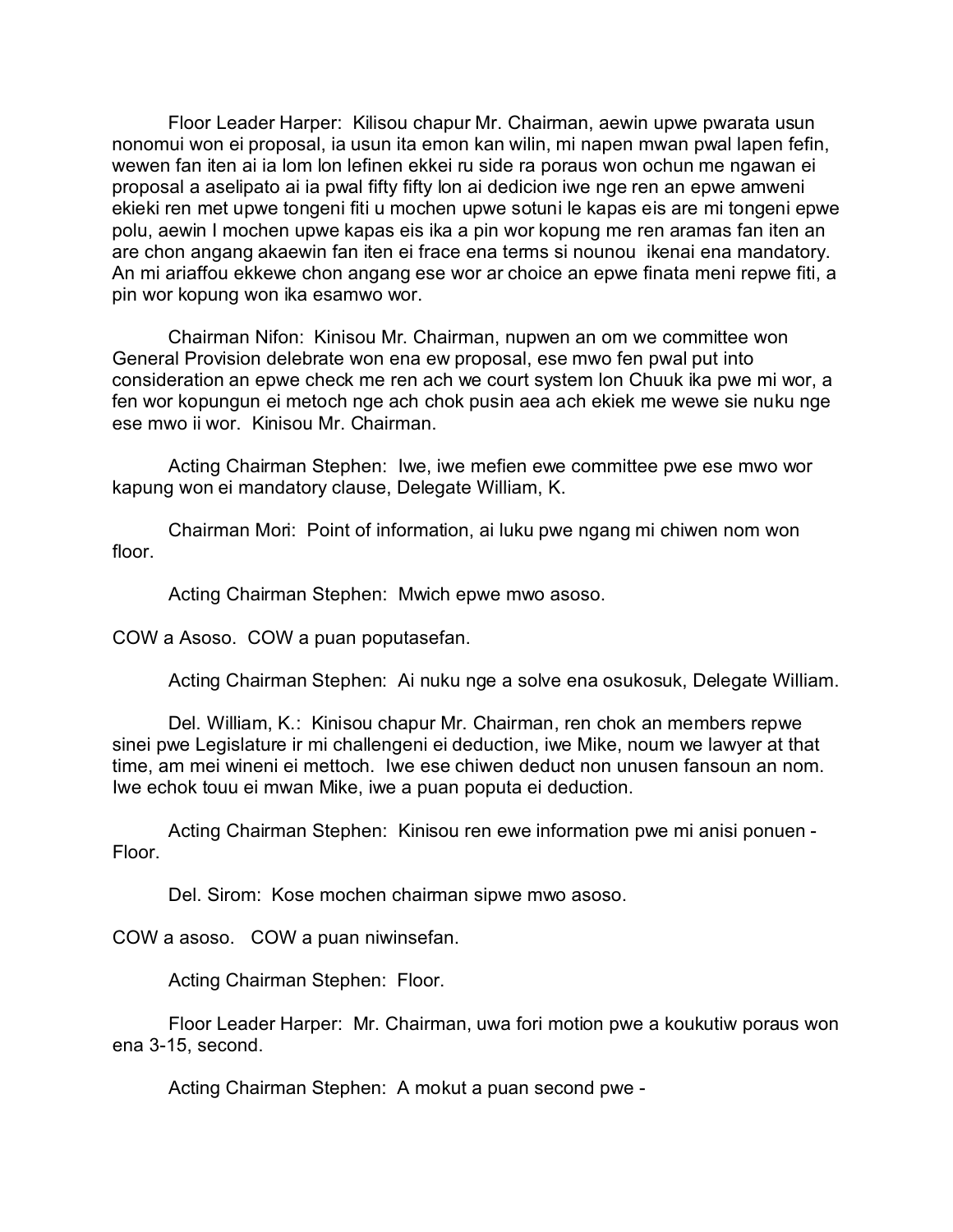Floor Leader Harper: Kilisou chapur Mr. Chairman, aewin upwe pwarata usun nonomui won ei proposal, ia usun ita emon kan wilin, mi napen mwan pwal lapen fefin, wewen fan iten ai ia lom lon lefinen ekkei ru side ra poraus won ochun me ngawan ei proposal a aselipato ai ia pwal fifty fifty lon ai dedicion iwe nge ren an epwe amweni ekieki ren met upwe tongeni fiti u mochen upwe sotuni le kapas eis are mi tongeni epwe polu, aewin I mochen upwe kapas eis ika a pin wor kopung me ren aramas fan iten an are chon angang akaewin fan iten ei frace ena terms si nounou ikenai ena mandatory. An mi ariaffou ekkewe chon angang ese wor ar choice an epwe finata meni repwe fiti, a pin wor kopung won ika esamwo wor.

Chairman Nifon: Kinisou Mr. Chairman, nupwen an om we committee won General Provision delebrate won ena ew proposal, ese mwo fen pwal put into consideration an epwe check me ren ach we court system lon Chuuk ika pwe mi wor, a fen wor kopungun ei metoch nge ach chok pusin aea ach ekiek me wewe sie nuku nge ese mwo ii wor. Kinisou Mr. Chairman.

Acting Chairman Stephen: Iwe, iwe mefien ewe committee pwe ese mwo wor kapung won ei mandatory clause, Delegate William, K.

Chairman Mori: Point of information, ai luku pwe ngang mi chiwen nom won floor.

Acting Chairman Stephen: Mwich epwe mwo asoso.

COW a Asoso. COW a puan poputasefan.

Acting Chairman Stephen: Ai nuku nge a solve ena osukosuk, Delegate William.

Del. William, K.: Kinisou chapur Mr. Chairman, ren chok an members repwe sinei pwe Legislature ir mi challengeni ei deduction, iwe Mike, noum we lawyer at that time, am mei wineni ei mettoch. Iwe ese chiwen deduct non unusen fansoun an nom. Iwe echok touu ei mwan Mike, iwe a puan poputa ei deduction.

Acting Chairman Stephen: Kinisou ren ewe information pwe mi anisi ponuen - Floor.

Del. Sirom: Kose mochen chairman sipwe mwo asoso.

COW a asoso. COW a puan niwinsefan.

Acting Chairman Stephen: Floor.

Floor Leader Harper: Mr. Chairman, uwa fori motion pwe a koukutiw poraus won ena 3-15, second.

Acting Chairman Stephen: A mokut a puan second pwe -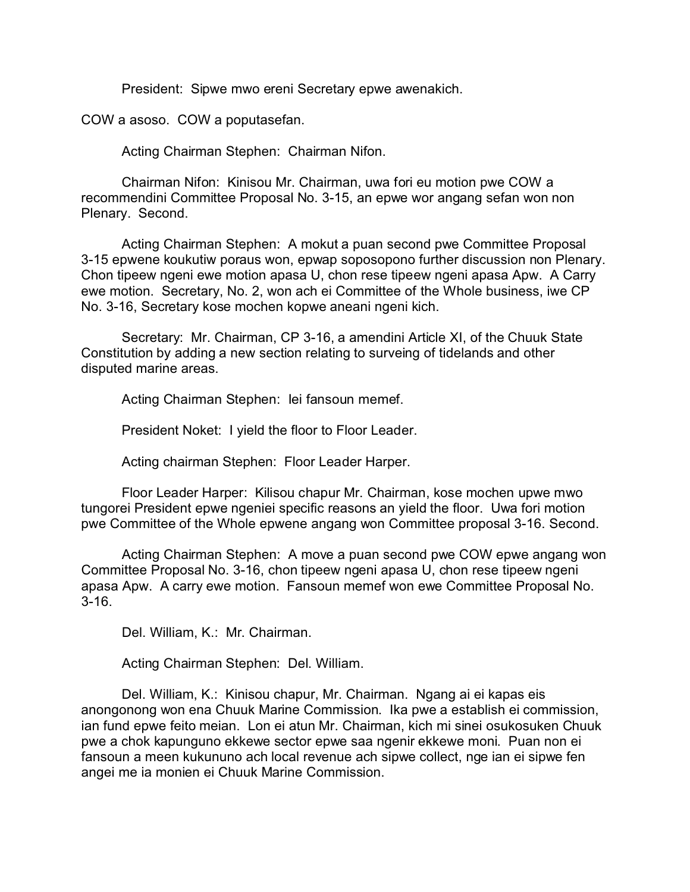President: Sipwe mwo ereni Secretary epwe awenakich.

COW a asoso. COW a poputasefan.

Acting Chairman Stephen: Chairman Nifon.

Chairman Nifon: Kinisou Mr. Chairman, uwa fori eu motion pwe COW a recommendini Committee Proposal No. 3-15, an epwe wor angang sefan won non Plenary. Second.

Acting Chairman Stephen: A mokut a puan second pwe Committee Proposal 3-15 epwene koukutiw poraus won, epwap soposopono further discussion non Plenary. Chon tipeew ngeni ewe motion apasa U, chon rese tipeew ngeni apasa Apw. A Carry ewe motion. Secretary, No. 2, won ach ei Committee of the Whole business, iwe CP No. 3-16, Secretary kose mochen kopwe aneani ngeni kich.

Secretary: Mr. Chairman, CP 3-16, a amendini Article XI, of the Chuuk State Constitution by adding a new section relating to surveing of tidelands and other disputed marine areas.

Acting Chairman Stephen: Iei fansoun memef.

President Noket: I yield the floor to Floor Leader.

Acting chairman Stephen: Floor Leader Harper.

Floor Leader Harper: Kilisou chapur Mr. Chairman, kose mochen upwe mwo tungorei President epwe ngeniei specific reasons an yield the floor. Uwa fori motion pwe Committee of the Whole epwene angang won Committee proposal 3-16. Second.

Acting Chairman Stephen: A move a puan second pwe COW epwe angang won Committee Proposal No. 3-16, chon tipeew ngeni apasa U, chon rese tipeew ngeni apasa Apw. A carry ewe motion. Fansoun memef won ewe Committee Proposal No. 3-16.

Del. William, K.: Mr. Chairman.

Acting Chairman Stephen: Del. William.

Del. William, K.: Kinisou chapur, Mr. Chairman. Ngang ai ei kapas eis anongonong won ena Chuuk Marine Commission. Ika pwe a establish ei commission, ian fund epwe feito meian. Lon ei atun Mr. Chairman, kich mi sinei osukosuken Chuuk pwe a chok kapunguno ekkewe sector epwe saa ngenir ekkewe moni. Puan non ei fansoun a meen kukununo ach local revenue ach sipwe collect, nge ian ei sipwe fen angei me ia monien ei Chuuk Marine Commission.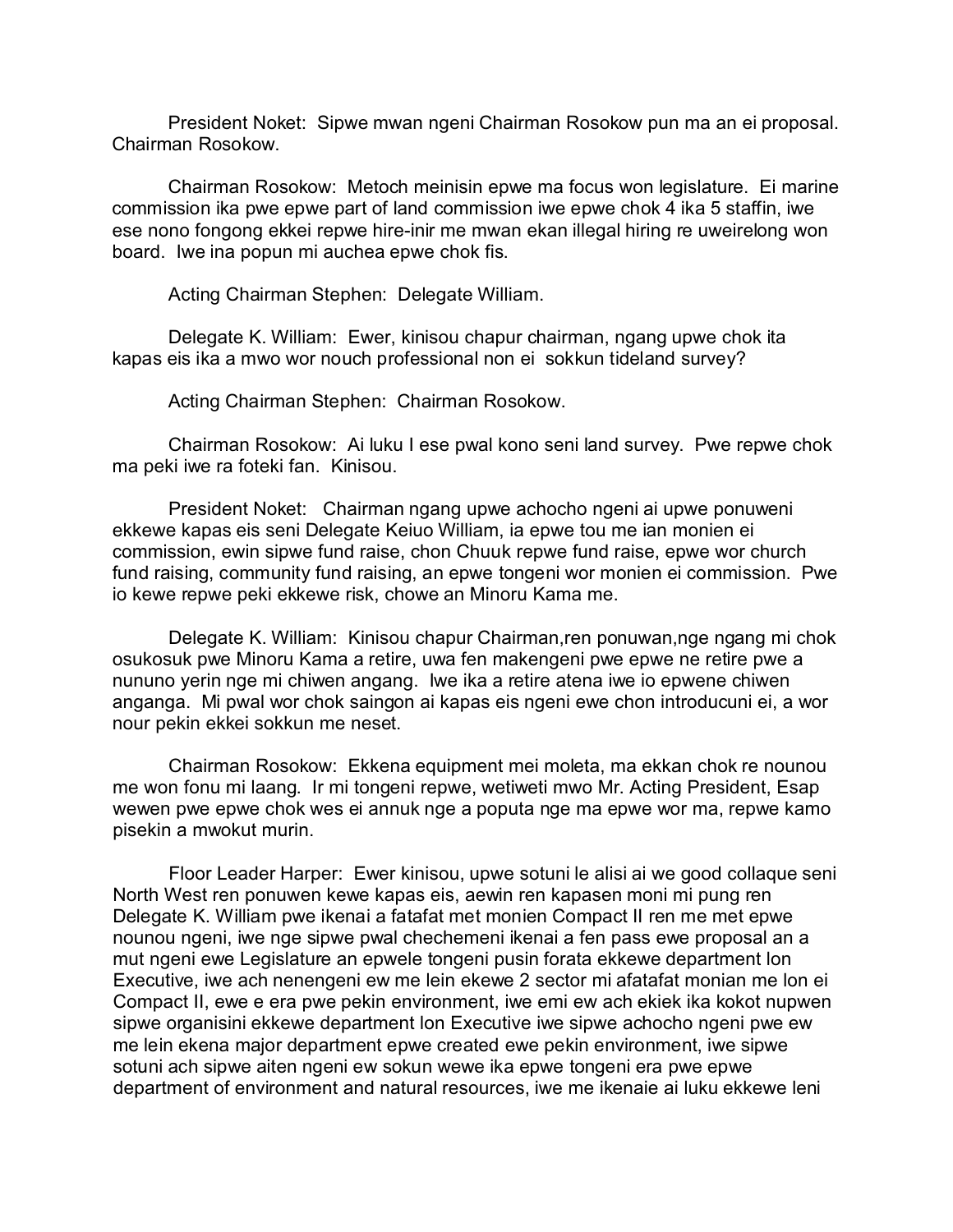President Noket: Sipwe mwan ngeni Chairman Rosokow pun ma an ei proposal. Chairman Rosokow.

Chairman Rosokow: Metoch meinisin epwe ma focus won legislature. Ei marine commission ika pwe epwe part of land commission iwe epwe chok 4 ika 5 staffin, iwe ese nono fongong ekkei repwe hire-inir me mwan ekan illegal hiring re uweirelong won board. Iwe ina popun mi auchea epwe chok fis.

Acting Chairman Stephen: Delegate William.

Delegate K. William: Ewer, kinisou chapur chairman, ngang upwe chok ita kapas eis ika a mwo wor nouch professional non ei sokkun tideland survey?

Acting Chairman Stephen: Chairman Rosokow.

Chairman Rosokow: Ai luku I ese pwal kono seni land survey. Pwe repwe chok ma peki iwe ra foteki fan. Kinisou.

President Noket: Chairman ngang upwe achocho ngeni ai upwe ponuweni ekkewe kapas eis seni Delegate Keiuo William, ia epwe tou me ian monien ei commission, ewin sipwe fund raise, chon Chuuk repwe fund raise, epwe wor church fund raising, community fund raising, an epwe tongeni wor monien ei commission. Pwe io kewe repwe peki ekkewe risk, chowe an Minoru Kama me.

Delegate K. William: Kinisou chapur Chairman,ren ponuwan,nge ngang mi chok osukosuk pwe Minoru Kama a retire, uwa fen makengeni pwe epwe ne retire pwe a nununo yerin nge mi chiwen angang. Iwe ika a retire atena iwe io epwene chiwen anganga. Mi pwal wor chok saingon ai kapas eis ngeni ewe chon introducuni ei, a wor nour pekin ekkei sokkun me neset.

Chairman Rosokow: Ekkena equipment mei moleta, ma ekkan chok re nounou me won fonu mi laang. Ir mi tongeni repwe, wetiweti mwo Mr. Acting President, Esap wewen pwe epwe chok wes ei annuk nge a poputa nge ma epwe wor ma, repwe kamo pisekin a mwokut murin.

Floor Leader Harper: Ewer kinisou, upwe sotuni le alisi ai we good collaque seni North West ren ponuwen kewe kapas eis, aewin ren kapasen moni mi pung ren Delegate K. William pwe ikenai a fatafat met monien Compact II ren me met epwe nounou ngeni, iwe nge sipwe pwal chechemeni ikenai a fen pass ewe proposal an a mut ngeni ewe Legislature an epwele tongeni pusin forata ekkewe department lon Executive, iwe ach nenengeni ew me lein ekewe 2 sector mi afatafat monian me lon ei Compact II, ewe e era pwe pekin environment, iwe emi ew ach ekiek ika kokot nupwen sipwe organisini ekkewe department lon Executive iwe sipwe achocho ngeni pwe ew me lein ekena major department epwe created ewe pekin environment, iwe sipwe sotuni ach sipwe aiten ngeni ew sokun wewe ika epwe tongeni era pwe epwe department of environment and natural resources, iwe me ikenaie ai luku ekkewe leni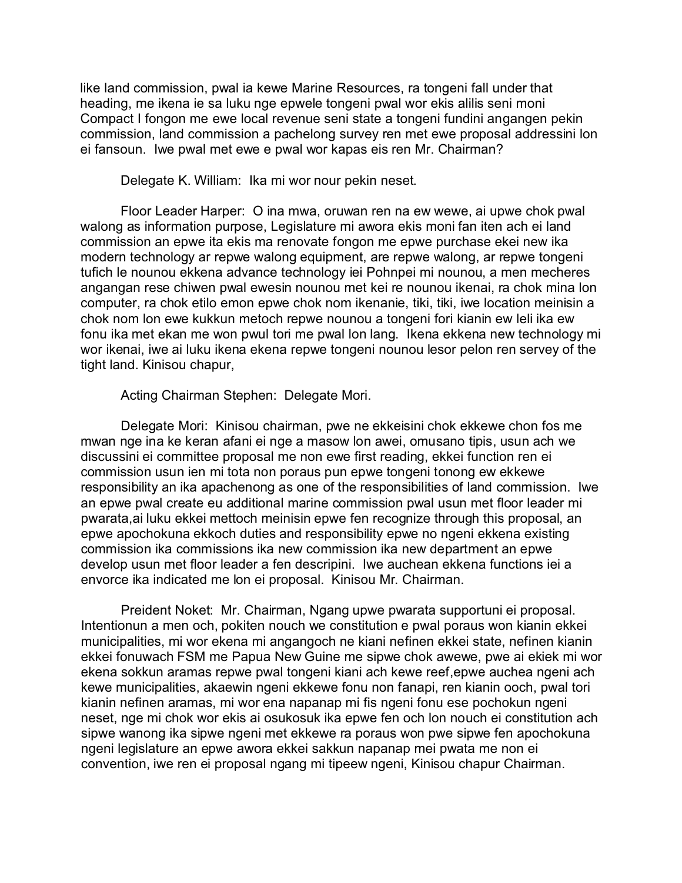like land commission, pwal ia kewe Marine Resources, ra tongeni fall under that heading, me ikena ie sa luku nge epwele tongeni pwal wor ekis alilis seni moni Compact I fongon me ewe local revenue seni state a tongeni fundini angangen pekin commission, land commission a pachelong survey ren met ewe proposal addressini lon ei fansoun. Iwe pwal met ewe e pwal wor kapas eis ren Mr. Chairman?

Delegate K. William: Ika mi wor nour pekin neset.

Floor Leader Harper: O ina mwa, oruwan ren na ew wewe, ai upwe chok pwal walong as information purpose, Legislature mi awora ekis moni fan iten ach ei land commission an epwe ita ekis ma renovate fongon me epwe purchase ekei new ika modern technology ar repwe walong equipment, are repwe walong, ar repwe tongeni tufich le nounou ekkena advance technology iei Pohnpei mi nounou, a men mecheres angangan rese chiwen pwal ewesin nounou met kei re nounou ikenai, ra chok mina lon computer, ra chok etilo emon epwe chok nom ikenanie, tiki, tiki, iwe location meinisin a chok nom lon ewe kukkun metoch repwe nounou a tongeni fori kianin ew leli ika ew fonu ika met ekan me won pwul tori me pwal lon lang. Ikena ekkena new technology mi wor ikenai, iwe ai luku ikena ekena repwe tongeni nounou lesor pelon ren servey of the tight land. Kinisou chapur,

Acting Chairman Stephen: Delegate Mori.

Delegate Mori: Kinisou chairman, pwe ne ekkeisini chok ekkewe chon fos me mwan nge ina ke keran afani ei nge a masow lon awei, omusano tipis, usun ach we discussini ei committee proposal me non ewe first reading, ekkei function ren ei commission usun ien mi tota non poraus pun epwe tongeni tonong ew ekkewe responsibility an ika apachenong as one of the responsibilities of land commission. Iwe an epwe pwal create eu additional marine commission pwal usun met floor leader mi pwarata,ai luku ekkei mettoch meinisin epwe fen recognize through this proposal, an epwe apochokuna ekkoch duties and responsibility epwe no ngeni ekkena existing commission ika commissions ika new commission ika new department an epwe develop usun met floor leader a fen descripini. Iwe auchean ekkena functions iei a envorce ika indicated me lon ei proposal. Kinisou Mr. Chairman.

Preident Noket: Mr. Chairman, Ngang upwe pwarata supportuni ei proposal. Intentionun a men och, pokiten nouch we constitution e pwal poraus won kianin ekkei municipalities, mi wor ekena mi angangoch ne kiani nefinen ekkei state, nefinen kianin ekkei fonuwach FSM me Papua New Guine me sipwe chok awewe, pwe ai ekiek mi wor ekena sokkun aramas repwe pwal tongeni kiani ach kewe reef,epwe auchea ngeni ach kewe municipalities, akaewin ngeni ekkewe fonu non fanapi, ren kianin ooch, pwal tori kianin nefinen aramas, mi wor ena napanap mi fis ngeni fonu ese pochokun ngeni neset, nge mi chok wor ekis ai osukosuk ika epwe fen och lon nouch ei constitution ach sipwe wanong ika sipwe ngeni met ekkewe ra poraus won pwe sipwe fen apochokuna ngeni legislature an epwe awora ekkei sakkun napanap mei pwata me non ei convention, iwe ren ei proposal ngang mi tipeew ngeni, Kinisou chapur Chairman.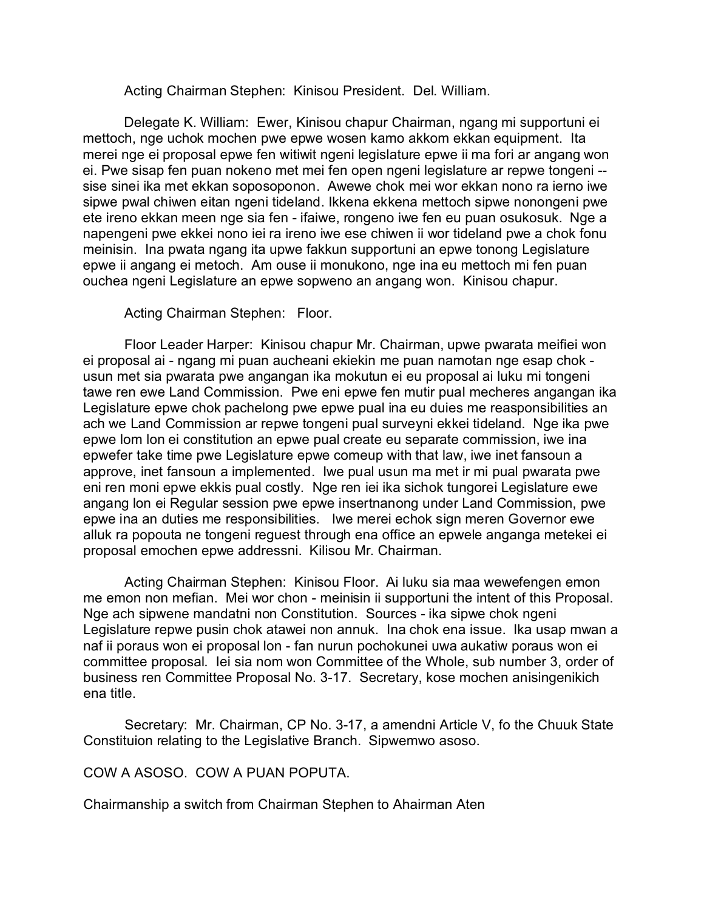Acting Chairman Stephen: Kinisou President. Del. William.

Delegate K. William: Ewer, Kinisou chapur Chairman, ngang mi supportuni ei mettoch, nge uchok mochen pwe epwe wosen kamo akkom ekkan equipment. Ita merei nge ei proposal epwe fen witiwit ngeni legislature epwe ii ma fori ar angang won ei. Pwe sisap fen puan nokeno met mei fen open ngeni legislature ar repwe tongeni -- sise sinei ika met ekkan soposoponon. Awewe chok mei wor ekkan nono ra ierno iwe sipwe pwal chiwen eitan ngeni tideland. Ikkena ekkena mettoch sipwe nonongeni pwe ete ireno ekkan meen nge sia fen - ifaiwe, rongeno iwe fen eu puan osukosuk. Nge a napengeni pwe ekkei nono iei ra ireno iwe ese chiwen ii wor tideland pwe a chok fonu meinisin. Ina pwata ngang ita upwe fakkun supportuni an epwe tonong Legislature epwe ii angang ei metoch. Am ouse ii monukono, nge ina eu mettoch mi fen puan ouchea ngeni Legislature an epwe sopweno an angang won. Kinisou chapur.

Acting Chairman Stephen: Floor.

Floor Leader Harper: Kinisou chapur Mr. Chairman, upwe pwarata meifiei won ei proposal ai - ngang mi puan aucheani ekiekin me puan namotan nge esap chok - usun met sia pwarata pwe angangan ika mokutun ei eu proposal ai luku mi tongeni tawe ren ewe Land Commission. Pwe eni epwe fen mutir pual mecheres angangan ika Legislature epwe chok pachelong pwe epwe pual ina eu duies me reasponsibilities an ach we Land Commission ar repwe tongeni pual surveyni ekkei tideland. Nge ika pwe epwe lom lon ei constitution an epwe pual create eu separate commission, iwe ina epwefer take time pwe Legislature epwe comeup with that law, iwe inet fansoun a approve, inet fansoun a implemented. Iwe pual usun ma met ir mi pual pwarata pwe eni ren moni epwe ekkis pual costly. Nge ren iei ika sichok tungorei Legislature ewe angang lon ei Regular session pwe epwe insertnanong under Land Commission, pwe epwe ina an duties me responsibilities. Iwe merei echok sign meren Governor ewe alluk ra popouta ne tongeni reguest through ena office an epwele anganga metekei ei proposal emochen epwe addressni. Kilisou Mr. Chairman.

Acting Chairman Stephen: Kinisou Floor. Ai luku sia maa wewefengen emon me emon non mefian. Mei wor chon - meinisin ii supportuni the intent of this Proposal. Nge ach sipwene mandatni non Constitution. Sources - ika sipwe chok ngeni Legislature repwe pusin chok atawei non annuk. Ina chok ena issue. Ika usap mwan a naf ii poraus won ei proposal lon - fan nurun pochokunei uwa aukatiw poraus won ei committee proposal. Iei sia nom won Committee of the Whole, sub number 3, order of business ren Committee Proposal No. 3-17. Secretary, kose mochen anisingenikich ena title.

Secretary: Mr. Chairman, CP No. 3-17, a amendni Article V, fo the Chuuk State Constituion relating to the Legislative Branch. Sipwemwo asoso.

COW A ASOSO. COW A PUAN POPUTA.

Chairmanship a switch from Chairman Stephen to Ahairman Aten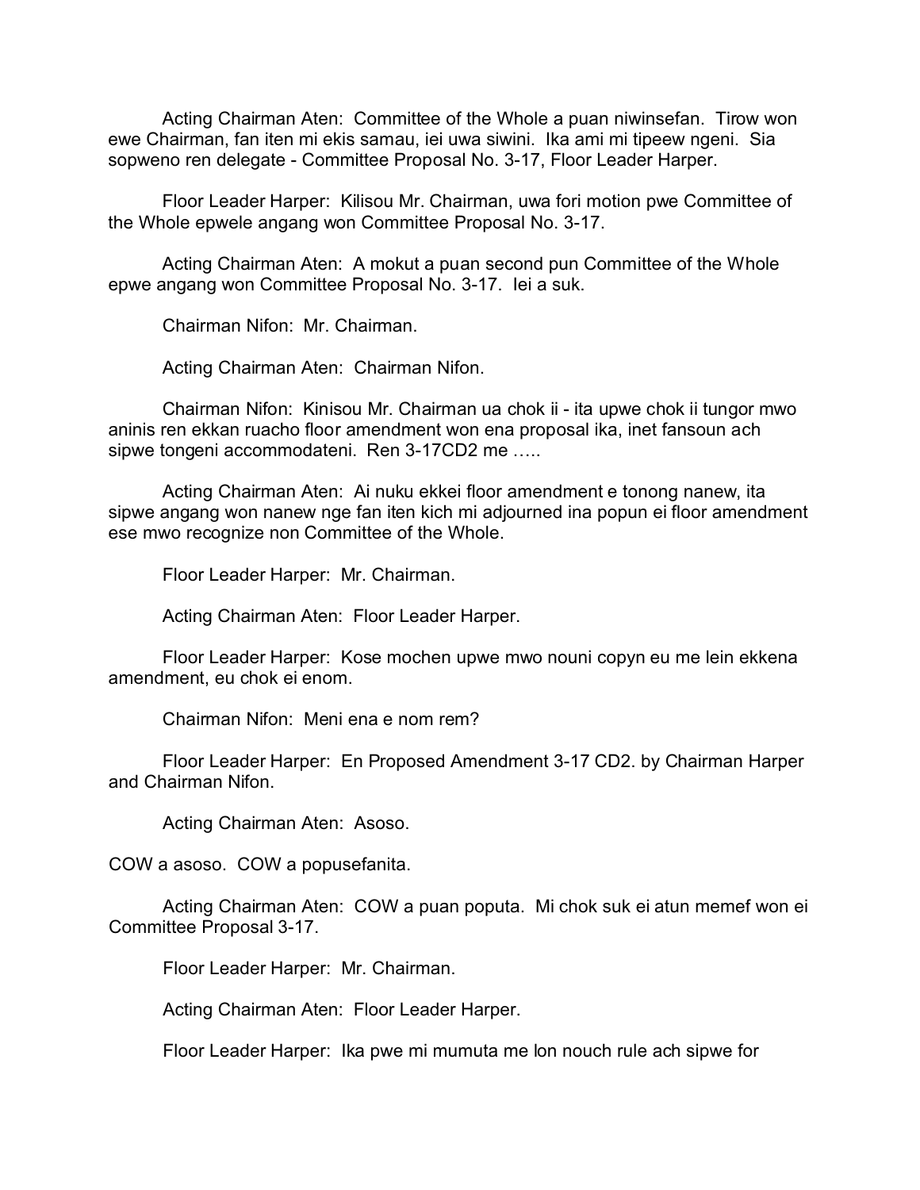Acting Chairman Aten: Committee of the Whole a puan niwinsefan. Tirow won ewe Chairman, fan iten mi ekis samau, iei uwa siwini. Ika ami mi tipeew ngeni. Sia sopweno ren delegate - Committee Proposal No. 3-17, Floor Leader Harper.

Floor Leader Harper: Kilisou Mr. Chairman, uwa fori motion pwe Committee of the Whole epwele angang won Committee Proposal No. 3-17.

Acting Chairman Aten: A mokut a puan second pun Committee of the Whole epwe angang won Committee Proposal No. 3-17. Iei a suk.

Chairman Nifon: Mr. Chairman.

Acting Chairman Aten: Chairman Nifon.

Chairman Nifon: Kinisou Mr. Chairman ua chok ii - ita upwe chok ii tungor mwo aninis ren ekkan ruacho floor amendment won ena proposal ika, inet fansoun ach sipwe tongeni accommodateni. Ren 3-17CD2 me .....

Acting Chairman Aten: Ai nuku ekkei floor amendment e tonong nanew, ita sipwe angang won nanew nge fan iten kich mi adjourned ina popun ei floor amendment ese mwo recognize non Committee of the Whole.

Floor Leader Harper: Mr. Chairman.

Acting Chairman Aten: Floor Leader Harper.

Floor Leader Harper: Kose mochen upwe mwo nouni copyn eu me lein ekkena amendment, eu chok ei enom.

Chairman Nifon: Meni ena e nom rem?

Floor Leader Harper: En Proposed Amendment 3-17 CD2. by Chairman Harper and Chairman Nifon.

Acting Chairman Aten: Asoso.

COW a asoso. COW a popusefanita.

Acting Chairman Aten: COW a puan poputa. Mi chok suk ei atun memef won ei Committee Proposal 3-17.

Floor Leader Harper: Mr. Chairman.

Acting Chairman Aten: Floor Leader Harper.

Floor Leader Harper: Ika pwe mi mumuta me lon nouch rule ach sipwe for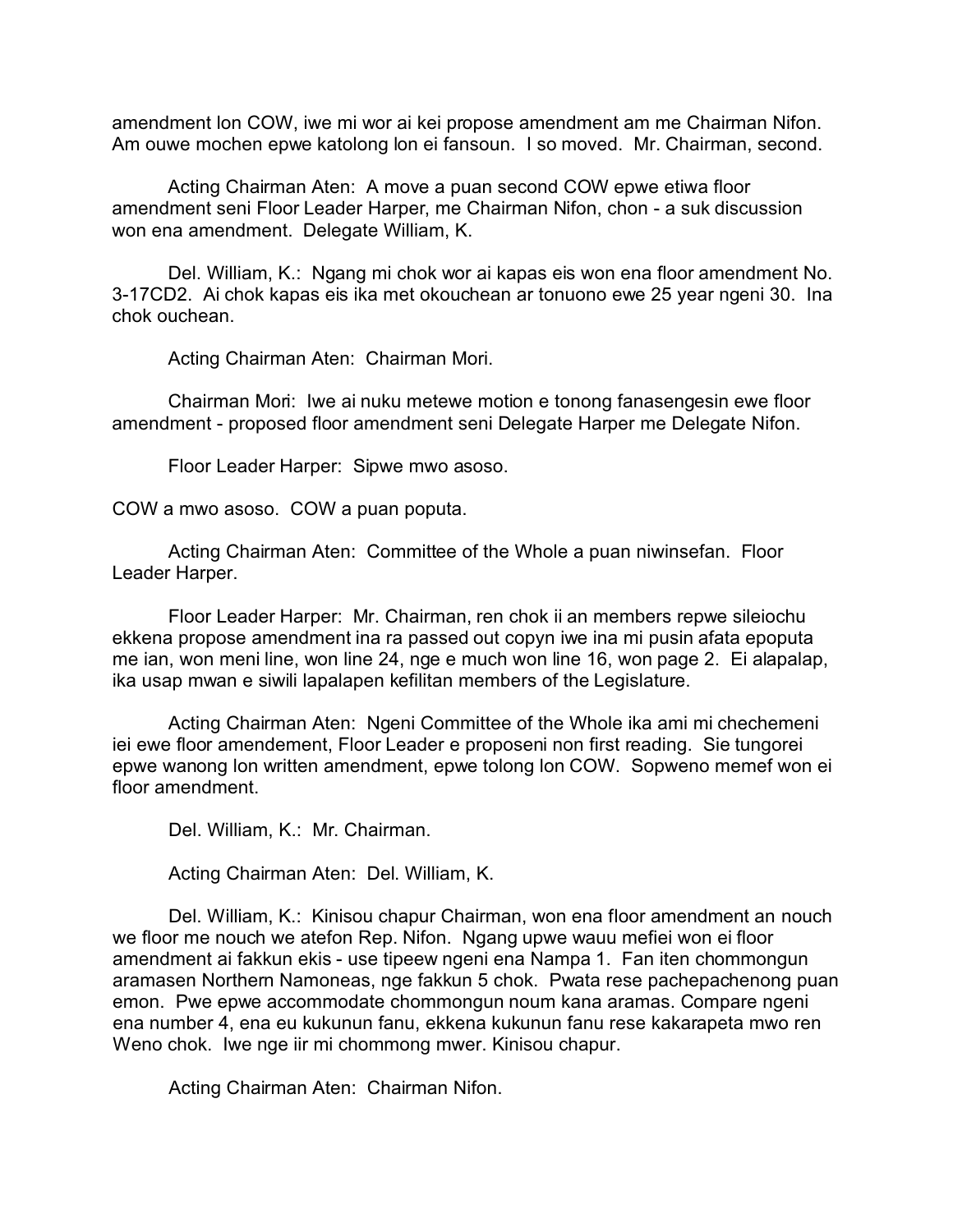amendment lon COW, iwe mi wor ai kei propose amendment am me Chairman Nifon. Am ouwe mochen epwe katolong lon ei fansoun. I so moved. Mr. Chairman, second.

Acting Chairman Aten: A move a puan second COW epwe etiwa floor amendment seni Floor Leader Harper, me Chairman Nifon, chon - a suk discussion won ena amendment. Delegate William, K.

Del. William, K.: Ngang mi chok wor ai kapas eis won ena floor amendment No. 3-17CD2. Ai chok kapas eis ika met okouchean ar tonuono ewe 25 year ngeni 30. Ina chok ouchean.

Acting Chairman Aten: Chairman Mori.

Chairman Mori: Iwe ai nuku metewe motion e tonong fanasengesin ewe floor amendment - proposed floor amendment seni Delegate Harper me Delegate Nifon.

Floor Leader Harper: Sipwe mwo asoso.

COW a mwo asoso. COW a puan poputa.

Acting Chairman Aten: Committee of the Whole a puan niwinsefan. Floor Leader Harper.

Floor Leader Harper: Mr. Chairman, ren chok ii an members repwe sileiochu ekkena propose amendment ina ra passed out copyn iwe ina mi pusin afata epoputa me ian, won meni line, won line 24, nge e much won line 16, won page 2. Ei alapalap, ika usap mwan e siwili lapalapen kefilitan members of the Legislature.

Acting Chairman Aten: Ngeni Committee of the Whole ika ami mi chechemeni iei ewe floor amendement, Floor Leader e proposeni non first reading. Sie tungorei epwe wanong lon written amendment, epwe tolong lon COW. Sopweno memef won ei floor amendment.

Del. William, K.: Mr. Chairman.

Acting Chairman Aten: Del. William, K.

Del. William, K.: Kinisou chapur Chairman, won ena floor amendment an nouch we floor me nouch we atefon Rep. Nifon. Ngang upwe wauu mefiei won ei floor amendment ai fakkun ekis - use tipeew ngeni ena Nampa 1. Fan iten chommongun aramasen Northern Namoneas, nge fakkun 5 chok. Pwata rese pachepachenong puan emon. Pwe epwe accommodate chommongun noum kana aramas. Compare ngeni ena number 4, ena eu kukunun fanu, ekkena kukunun fanu rese kakarapeta mwo ren Weno chok. Iwe nge iir mi chommong mwer. Kinisou chapur.

Acting Chairman Aten: Chairman Nifon.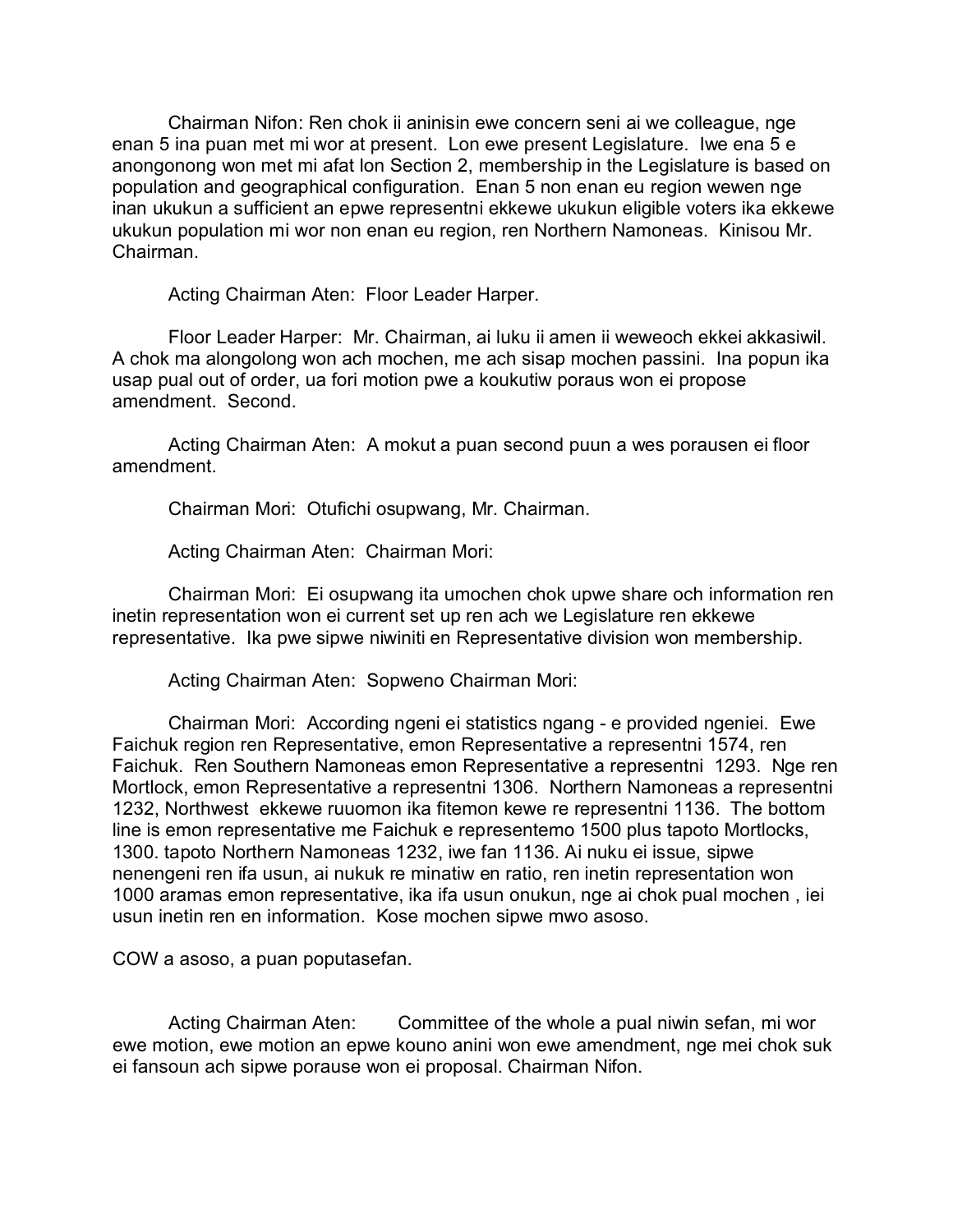Chairman Nifon: Ren chok ii aninisin ewe concern seni ai we colleague, nge enan 5 ina puan met mi wor at present. Lon ewe present Legislature. Iwe ena 5 e anongonong won met mi afat lon Section 2, membership in the Legislature is based on population and geographical configuration. Enan 5 non enan eu region wewen nge inan ukukun a sufficient an epwe representni ekkewe ukukun eligible voters ika ekkewe ukukun population mi wor non enan eu region, ren Northern Namoneas. Kinisou Mr. Chairman.

Acting Chairman Aten: Floor Leader Harper.

Floor Leader Harper: Mr. Chairman, ai luku ii amen ii weweoch ekkei akkasiwil. A chok ma alongolong won ach mochen, me ach sisap mochen passini. Ina popun ika usap pual out of order, ua fori motion pwe a koukutiw poraus won ei propose amendment. Second.

Acting Chairman Aten: A mokut a puan second puun a wes porausen ei floor amendment.

Chairman Mori: Otufichi osupwang, Mr. Chairman.

Acting Chairman Aten: Chairman Mori:

Chairman Mori: Ei osupwang ita umochen chok upwe share och information ren inetin representation won ei current set up ren ach we Legislature ren ekkewe representative. Ika pwe sipwe niwiniti en Representative division won membership.

Acting Chairman Aten: Sopweno Chairman Mori:

Chairman Mori: According ngeni ei statistics ngang - e provided ngeniei. Ewe Faichuk region ren Representative, emon Representative a representni 1574, ren Faichuk. Ren Southern Namoneas emon Representative a representni 1293. Nge ren Mortlock, emon Representative a representni 1306. Northern Namoneas a representni 1232, Northwest ekkewe ruuomon ika fitemon kewe re representni 1136. The bottom line is emon representative me Faichuk e representemo 1500 plus tapoto Mortlocks, 1300. tapoto Northern Namoneas 1232, iwe fan 1136. Ai nuku ei issue, sipwe nenengeni ren ifa usun, ai nukuk re minatiw en ratio, ren inetin representation won 1000 aramas emon representative, ika ifa usun onukun, nge ai chok pual mochen , iei usun inetin ren en information. Kose mochen sipwe mwo asoso.

COW a asoso, a puan poputasefan.

Acting Chairman Aten: Committee of the whole a pual niwin sefan, mi wor ewe motion, ewe motion an epwe kouno anini won ewe amendment, nge mei chok suk ei fansoun ach sipwe porause won ei proposal. Chairman Nifon.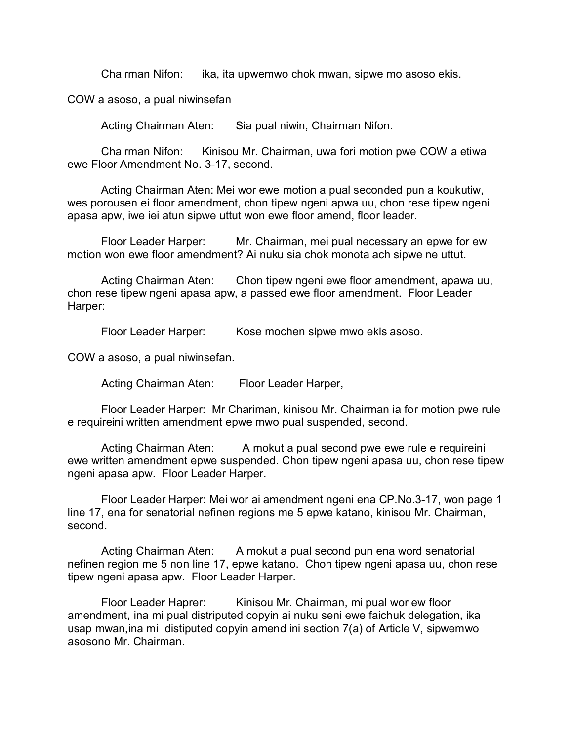Chairman Nifon: ika, ita upwemwo chok mwan, sipwe mo asoso ekis.

COW a asoso, a pual niwinsefan

Acting Chairman Aten: Sia pual niwin, Chairman Nifon.

Chairman Nifon: Kinisou Mr. Chairman, uwa fori motion pwe COW a etiwa ewe Floor Amendment No. 3-17, second.

Acting Chairman Aten: Mei wor ewe motion a pual seconded pun a koukutiw, wes porousen ei floor amendment, chon tipew ngeni apwa uu, chon rese tipew ngeni apasa apw, iwe iei atun sipwe uttut won ewe floor amend, floor leader.

Floor Leader Harper: Mr. Chairman, mei pual necessary an epwe for ew motion won ewe floor amendment? Ai nuku sia chok monota ach sipwe ne uttut.

Acting Chairman Aten: Chon tipew ngeni ewe floor amendment, apawa uu, chon rese tipew ngeni apasa apw, a passed ewe floor amendment. Floor Leader Harper:

Floor Leader Harper: Kose mochen sipwe mwo ekis asoso.

COW a asoso, a pual niwinsefan.

Acting Chairman Aten: Floor Leader Harper,

Floor Leader Harper: Mr Chariman, kinisou Mr. Chairman ia for motion pwe rule e requireini written amendment epwe mwo pual suspended, second.

Acting Chairman Aten: A mokut a pual second pwe ewe rule e requireini ewe written amendment epwe suspended. Chon tipew ngeni apasa uu, chon rese tipew ngeni apasa apw. Floor Leader Harper.

Floor Leader Harper: Mei wor ai amendment ngeni ena CP.No.3-17, won page 1 line 17, ena for senatorial nefinen regions me 5 epwe katano, kinisou Mr. Chairman, second.

Acting Chairman Aten: A mokut a pual second pun ena word senatorial nefinen region me 5 non line 17, epwe katano. Chon tipew ngeni apasa uu, chon rese tipew ngeni apasa apw. Floor Leader Harper.

Floor Leader Haprer: Kinisou Mr. Chairman, mi pual wor ew floor amendment, ina mi pual distriputed copyin ai nuku seni ewe faichuk delegation, ika usap mwan,ina mi distiputed copyin amend ini section 7(a) of Article V, sipwemwo asosono Mr. Chairman.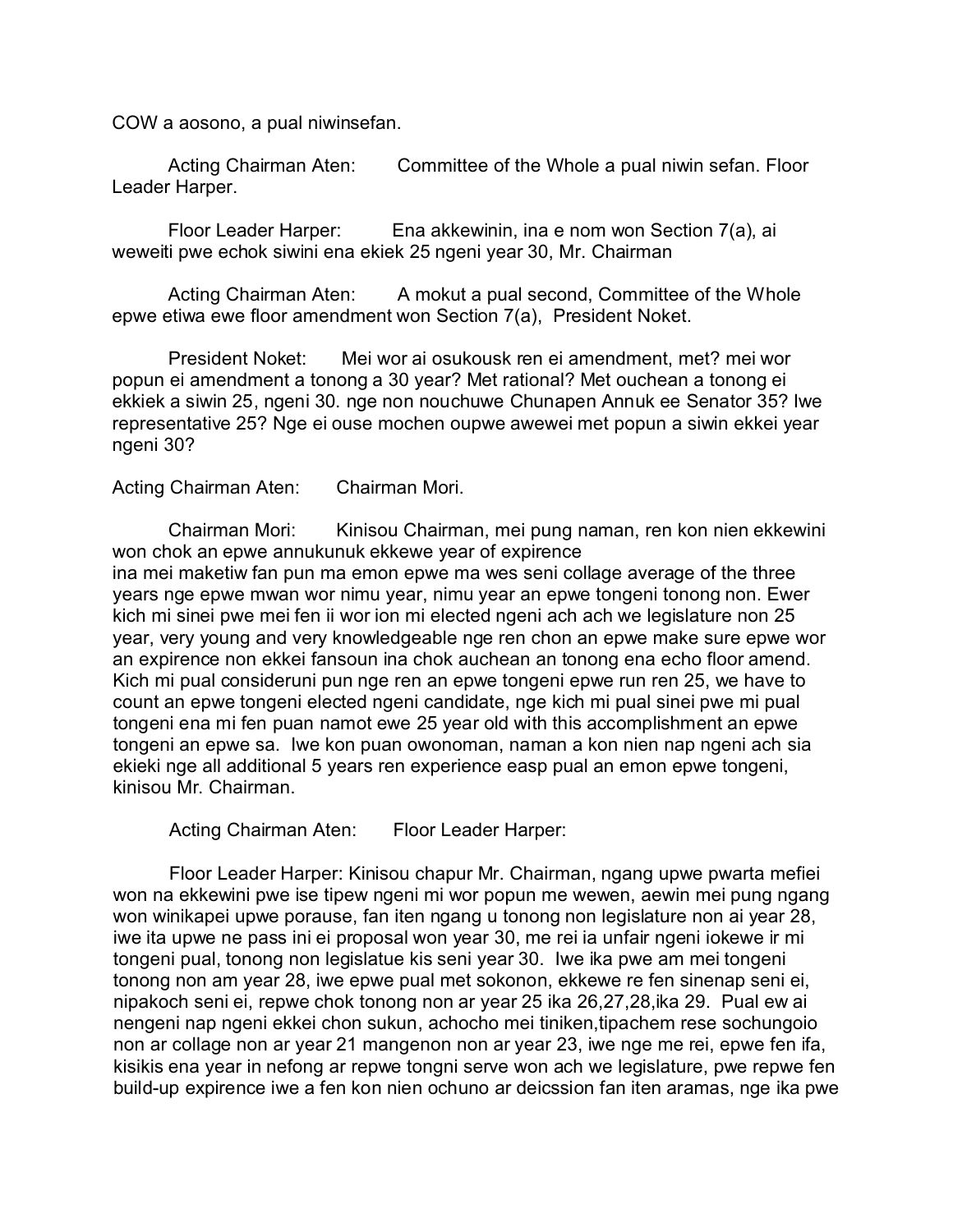COW a aosono, a pual niwinsefan.

Acting Chairman Aten: Committee of the Whole a pual niwin sefan. Floor Leader Harper.

Floor Leader Harper: Ena akkewinin, ina e nom won Section 7(a), ai weweiti pwe echok siwini ena ekiek 25 ngeni year 30, Mr. Chairman

Acting Chairman Aten: A mokut a pual second, Committee of the Whole epwe etiwa ewe floor amendment won Section 7(a), President Noket.

President Noket: Mei wor ai osukousk ren ei amendment, met? mei wor popun ei amendment a tonong a 30 year? Met rational? Met ouchean a tonong ei ekkiek a siwin 25, ngeni 30. nge non nouchuwe Chunapen Annuk ee Senator 35? Iwe representative 25? Nge ei ouse mochen oupwe awewei met popun a siwin ekkei year ngeni 30?

Acting Chairman Aten: Chairman Mori.

Chairman Mori: Kinisou Chairman, mei pung naman, ren kon nien ekkewini won chok an epwe annukunuk ekkewe year of expirence ina mei maketiw fan pun ma emon epwe ma wes seni collage average of the three years nge epwe mwan wor nimu year, nimu year an epwe tongeni tonong non. Ewer kich mi sinei pwe mei fen ii wor ion mi elected ngeni ach ach we legislature non 25 year, very young and very knowledgeable nge ren chon an epwe make sure epwe wor an expirence non ekkei fansoun ina chok auchean an tonong ena echo floor amend. Kich mi pual consideruni pun nge ren an epwe tongeni epwe run ren 25, we have to count an epwe tongeni elected ngeni candidate, nge kich mi pual sinei pwe mi pual tongeni ena mi fen puan namot ewe 25 year old with this accomplishment an epwe tongeni an epwe sa. Iwe kon puan owonoman, naman a kon nien nap ngeni ach sia ekieki nge all additional 5 years ren experience easp pual an emon epwe tongeni, kinisou Mr. Chairman.

Acting Chairman Aten: Floor Leader Harper:

Floor Leader Harper: Kinisou chapur Mr. Chairman, ngang upwe pwarta mefiei won na ekkewini pwe ise tipew ngeni mi wor popun me wewen, aewin mei pung ngang won winikapei upwe porause, fan iten ngang u tonong non legislature non ai year 28, iwe ita upwe ne pass ini ei proposal won year 30, me rei ia unfair ngeni iokewe ir mi tongeni pual, tonong non legislatue kis seni year 30. Iwe ika pwe am mei tongeni tonong non am year 28, iwe epwe pual met sokonon, ekkewe re fen sinenap seni ei, nipakoch seni ei, repwe chok tonong non ar year 25 ika 26,27,28,ika 29. Pual ew ai nengeni nap ngeni ekkei chon sukun, achocho mei tiniken,tipachem rese sochungoio non ar collage non ar year 21 mangenon non ar year 23, iwe nge me rei, epwe fen ifa, kisikis ena year in nefong ar repwe tongni serve won ach we legislature, pwe repwe fen build-up expirence iwe a fen kon nien ochuno ar deicssion fan iten aramas, nge ika pwe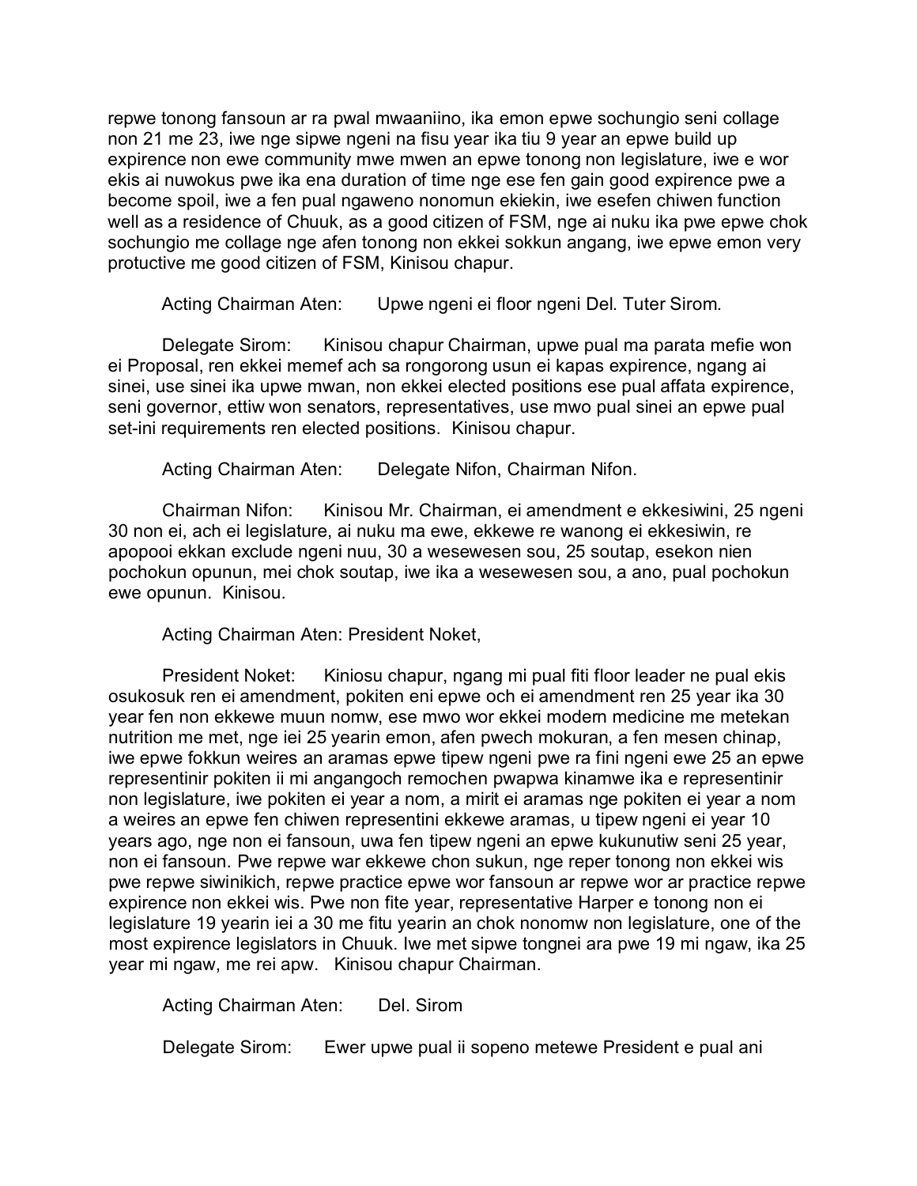repwe tonong fansoun ar ra pwal mwaaniino, ika emon epwe sochungio seni collage non 21 me 23, iwe nge sipwe ngeni na fisu year ika tiu 9 year an epwe build up expirence non ewe community mwe mwen an epwe tonong non legislature, iwe e wor ekis ai nuwokus pwe ika ena duration of time nge ese fen gain good expirence pwe a become spoil, iwe a fen pual ngaweno nonomun ekiekin, iwe esefen chiwen function well as a residence of Chuuk, as a good citizen of FSM, nge ai nuku ika pwe epwe chok sochungio me collage nge afen tonong non ekkei sokkun angang, iwe epwe emon very protuctive me good citizen of FSM, Kinisou chapur.

Acting Chairman Aten: Upwe ngeni ei floor ngeni Del. Tuter Sirom.

Delegate Sirom: Kinisou chapur Chairman, upwe pual ma parata mefie won ei Proposal, ren ekkei memef ach sa rongorong usun ei kapas expirence, ngang ai sinei, use sinei ika upwe mwan, non ekkei elected positions ese pual affata expirence, seni governor, ettiw won senators, representatives, use mwo pual sinei an epwe pual set-ini requirements ren elected positions. Kinisou chapur.

Acting Chairman Aten: Delegate Nifon, Chairman Nifon.

Chairman Nifon: Kinisou Mr. Chairman, ei amendment e ekkesiwini, 25 ngeni 30 non ei, ach ei legislature, ai nuku ma ewe, ekkewe re wanong ei ekkesiwin, re apopooi ekkan exclude ngeni nuu, 30 a wesewesen sou, 25 soutap, esekon nien pochokun opunun, mei chok soutap, iwe ika a wesewesen sou, a ano, pual pochokun ewe opunun. Kinisou.

Acting Chairman Aten: President Noket,

President Noket: Kiniosu chapur, ngang mi pual fiti floor leader ne pual ekis osukosuk ren ei amendment, pokiten eni epwe och ei amendment ren 25 year ika 30 year fen non ekkewe muun nomw, ese mwo wor ekkei modern medicine me metekan nutrition me met, nge iei 25 yearin emon, afen pwech mokuran, a fen mesen chinap, iwe epwe fokkun weires an aramas epwe tipew ngeni pwe ra fini ngeni ewe 25 an epwe representinir pokiten ii mi angangoch remochen pwapwa kinamwe ika e representinir non legislature, iwe pokiten ei year a nom, a mirit ei aramas nge pokiten ei year a nom a weires an epwe fen chiwen representini ekkewe aramas, u tipew ngeni ei year 10 years ago, nge non ei fansoun, uwa fen tipew ngeni an epwe kukunutiw seni 25 year, non ei fansoun. Pwe repwe war ekkewe chon sukun, nge reper tonong non ekkei wis pwe repwe siwinikich, repwe practice epwe wor fansoun ar repwe wor ar practice repwe expirence non ekkei wis. Pwe non fite year, representative Harper e tonong non ei legislature 19 yearin iei a 30 me fitu yearin an chok nonomw non legislature, one of the most expirence legislators in Chuuk. Iwe met sipwe tongnei ara pwe 19 mi ngaw, ika 25 year mi ngaw, me rei apw. Kinisou chapur Chairman.

Acting Chairman Aten: Del. Sirom

Delegate Sirom: Ewer upwe pual ii sopeno metewe President e pual ani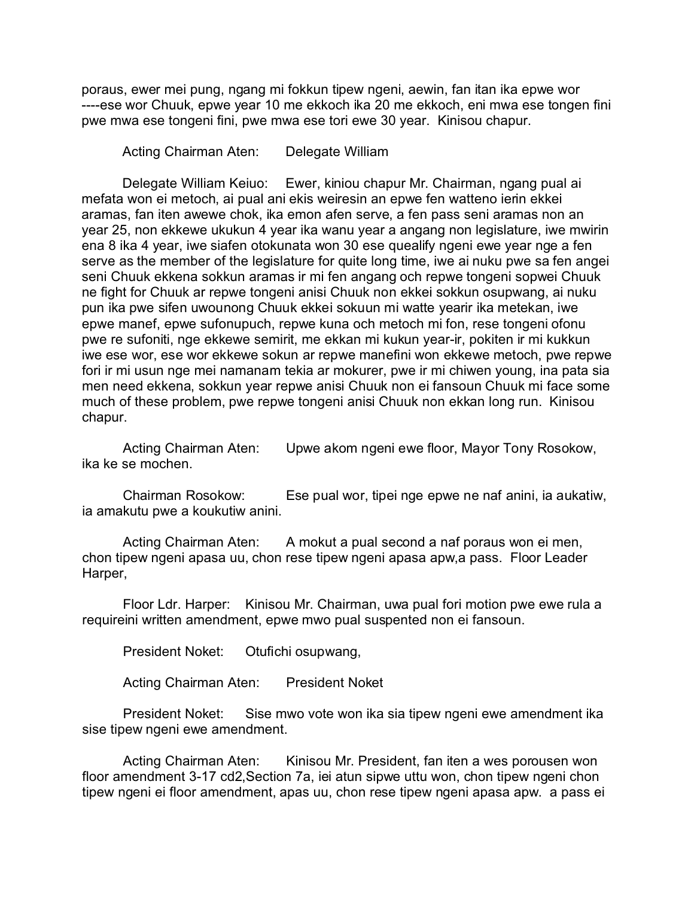poraus, ewer mei pung, ngang mi fokkun tipew ngeni, aewin, fan itan ika epwe wor ----ese wor Chuuk, epwe year 10 me ekkoch ika 20 me ekkoch, eni mwa ese tongen fini pwe mwa ese tongeni fini, pwe mwa ese tori ewe 30 year. Kinisou chapur.

Acting Chairman Aten: Delegate William

Delegate William Keiuo: Ewer, kiniou chapur Mr. Chairman, ngang pual ai mefata won ei metoch, ai pual ani ekis weiresin an epwe fen watteno ierin ekkei aramas, fan iten awewe chok, ika emon afen serve, a fen pass seni aramas non an year 25, non ekkewe ukukun 4 year ika wanu year a angang non legislature, iwe mwirin ena 8 ika 4 year, iwe siafen otokunata won 30 ese quealify ngeni ewe year nge a fen serve as the member of the legislature for quite long time, iwe ai nuku pwe sa fen angei seni Chuuk ekkena sokkun aramas ir mi fen angang och repwe tongeni sopwei Chuuk ne fight for Chuuk ar repwe tongeni anisi Chuuk non ekkei sokkun osupwang, ai nuku pun ika pwe sifen uwounong Chuuk ekkei sokuun mi watte yearir ika metekan, iwe epwe manef, epwe sufonupuch, repwe kuna och metoch mi fon, rese tongeni ofonu pwe re sufoniti, nge ekkewe semirit, me ekkan mi kukun year-ir, pokiten ir mi kukkun iwe ese wor, ese wor ekkewe sokun ar repwe manefini won ekkewe metoch, pwe repwe fori ir mi usun nge mei namanam tekia ar mokurer, pwe ir mi chiwen young, ina pata sia men need ekkena, sokkun year repwe anisi Chuuk non ei fansoun Chuuk mi face some much of these problem, pwe repwe tongeni anisi Chuuk non ekkan long run. Kinisou chapur.

Acting Chairman Aten: Upwe akom ngeni ewe floor, Mayor Tony Rosokow, ika ke se mochen.

Chairman Rosokow: Ese pual wor, tipei nge epwe ne naf anini, ia aukatiw, ia amakutu pwe a koukutiw anini.

Acting Chairman Aten: A mokut a pual second a naf poraus won ei men, chon tipew ngeni apasa uu, chon rese tipew ngeni apasa apw,a pass. Floor Leader Harper,

Floor Ldr. Harper: Kinisou Mr. Chairman, uwa pual fori motion pwe ewe rula a requireini written amendment, epwe mwo pual suspented non ei fansoun.

President Noket: Otufichi osupwang,

Acting Chairman Aten: President Noket

President Noket: Sise mwo vote won ika sia tipew ngeni ewe amendment ika sise tipew ngeni ewe amendment.

Acting Chairman Aten: Kinisou Mr. President, fan iten a wes porousen won floor amendment 3-17 cd2,Section 7a, iei atun sipwe uttu won, chon tipew ngeni chon tipew ngeni ei floor amendment, apas uu, chon rese tipew ngeni apasa apw. a pass ei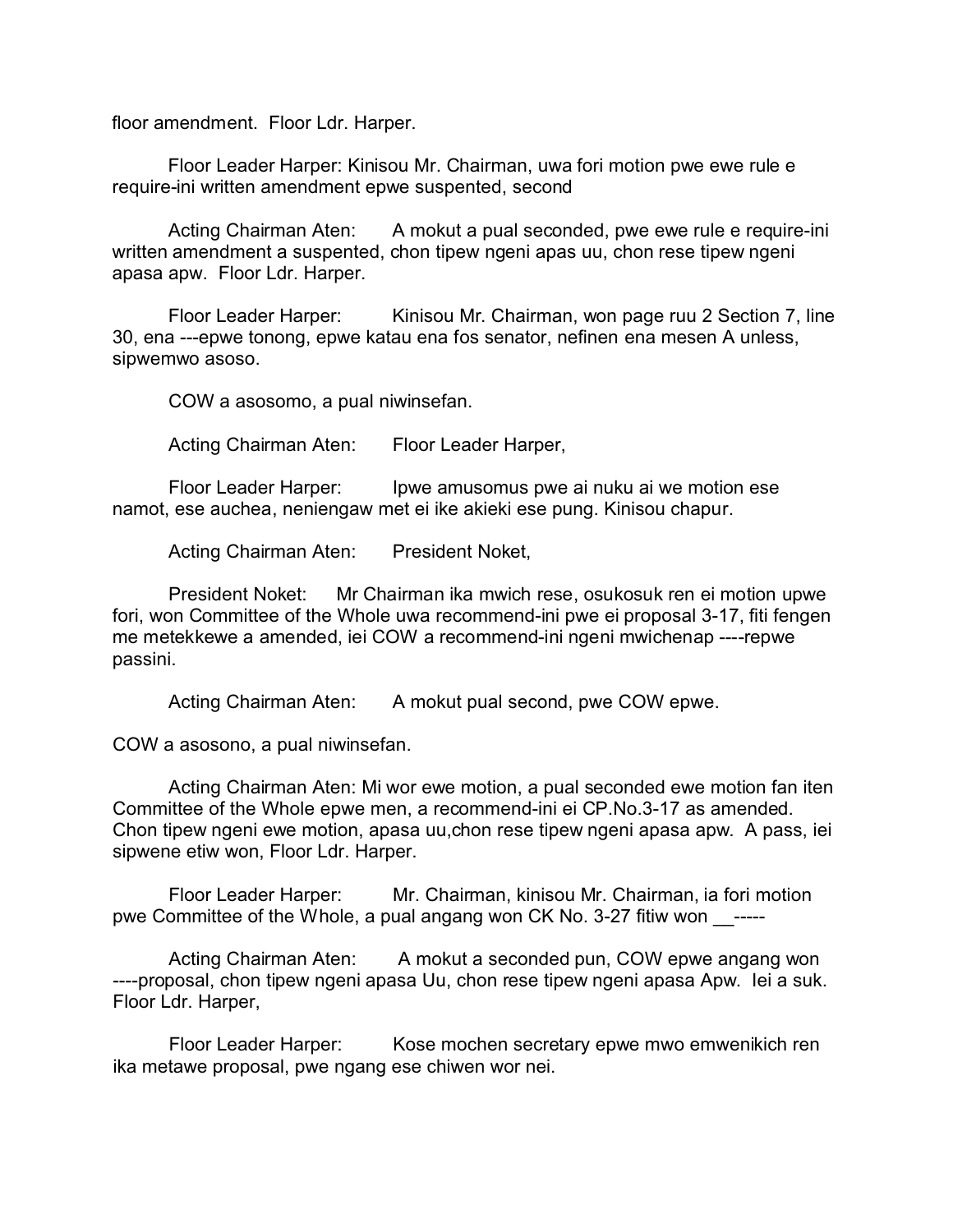floor amendment. Floor Ldr. Harper.

Floor Leader Harper: Kinisou Mr. Chairman, uwa fori motion pwe ewe rule e require-ini written amendment epwe suspented, second

Acting Chairman Aten: A mokut a pual seconded, pwe ewe rule e require-ini written amendment a suspented, chon tipew ngeni apas uu, chon rese tipew ngeni apasa apw. Floor Ldr. Harper.

Floor Leader Harper: Kinisou Mr. Chairman, won page ruu 2 Section 7, line 30, ena ---epwe tonong, epwe katau ena fos senator, nefinen ena mesen A unless, sipwemwo asoso.

COW a asosomo, a pual niwinsefan.

Acting Chairman Aten: Floor Leader Harper,

Floor Leader Harper: Ipwe amusomus pwe ai nuku ai we motion ese namot, ese auchea, neniengaw met ei ike akieki ese pung. Kinisou chapur.

Acting Chairman Aten: President Noket,

President Noket: Mr Chairman ika mwich rese, osukosuk ren ei motion upwe fori, won Committee of the Whole uwa recommend-ini pwe ei proposal 3-17, fiti fengen me metekkewe a amended, iei COW a recommend-ini ngeni mwichenap ----repwe passini.

Acting Chairman Aten: A mokut pual second, pwe COW epwe.

COW a asosono, a pual niwinsefan.

Acting Chairman Aten: Mi wor ewe motion, a pual seconded ewe motion fan iten Committee of the Whole epwe men, a recommend-ini ei CP.No.3-17 as amended. Chon tipew ngeni ewe motion, apasa uu,chon rese tipew ngeni apasa apw. A pass, iei sipwene etiw won, Floor Ldr. Harper.

Floor Leader Harper: Mr. Chairman, kinisou Mr. Chairman, ia fori motion pwe Committee of the Whole, a pual angang won CK No. 3-27 fitiw won __-----

Acting Chairman Aten: A mokut a seconded pun, COW epwe angang won ----proposal, chon tipew ngeni apasa Uu, chon rese tipew ngeni apasa Apw. Iei a suk. Floor Ldr. Harper,

Floor Leader Harper: Kose mochen secretary epwe mwo emwenikich ren ika metawe proposal, pwe ngang ese chiwen wor nei.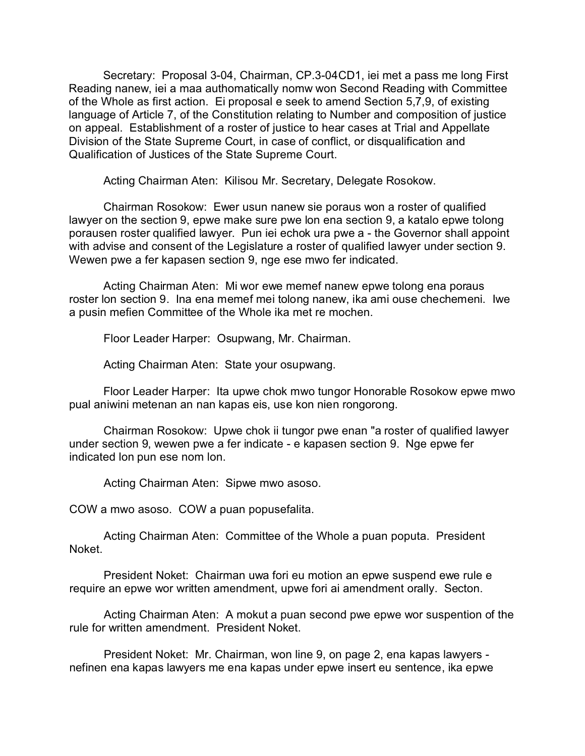Secretary: Proposal 3-04, Chairman, CP.3-04CD1, iei met a pass me long First Reading nanew, iei a maa authomatically nomw won Second Reading with Committee of the Whole as first action. Ei proposal e seek to amend Section 5,7,9, of existing language of Article 7, of the Constitution relating to Number and composition of justice on appeal. Establishment of a roster of justice to hear cases at Trial and Appellate Division of the State Supreme Court, in case of conflict, or disqualification and Qualification of Justices of the State Supreme Court.

Acting Chairman Aten: Kilisou Mr. Secretary, Delegate Rosokow.

Chairman Rosokow: Ewer usun nanew sie poraus won a roster of qualified lawyer on the section 9, epwe make sure pwe lon ena section 9, a katalo epwe tolong porausen roster qualified lawyer. Pun iei echok ura pwe a - the Governor shall appoint with advise and consent of the Legislature a roster of qualified lawyer under section 9. Wewen pwe a fer kapasen section 9, nge ese mwo fer indicated.

Acting Chairman Aten: Mi wor ewe memef nanew epwe tolong ena poraus roster lon section 9. Ina ena memef mei tolong nanew, ika ami ouse chechemeni. Iwe a pusin mefien Committee of the Whole ika met re mochen.

Floor Leader Harper: Osupwang, Mr. Chairman.

Acting Chairman Aten: State your osupwang.

Floor Leader Harper: Ita upwe chok mwo tungor Honorable Rosokow epwe mwo pual aniwini metenan an nan kapas eis, use kon nien rongorong.

Chairman Rosokow: Upwe chok ii tungor pwe enan "a roster of qualified lawyer under section 9, wewen pwe a fer indicate - e kapasen section 9. Nge epwe fer indicated lon pun ese nom lon.

Acting Chairman Aten: Sipwe mwo asoso.

COW a mwo asoso. COW a puan popusefalita.

Acting Chairman Aten: Committee of the Whole a puan poputa. President Noket.

President Noket: Chairman uwa fori eu motion an epwe suspend ewe rule e require an epwe wor written amendment, upwe fori ai amendment orally. Secton.

Acting Chairman Aten: A mokut a puan second pwe epwe wor suspention of the rule for written amendment. President Noket.

President Noket: Mr. Chairman, won line 9, on page 2, ena kapas lawyers - nefinen ena kapas lawyers me ena kapas under epwe insert eu sentence, ika epwe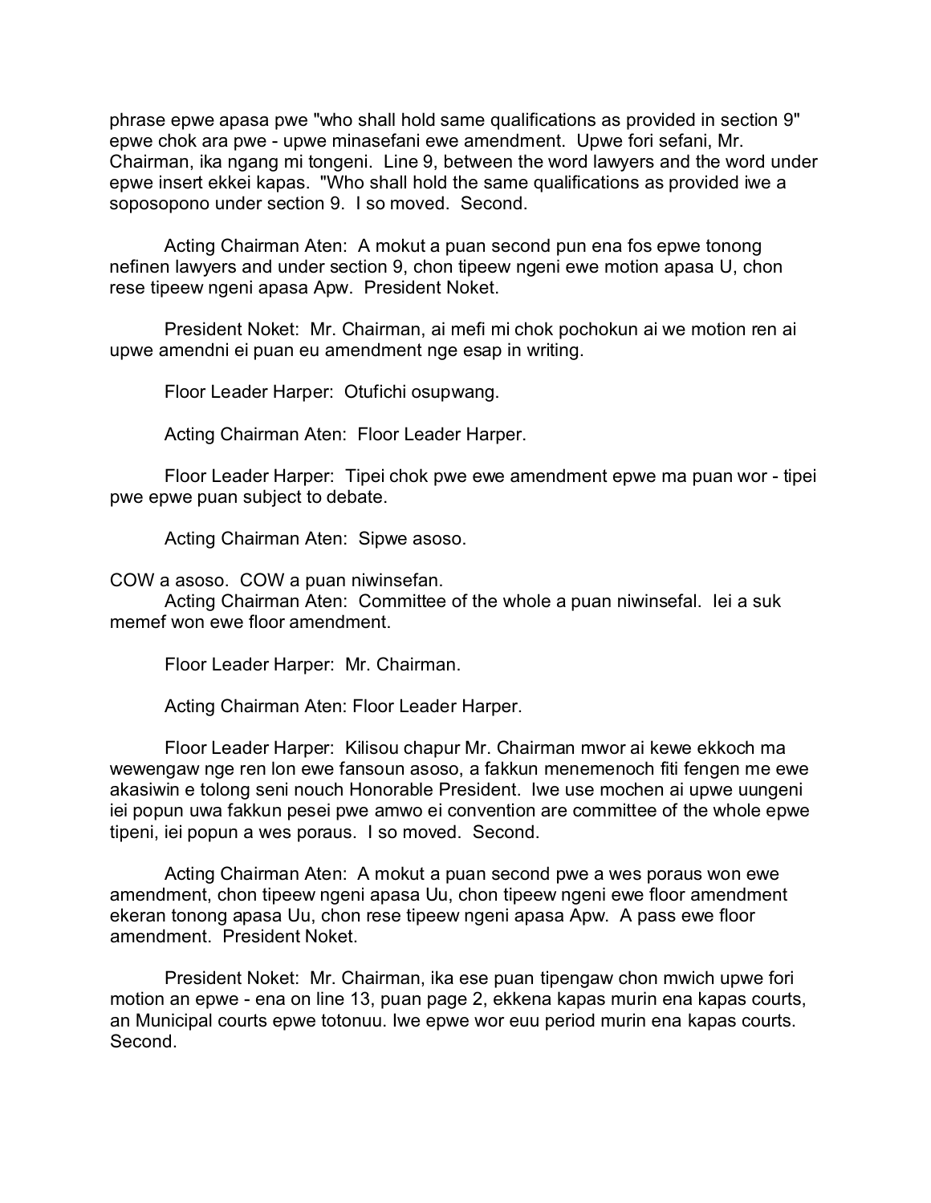phrase epwe apasa pwe "who shall hold same qualifications as provided in section 9" epwe chok ara pwe - upwe minasefani ewe amendment. Upwe fori sefani, Mr. Chairman, ika ngang mi tongeni. Line 9, between the word lawyers and the word under epwe insert ekkei kapas. "Who shall hold the same qualifications as provided iwe a soposopono under section 9. I so moved. Second.

Acting Chairman Aten: A mokut a puan second pun ena fos epwe tonong nefinen lawyers and under section 9, chon tipeew ngeni ewe motion apasa U, chon rese tipeew ngeni apasa Apw. President Noket.

President Noket: Mr. Chairman, ai mefi mi chok pochokun ai we motion ren ai upwe amendni ei puan eu amendment nge esap in writing.

Floor Leader Harper: Otufichi osupwang.

Acting Chairman Aten: Floor Leader Harper.

Floor Leader Harper: Tipei chok pwe ewe amendment epwe ma puan wor - tipei pwe epwe puan subject to debate.

Acting Chairman Aten: Sipwe asoso.

COW a asoso. COW a puan niwinsefan.

Acting Chairman Aten: Committee of the whole a puan niwinsefal. Iei a suk memef won ewe floor amendment.

Floor Leader Harper: Mr. Chairman.

Acting Chairman Aten: Floor Leader Harper.

Floor Leader Harper: Kilisou chapur Mr. Chairman mwor ai kewe ekkoch ma wewengaw nge ren lon ewe fansoun asoso, a fakkun menemenoch fiti fengen me ewe akasiwin e tolong seni nouch Honorable President. Iwe use mochen ai upwe uungeni iei popun uwa fakkun pesei pwe amwo ei convention are committee of the whole epwe tipeni, iei popun a wes poraus. I so moved. Second.

Acting Chairman Aten: A mokut a puan second pwe a wes poraus won ewe amendment, chon tipeew ngeni apasa Uu, chon tipeew ngeni ewe floor amendment ekeran tonong apasa Uu, chon rese tipeew ngeni apasa Apw. A pass ewe floor amendment. President Noket.

President Noket: Mr. Chairman, ika ese puan tipengaw chon mwich upwe fori motion an epwe - ena on line 13, puan page 2, ekkena kapas murin ena kapas courts, an Municipal courts epwe totonuu. Iwe epwe wor euu period murin ena kapas courts. Second.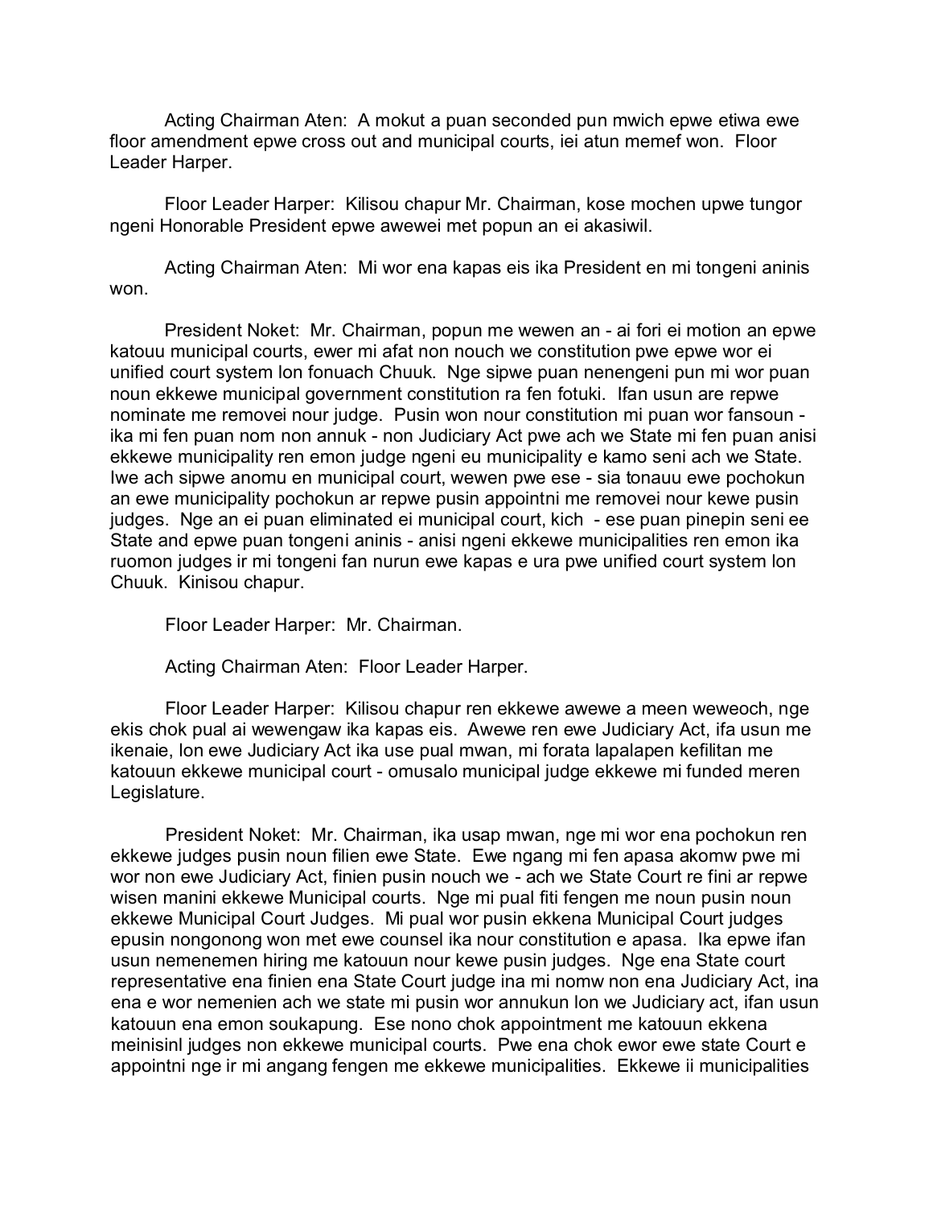Acting Chairman Aten: A mokut a puan seconded pun mwich epwe etiwa ewe floor amendment epwe cross out and municipal courts, iei atun memef won. Floor Leader Harper.

Floor Leader Harper: Kilisou chapur Mr. Chairman, kose mochen upwe tungor ngeni Honorable President epwe awewei met popun an ei akasiwil.

Acting Chairman Aten: Mi wor ena kapas eis ika President en mi tongeni aninis won.

President Noket: Mr. Chairman, popun me wewen an - ai fori ei motion an epwe katouu municipal courts, ewer mi afat non nouch we constitution pwe epwe wor ei unified court system lon fonuach Chuuk. Nge sipwe puan nenengeni pun mi wor puan noun ekkewe municipal government constitution ra fen fotuki. Ifan usun are repwe nominate me removei nour judge. Pusin won nour constitution mi puan wor fansoun - ika mi fen puan nom non annuk - non Judiciary Act pwe ach we State mi fen puan anisi ekkewe municipality ren emon judge ngeni eu municipality e kamo seni ach we State. Iwe ach sipwe anomu en municipal court, wewen pwe ese - sia tonauu ewe pochokun an ewe municipality pochokun ar repwe pusin appointni me removei nour kewe pusin judges. Nge an ei puan eliminated ei municipal court, kich - ese puan pinepin seni ee State and epwe puan tongeni aninis - anisi ngeni ekkewe municipalities ren emon ika ruomon judges ir mi tongeni fan nurun ewe kapas e ura pwe unified court system lon Chuuk. Kinisou chapur.

Floor Leader Harper: Mr. Chairman.

Acting Chairman Aten: Floor Leader Harper.

Floor Leader Harper: Kilisou chapur ren ekkewe awewe a meen weweoch, nge ekis chok pual ai wewengaw ika kapas eis. Awewe ren ewe Judiciary Act, ifa usun me ikenaie, lon ewe Judiciary Act ika use pual mwan, mi forata lapalapen kefilitan me katouun ekkewe municipal court - omusalo municipal judge ekkewe mi funded meren Legislature.

President Noket: Mr. Chairman, ika usap mwan, nge mi wor ena pochokun ren ekkewe judges pusin noun filien ewe State. Ewe ngang mi fen apasa akomw pwe mi wor non ewe Judiciary Act, finien pusin nouch we - ach we State Court re fini ar repwe wisen manini ekkewe Municipal courts. Nge mi pual fiti fengen me noun pusin noun ekkewe Municipal Court Judges. Mi pual wor pusin ekkena Municipal Court judges epusin nongonong won met ewe counsel ika nour constitution e apasa. Ika epwe ifan usun nemenemen hiring me katouun nour kewe pusin judges. Nge ena State court representative ena finien ena State Court judge ina mi nomw non ena Judiciary Act, ina ena e wor nemenien ach we state mi pusin wor annukun lon we Judiciary act, ifan usun katouun ena emon soukapung. Ese nono chok appointment me katouun ekkena meinisinl judges non ekkewe municipal courts. Pwe ena chok ewor ewe state Court e appointni nge ir mi angang fengen me ekkewe municipalities. Ekkewe ii municipalities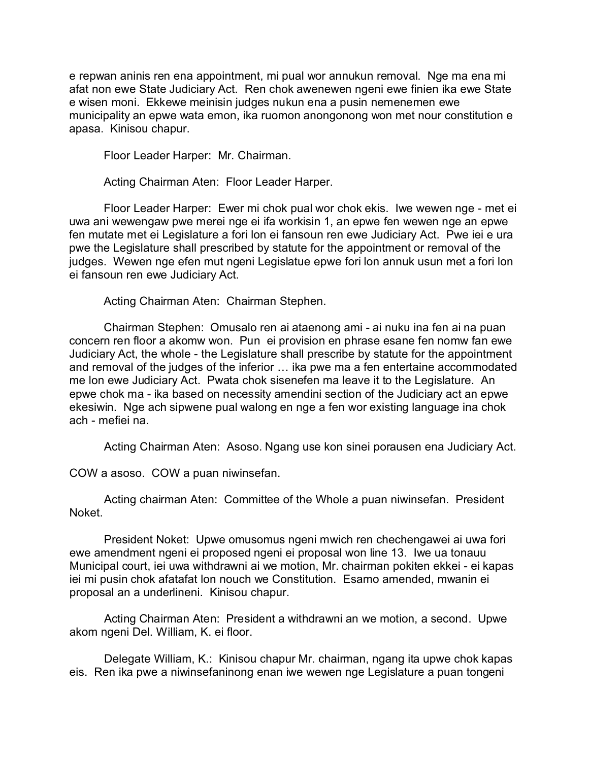e repwan aninis ren ena appointment, mi pual wor annukun removal. Nge ma ena mi afat non ewe State Judiciary Act. Ren chok awenewen ngeni ewe finien ika ewe State e wisen moni. Ekkewe meinisin judges nukun ena a pusin nemenemen ewe municipality an epwe wata emon, ika ruomon anongonong won met nour constitution e apasa. Kinisou chapur.

Floor Leader Harper: Mr. Chairman.

Acting Chairman Aten: Floor Leader Harper.

Floor Leader Harper: Ewer mi chok pual wor chok ekis. Iwe wewen nge - met ei uwa ani wewengaw pwe merei nge ei ifa workisin 1, an epwe fen wewen nge an epwe fen mutate met ei Legislature a fori lon ei fansoun ren ewe Judiciary Act. Pwe iei e ura pwe the Legislature shall prescribed by statute for the appointment or removal of the judges. Wewen nge efen mut ngeni Legislatue epwe fori lon annuk usun met a fori lon ei fansoun ren ewe Judiciary Act.

Acting Chairman Aten: Chairman Stephen.

Chairman Stephen: Omusalo ren ai ataenong ami - ai nuku ina fen ai na puan concern ren floor a akomw won. Pun ei provision en phrase esane fen nomw fan ewe Judiciary Act, the whole - the Legislature shall prescribe by statute for the appointment and removal of the judges of the inferior … ika pwe ma a fen entertaine accommodated me lon ewe Judiciary Act. Pwata chok sisenefen ma leave it to the Legislature. An epwe chok ma - ika based on necessity amendini section of the Judiciary act an epwe ekesiwin. Nge ach sipwene pual walong en nge a fen wor existing language ina chok ach - mefiei na.

Acting Chairman Aten: Asoso. Ngang use kon sinei porausen ena Judiciary Act.

COW a asoso. COW a puan niwinsefan.

Acting chairman Aten: Committee of the Whole a puan niwinsefan. President Noket.

President Noket: Upwe omusomus ngeni mwich ren chechengawei ai uwa fori ewe amendment ngeni ei proposed ngeni ei proposal won line 13. Iwe ua tonauu Municipal court, iei uwa withdrawni ai we motion, Mr. chairman pokiten ekkei - ei kapas iei mi pusin chok afatafat lon nouch we Constitution. Esamo amended, mwanin ei proposal an a underlineni. Kinisou chapur.

Acting Chairman Aten: President a withdrawni an we motion, a second. Upwe akom ngeni Del. William, K. ei floor.

Delegate William, K.: Kinisou chapur Mr. chairman, ngang ita upwe chok kapas eis. Ren ika pwe a niwinsefaninong enan iwe wewen nge Legislature a puan tongeni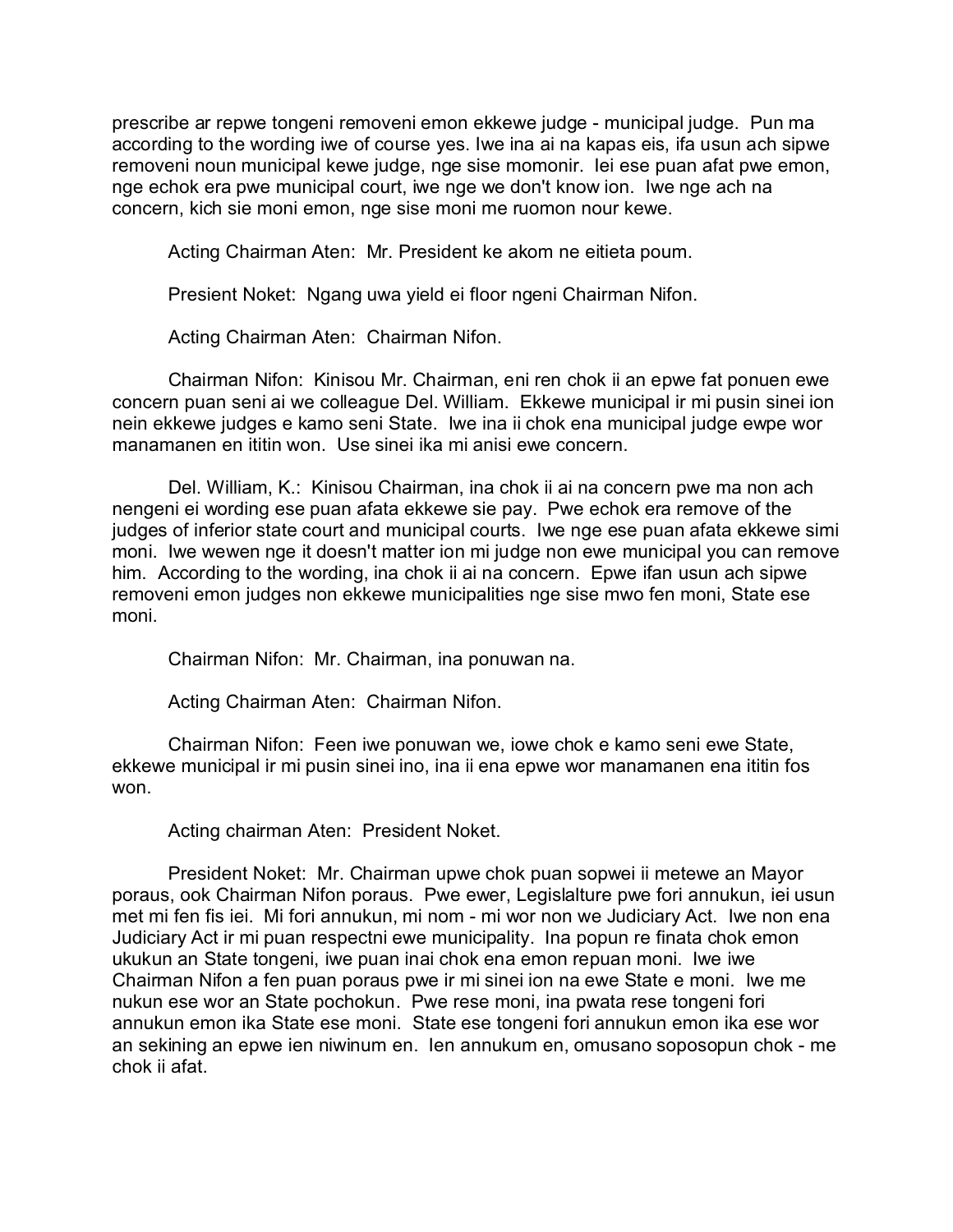prescribe ar repwe tongeni removeni emon ekkewe judge - municipal judge. Pun ma according to the wording iwe of course yes. Iwe ina ai na kapas eis, ifa usun ach sipwe removeni noun municipal kewe judge, nge sise momonir. Iei ese puan afat pwe emon, nge echok era pwe municipal court, iwe nge we don't know ion. Iwe nge ach na concern, kich sie moni emon, nge sise moni me ruomon nour kewe.

Acting Chairman Aten: Mr. President ke akom ne eitieta poum.

Presient Noket: Ngang uwa yield ei floor ngeni Chairman Nifon.

Acting Chairman Aten: Chairman Nifon.

Chairman Nifon: Kinisou Mr. Chairman, eni ren chok ii an epwe fat ponuen ewe concern puan seni ai we colleague Del. William. Ekkewe municipal ir mi pusin sinei ion nein ekkewe judges e kamo seni State. Iwe ina ii chok ena municipal judge ewpe wor manamanen en ititin won. Use sinei ika mi anisi ewe concern.

Del. William, K.: Kinisou Chairman, ina chok ii ai na concern pwe ma non ach nengeni ei wording ese puan afata ekkewe sie pay. Pwe echok era remove of the judges of inferior state court and municipal courts. Iwe nge ese puan afata ekkewe simi moni. Iwe wewen nge it doesn't matter ion mi judge non ewe municipal you can remove him. According to the wording, ina chok ii ai na concern. Epwe ifan usun ach sipwe removeni emon judges non ekkewe municipalities nge sise mwo fen moni, State ese moni.

Chairman Nifon: Mr. Chairman, ina ponuwan na.

Acting Chairman Aten: Chairman Nifon.

Chairman Nifon: Feen iwe ponuwan we, iowe chok e kamo seni ewe State, ekkewe municipal ir mi pusin sinei ino, ina ii ena epwe wor manamanen ena ititin fos won.

Acting chairman Aten: President Noket.

President Noket: Mr. Chairman upwe chok puan sopwei ii metewe an Mayor poraus, ook Chairman Nifon poraus. Pwe ewer, Legislalture pwe fori annukun, iei usun met mi fen fis iei. Mi fori annukun, mi nom - mi wor non we Judiciary Act. Iwe non ena Judiciary Act ir mi puan respectni ewe municipality. Ina popun re finata chok emon ukukun an State tongeni, iwe puan inai chok ena emon repuan moni. Iwe iwe Chairman Nifon a fen puan poraus pwe ir mi sinei ion na ewe State e moni. Iwe me nukun ese wor an State pochokun. Pwe rese moni, ina pwata rese tongeni fori annukun emon ika State ese moni. State ese tongeni fori annukun emon ika ese wor an sekining an epwe ien niwinum en. Ien annukum en, omusano soposopun chok - me chok ii afat.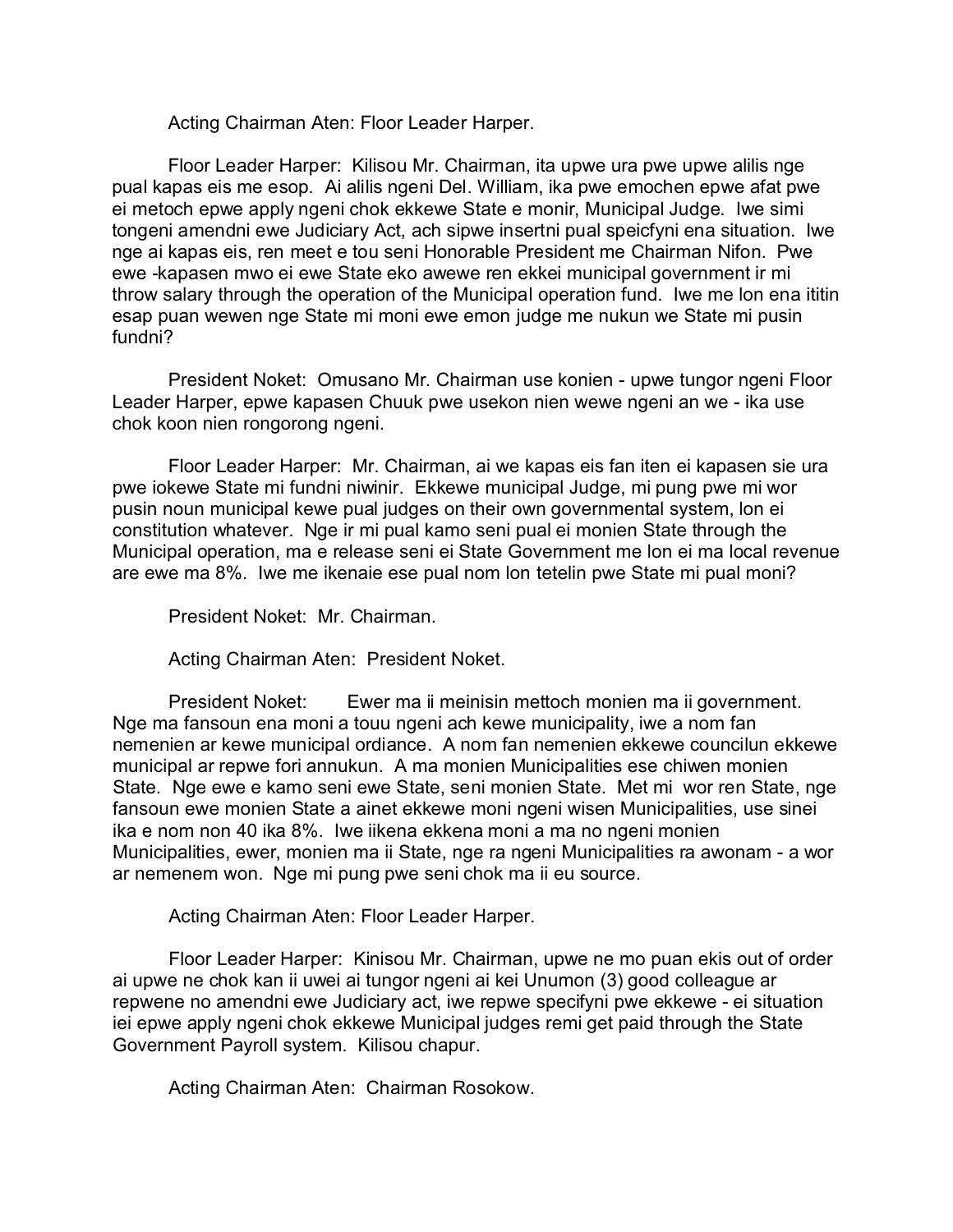Acting Chairman Aten: Floor Leader Harper.

Floor Leader Harper: Kilisou Mr. Chairman, ita upwe ura pwe upwe alilis nge pual kapas eis me esop. Ai alilis ngeni Del. William, ika pwe emochen epwe afat pwe ei metoch epwe apply ngeni chok ekkewe State e monir, Municipal Judge. Iwe simi tongeni amendni ewe Judiciary Act, ach sipwe insertni pual speicfyni ena situation. Iwe nge ai kapas eis, ren meet e tou seni Honorable President me Chairman Nifon. Pwe ewe -kapasen mwo ei ewe State eko awewe ren ekkei municipal government ir mi throw salary through the operation of the Municipal operation fund. Iwe me lon ena ititin esap puan wewen nge State mi moni ewe emon judge me nukun we State mi pusin fundni?

President Noket: Omusano Mr. Chairman use konien - upwe tungor ngeni Floor Leader Harper, epwe kapasen Chuuk pwe usekon nien wewe ngeni an we - ika use chok koon nien rongorong ngeni.

Floor Leader Harper: Mr. Chairman, ai we kapas eis fan iten ei kapasen sie ura pwe iokewe State mi fundni niwinir. Ekkewe municipal Judge, mi pung pwe mi wor pusin noun municipal kewe pual judges on their own governmental system, lon ei constitution whatever. Nge ir mi pual kamo seni pual ei monien State through the Municipal operation, ma e release seni ei State Government me lon ei ma local revenue are ewe ma 8%. Iwe me ikenaie ese pual nom lon tetelin pwe State mi pual moni?

President Noket: Mr. Chairman.

Acting Chairman Aten: President Noket.

President Noket: Ewer ma ii meinisin mettoch monien ma ii government. Nge ma fansoun ena moni a touu ngeni ach kewe municipality, iwe a nom fan nemenien ar kewe municipal ordiance. A nom fan nemenien ekkewe councilun ekkewe municipal ar repwe fori annukun. A ma monien Municipalities ese chiwen monien State. Nge ewe e kamo seni ewe State, seni monien State. Met mi wor ren State, nge fansoun ewe monien State a ainet ekkewe moni ngeni wisen Municipalities, use sinei ika e nom non 40 ika 8%. Iwe iikena ekkena moni a ma no ngeni monien Municipalities, ewer, monien ma ii State, nge ra ngeni Municipalities ra awonam - a wor ar nemenem won. Nge mi pung pwe seni chok ma ii eu source.

Acting Chairman Aten: Floor Leader Harper.

Floor Leader Harper: Kinisou Mr. Chairman, upwe ne mo puan ekis out of order ai upwe ne chok kan ii uwei ai tungor ngeni ai kei Unumon (3) good colleague ar repwene no amendni ewe Judiciary act, iwe repwe specifyni pwe ekkewe - ei situation iei epwe apply ngeni chok ekkewe Municipal judges remi get paid through the State Government Payroll system. Kilisou chapur.

Acting Chairman Aten: Chairman Rosokow.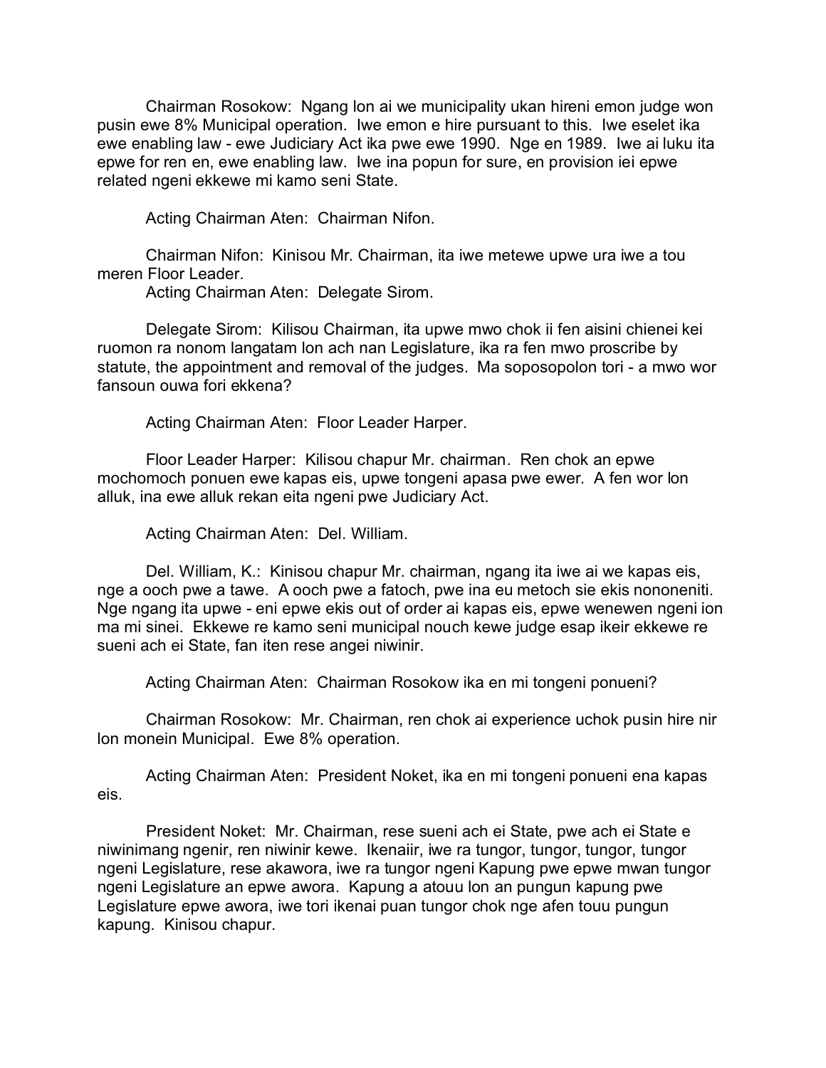Chairman Rosokow: Ngang lon ai we municipality ukan hireni emon judge won pusin ewe 8% Municipal operation. Iwe emon e hire pursuant to this. Iwe eselet ika ewe enabling law - ewe Judiciary Act ika pwe ewe 1990. Nge en 1989. Iwe ai luku ita epwe for ren en, ewe enabling law. Iwe ina popun for sure, en provision iei epwe related ngeni ekkewe mi kamo seni State.

Acting Chairman Aten: Chairman Nifon.

Chairman Nifon: Kinisou Mr. Chairman, ita iwe metewe upwe ura iwe a tou meren Floor Leader.

Acting Chairman Aten: Delegate Sirom.

Delegate Sirom: Kilisou Chairman, ita upwe mwo chok ii fen aisini chienei kei ruomon ra nonom langatam lon ach nan Legislature, ika ra fen mwo proscribe by statute, the appointment and removal of the judges. Ma soposopolon tori - a mwo wor fansoun ouwa fori ekkena?

Acting Chairman Aten: Floor Leader Harper.

Floor Leader Harper: Kilisou chapur Mr. chairman. Ren chok an epwe mochomoch ponuen ewe kapas eis, upwe tongeni apasa pwe ewer. A fen wor lon alluk, ina ewe alluk rekan eita ngeni pwe Judiciary Act.

Acting Chairman Aten: Del. William.

Del. William, K.: Kinisou chapur Mr. chairman, ngang ita iwe ai we kapas eis, nge a ooch pwe a tawe. A ooch pwe a fatoch, pwe ina eu metoch sie ekis nononeniti. Nge ngang ita upwe - eni epwe ekis out of order ai kapas eis, epwe wenewen ngeni ion ma mi sinei. Ekkewe re kamo seni municipal nouch kewe judge esap ikeir ekkewe re sueni ach ei State, fan iten rese angei niwinir.

Acting Chairman Aten: Chairman Rosokow ika en mi tongeni ponueni?

Chairman Rosokow: Mr. Chairman, ren chok ai experience uchok pusin hire nir lon monein Municipal. Ewe 8% operation.

Acting Chairman Aten: President Noket, ika en mi tongeni ponueni ena kapas eis.

President Noket: Mr. Chairman, rese sueni ach ei State, pwe ach ei State e niwinimang ngenir, ren niwinir kewe. Ikenaiir, iwe ra tungor, tungor, tungor, tungor ngeni Legislature, rese akawora, iwe ra tungor ngeni Kapung pwe epwe mwan tungor ngeni Legislature an epwe awora. Kapung a atouu lon an pungun kapung pwe Legislature epwe awora, iwe tori ikenai puan tungor chok nge afen touu pungun kapung. Kinisou chapur.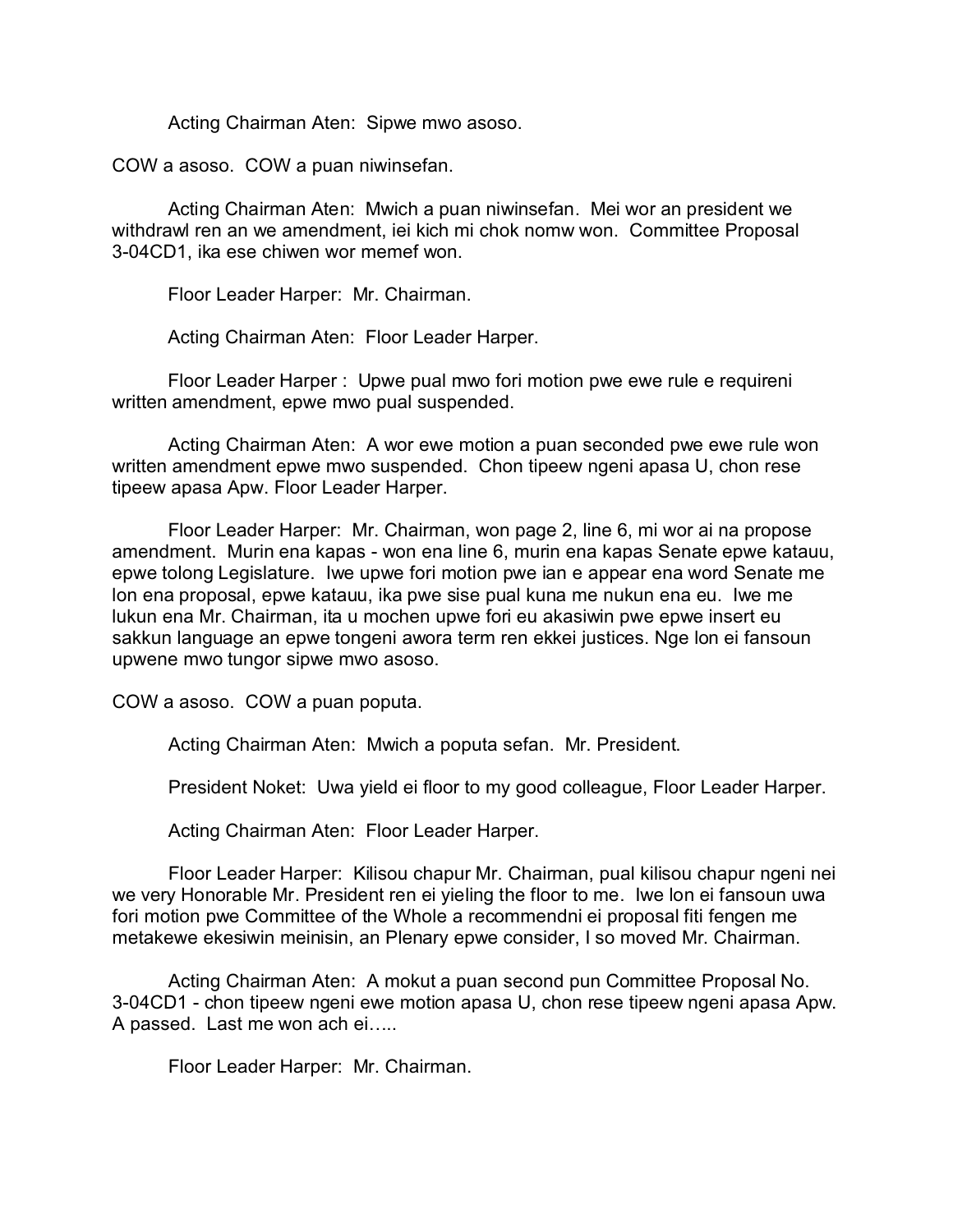Acting Chairman Aten: Sipwe mwo asoso.

COW a asoso. COW a puan niwinsefan.

Acting Chairman Aten: Mwich a puan niwinsefan. Mei wor an president we withdrawl ren an we amendment, iei kich mi chok nomw won. Committee Proposal 3-04CD1, ika ese chiwen wor memef won.

Floor Leader Harper: Mr. Chairman.

Acting Chairman Aten: Floor Leader Harper.

Floor Leader Harper : Upwe pual mwo fori motion pwe ewe rule e requireni written amendment, epwe mwo pual suspended.

Acting Chairman Aten: A wor ewe motion a puan seconded pwe ewe rule won written amendment epwe mwo suspended. Chon tipeew ngeni apasa U, chon rese tipeew apasa Apw. Floor Leader Harper.

Floor Leader Harper: Mr. Chairman, won page 2, line 6, mi wor ai na propose amendment. Murin ena kapas - won ena line 6, murin ena kapas Senate epwe katauu, epwe tolong Legislature. Iwe upwe fori motion pwe ian e appear ena word Senate me lon ena proposal, epwe katauu, ika pwe sise pual kuna me nukun ena eu. Iwe me lukun ena Mr. Chairman, ita u mochen upwe fori eu akasiwin pwe epwe insert eu sakkun language an epwe tongeni awora term ren ekkei justices. Nge lon ei fansoun upwene mwo tungor sipwe mwo asoso.

COW a asoso. COW a puan poputa.

Acting Chairman Aten: Mwich a poputa sefan. Mr. President.

President Noket: Uwa yield ei floor to my good colleague, Floor Leader Harper.

Acting Chairman Aten: Floor Leader Harper.

Floor Leader Harper: Kilisou chapur Mr. Chairman, pual kilisou chapur ngeni nei we very Honorable Mr. President ren ei yieling the floor to me. Iwe lon ei fansoun uwa fori motion pwe Committee of the Whole a recommendni ei proposal fiti fengen me metakewe ekesiwin meinisin, an Plenary epwe consider, I so moved Mr. Chairman.

Acting Chairman Aten: A mokut a puan second pun Committee Proposal No. 3-04CD1 - chon tipeew ngeni ewe motion apasa U, chon rese tipeew ngeni apasa Apw. A passed. Last me won ach ei…..

Floor Leader Harper: Mr. Chairman.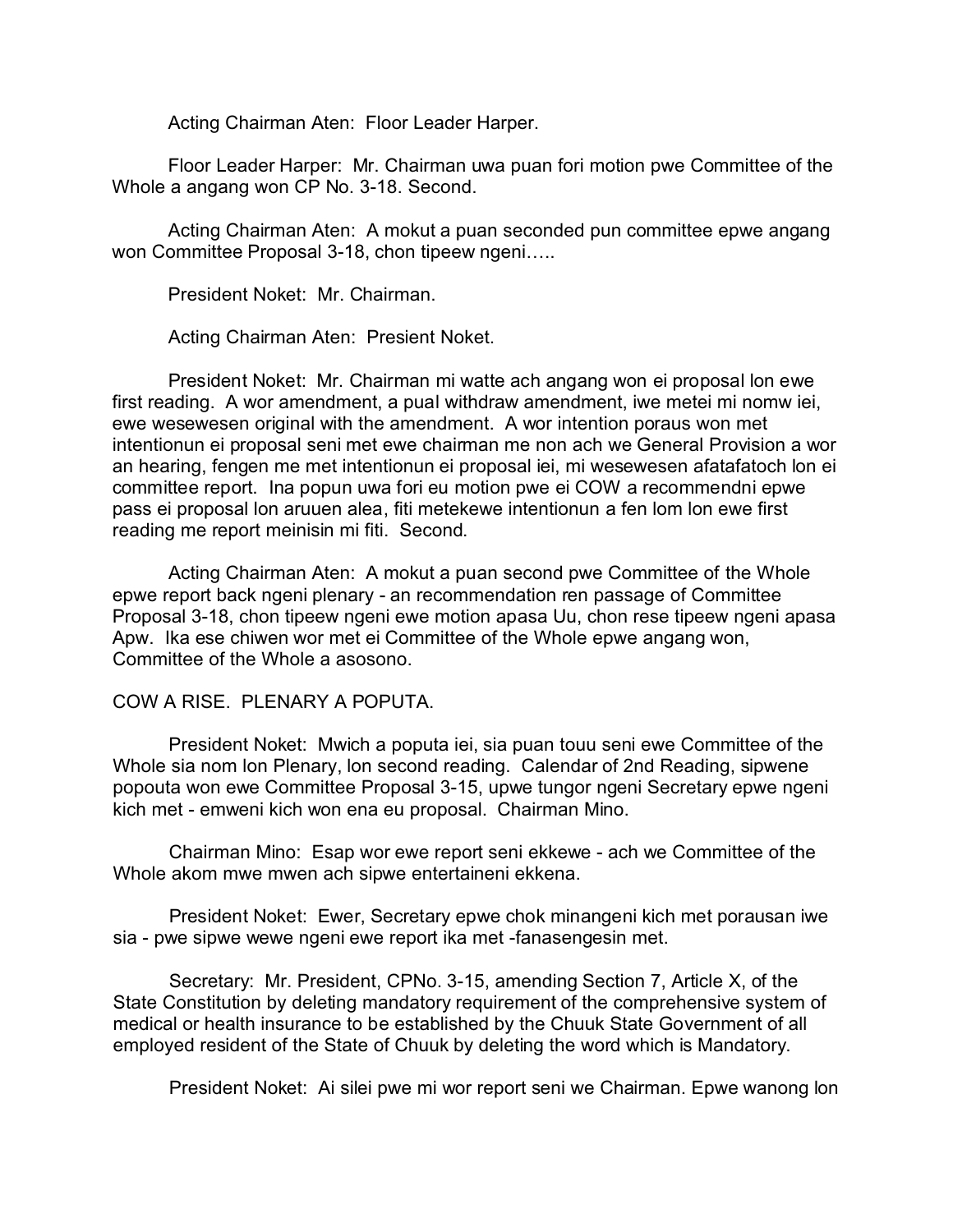Acting Chairman Aten: Floor Leader Harper.

Floor Leader Harper: Mr. Chairman uwa puan fori motion pwe Committee of the Whole a angang won CP No. 3-18. Second.

Acting Chairman Aten: A mokut a puan seconded pun committee epwe angang won Committee Proposal 3-18, chon tipeew ngeni…..

President Noket: Mr. Chairman.

Acting Chairman Aten: Presient Noket.

President Noket: Mr. Chairman mi watte ach angang won ei proposal lon ewe first reading. A wor amendment, a pual withdraw amendment, iwe metei mi nomw iei, ewe wesewesen original with the amendment. A wor intention poraus won met intentionun ei proposal seni met ewe chairman me non ach we General Provision a wor an hearing, fengen me met intentionun ei proposal iei, mi wesewesen afatafatoch lon ei committee report. Ina popun uwa fori eu motion pwe ei COW a recommendni epwe pass ei proposal lon aruuen alea, fiti metekewe intentionun a fen lom lon ewe first reading me report meinisin mi fiti. Second.

Acting Chairman Aten: A mokut a puan second pwe Committee of the Whole epwe report back ngeni plenary - an recommendation ren passage of Committee Proposal 3-18, chon tipeew ngeni ewe motion apasa Uu, chon rese tipeew ngeni apasa Apw. Ika ese chiwen wor met ei Committee of the Whole epwe angang won, Committee of the Whole a asosono.

COW A RISE. PLENARY A POPUTA.

President Noket: Mwich a poputa iei, sia puan touu seni ewe Committee of the Whole sia nom lon Plenary, lon second reading. Calendar of 2nd Reading, sipwene popouta won ewe Committee Proposal 3-15, upwe tungor ngeni Secretary epwe ngeni kich met - emweni kich won ena eu proposal. Chairman Mino.

Chairman Mino: Esap wor ewe report seni ekkewe - ach we Committee of the Whole akom mwe mwen ach sipwe entertaineni ekkena.

President Noket: Ewer, Secretary epwe chok minangeni kich met porausan iwe sia - pwe sipwe wewe ngeni ewe report ika met -fanasengesin met.

Secretary: Mr. President, CPNo. 3-15, amending Section 7, Article X, of the State Constitution by deleting mandatory requirement of the comprehensive system of medical or health insurance to be established by the Chuuk State Government of all employed resident of the State of Chuuk by deleting the word which is Mandatory.

President Noket: Ai silei pwe mi wor report seni we Chairman. Epwe wanong lon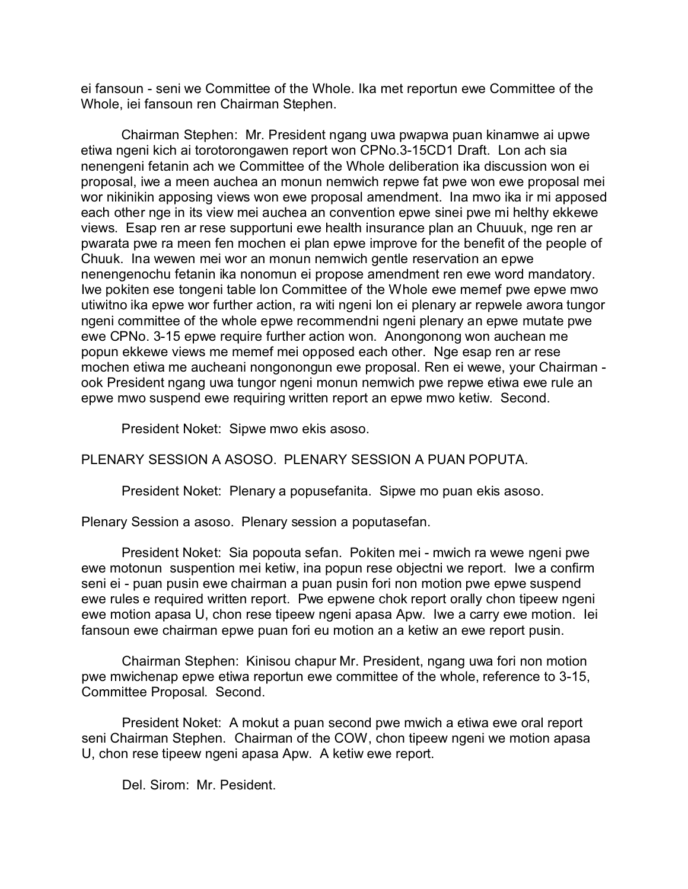ei fansoun - seni we Committee of the Whole. Ika met reportun ewe Committee of the Whole, iei fansoun ren Chairman Stephen.

Chairman Stephen: Mr. President ngang uwa pwapwa puan kinamwe ai upwe etiwa ngeni kich ai torotorongawen report won CPNo.3-15CD1 Draft. Lon ach sia nenengeni fetanin ach we Committee of the Whole deliberation ika discussion won ei proposal, iwe a meen auchea an monun nemwich repwe fat pwe won ewe proposal mei wor nikinikin apposing views won ewe proposal amendment. Ina mwo ika ir mi apposed each other nge in its view mei auchea an convention epwe sinei pwe mi helthy ekkewe views. Esap ren ar rese supportuni ewe health insurance plan an Chuuuk, nge ren ar pwarata pwe ra meen fen mochen ei plan epwe improve for the benefit of the people of Chuuk. Ina wewen mei wor an monun nemwich gentle reservation an epwe nenengenochu fetanin ika nonomun ei propose amendment ren ewe word mandatory. Iwe pokiten ese tongeni table lon Committee of the Whole ewe memef pwe epwe mwo utiwitno ika epwe wor further action, ra witi ngeni lon ei plenary ar repwele awora tungor ngeni committee of the whole epwe recommendni ngeni plenary an epwe mutate pwe ewe CPNo. 3-15 epwe require further action won. Anongonong won auchean me popun ekkewe views me memef mei opposed each other. Nge esap ren ar rese mochen etiwa me aucheani nongonongun ewe proposal. Ren ei wewe, your Chairman - ook President ngang uwa tungor ngeni monun nemwich pwe repwe etiwa ewe rule an epwe mwo suspend ewe requiring written report an epwe mwo ketiw. Second.

President Noket: Sipwe mwo ekis asoso.

PLENARY SESSION A ASOSO. PLENARY SESSION A PUAN POPUTA.

President Noket: Plenary a popusefanita. Sipwe mo puan ekis asoso.

Plenary Session a asoso. Plenary session a poputasefan.

President Noket: Sia popouta sefan. Pokiten mei - mwich ra wewe ngeni pwe ewe motonun suspention mei ketiw, ina popun rese objectni we report. Iwe a confirm seni ei - puan pusin ewe chairman a puan pusin fori non motion pwe epwe suspend ewe rules e required written report. Pwe epwene chok report orally chon tipeew ngeni ewe motion apasa U, chon rese tipeew ngeni apasa Apw. Iwe a carry ewe motion. Iei fansoun ewe chairman epwe puan fori eu motion an a ketiw an ewe report pusin.

Chairman Stephen: Kinisou chapur Mr. President, ngang uwa fori non motion pwe mwichenap epwe etiwa reportun ewe committee of the whole, reference to 3-15, Committee Proposal. Second.

President Noket: A mokut a puan second pwe mwich a etiwa ewe oral report seni Chairman Stephen. Chairman of the COW, chon tipeew ngeni we motion apasa U, chon rese tipeew ngeni apasa Apw. A ketiw ewe report.

Del. Sirom: Mr. Pesident.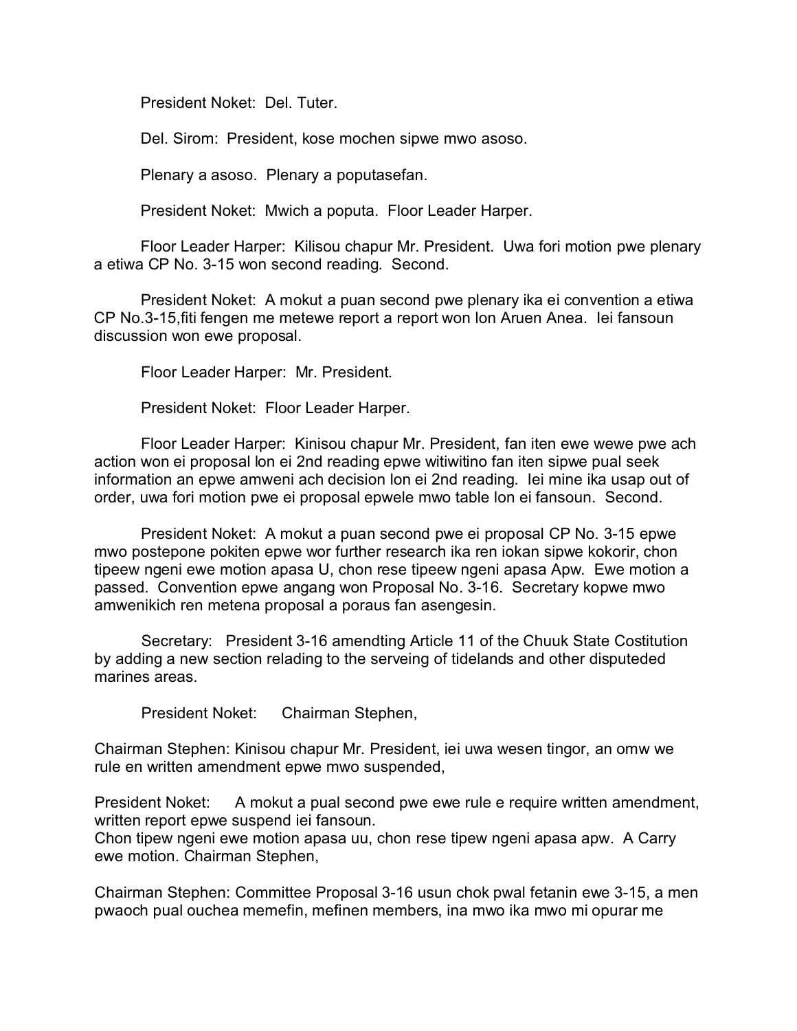President Noket: Del. Tuter.

Del. Sirom: President, kose mochen sipwe mwo asoso.

Plenary a asoso. Plenary a poputasefan.

President Noket: Mwich a poputa. Floor Leader Harper.

Floor Leader Harper: Kilisou chapur Mr. President. Uwa fori motion pwe plenary a etiwa CP No. 3-15 won second reading. Second.

President Noket: A mokut a puan second pwe plenary ika ei convention a etiwa CP No.3-15,fiti fengen me metewe report a report won lon Aruen Anea. Iei fansoun discussion won ewe proposal.

Floor Leader Harper: Mr. President.

President Noket: Floor Leader Harper.

Floor Leader Harper: Kinisou chapur Mr. President, fan iten ewe wewe pwe ach action won ei proposal lon ei 2nd reading epwe witiwitino fan iten sipwe pual seek information an epwe amweni ach decision lon ei 2nd reading. Iei mine ika usap out of order, uwa fori motion pwe ei proposal epwele mwo table lon ei fansoun. Second.

President Noket: A mokut a puan second pwe ei proposal CP No. 3-15 epwe mwo postepone pokiten epwe wor further research ika ren iokan sipwe kokorir, chon tipeew ngeni ewe motion apasa U, chon rese tipeew ngeni apasa Apw. Ewe motion a passed. Convention epwe angang won Proposal No. 3-16. Secretary kopwe mwo amwenikich ren metena proposal a poraus fan asengesin.

Secretary: President 3-16 amendting Article 11 of the Chuuk State Costitution by adding a new section relading to the serveing of tidelands and other disputeded marines areas.

President Noket: Chairman Stephen,

Chairman Stephen: Kinisou chapur Mr. President, iei uwa wesen tingor, an omw we rule en written amendment epwe mwo suspended,

President Noket: A mokut a pual second pwe ewe rule e require written amendment, written report epwe suspend iei fansoun.
Chon tipew ngeni ewe motion apasa uu, chon rese tipew ngeni apasa apw. A Carry ewe motion. Chairman Stephen,

Chairman Stephen: Committee Proposal 3-16 usun chok pwal fetanin ewe 3-15, a men pwaoch pual ouchea memefin, mefinen members, ina mwo ika mwo mi opurar me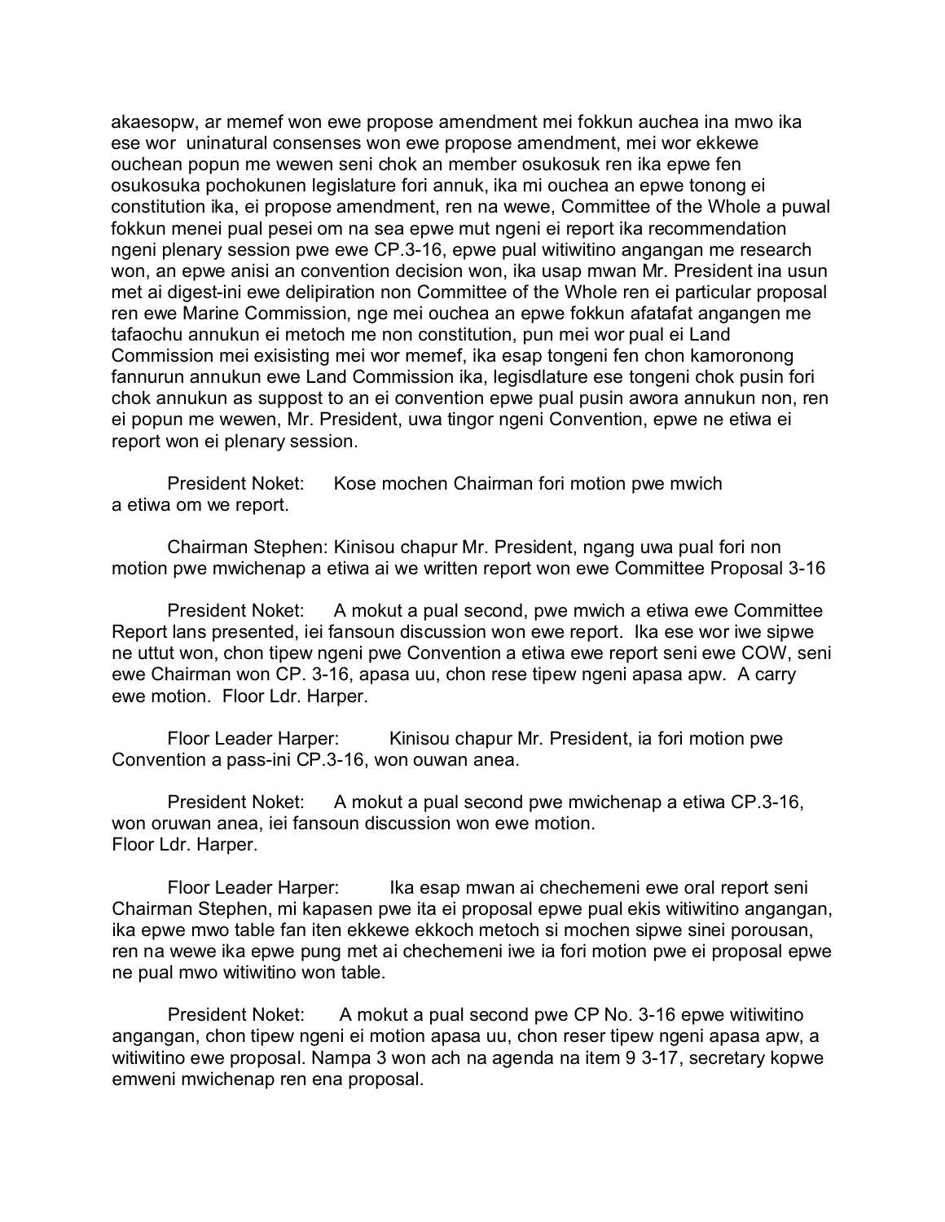akaesopw, ar memef won ewe propose amendment mei fokkun auchea ina mwo ika ese wor uninatural consenses won ewe propose amendment, mei wor ekkewe ouchean popun me wewen seni chok an member osukosuk ren ika epwe fen osukosuka pochokunen legislature fori annuk, ika mi ouchea an epwe tonong ei constitution ika, ei propose amendment, ren na wewe, Committee of the Whole a puwal fokkun menei pual pesei om na sea epwe mut ngeni ei report ika recommendation ngeni plenary session pwe ewe CP.3-16, epwe pual witiwitino angangan me research won, an epwe anisi an convention decision won, ika usap mwan Mr. President ina usun met ai digest-ini ewe delipiration non Committee of the Whole ren ei particular proposal ren ewe Marine Commission, nge mei ouchea an epwe fokkun afatafat angangen me tafaochu annukun ei metoch me non constitution, pun mei wor pual ei Land Commission mei exisisting mei wor memef, ika esap tongeni fen chon kamoronong fannurun annukun ewe Land Commission ika, legisdlature ese tongeni chok pusin fori chok annukun as suppost to an ei convention epwe pual pusin awora annukun non, ren ei popun me wewen, Mr. President, uwa tingor ngeni Convention, epwe ne etiwa ei report won ei plenary session.

President Noket: Kose mochen Chairman fori motion pwe mwich a etiwa om we report.

Chairman Stephen: Kinisou chapur Mr. President, ngang uwa pual fori non motion pwe mwichenap a etiwa ai we written report won ewe Committee Proposal 3-16

President Noket: A mokut a pual second, pwe mwich a etiwa ewe Committee Report lans presented, iei fansoun discussion won ewe report. Ika ese wor iwe sipwe ne uttut won, chon tipew ngeni pwe Convention a etiwa ewe report seni ewe COW, seni ewe Chairman won CP. 3-16, apasa uu, chon rese tipew ngeni apasa apw. A carry ewe motion. Floor Ldr. Harper.

Floor Leader Harper: Kinisou chapur Mr. President, ia fori motion pwe Convention a pass-ini CP.3-16, won ouwan anea.

President Noket: A mokut a pual second pwe mwichenap a etiwa CP.3-16, won oruwan anea, iei fansoun discussion won ewe motion. Floor Ldr. Harper.

Floor Leader Harper: Ika esap mwan ai chechemeni ewe oral report seni Chairman Stephen, mi kapasen pwe ita ei proposal epwe pual ekis witiwitino angangan, ika epwe mwo table fan iten ekkewe ekkoch metoch si mochen sipwe sinei porousan, ren na wewe ika epwe pung met ai chechemeni iwe ia fori motion pwe ei proposal epwe ne pual mwo witiwitino won table.

President Noket: A mokut a pual second pwe CP No. 3-16 epwe witiwitino angangan, chon tipew ngeni ei motion apasa uu, chon reser tipew ngeni apasa apw, a witiwitino ewe proposal. Nampa 3 won ach na agenda na item 9 3-17, secretary kopwe emweni mwichenap ren ena proposal.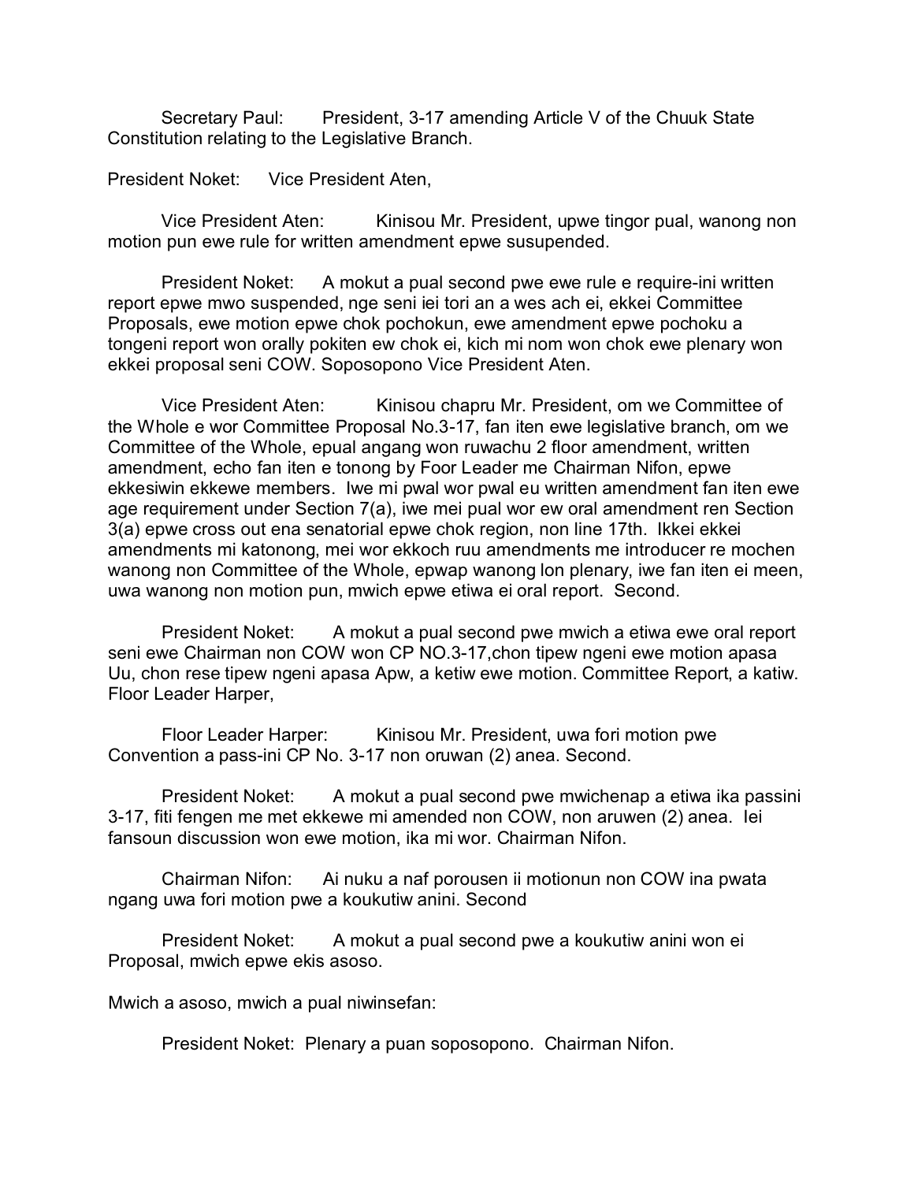Secretary Paul: President, 3-17 amending Article V of the Chuuk State Constitution relating to the Legislative Branch.

President Noket: Vice President Aten,

Vice President Aten: Kinisou Mr. President, upwe tingor pual, wanong non motion pun ewe rule for written amendment epwe susupended.

President Noket: A mokut a pual second pwe ewe rule e require-ini written report epwe mwo suspended, nge seni iei tori an a wes ach ei, ekkei Committee Proposals, ewe motion epwe chok pochokun, ewe amendment epwe pochoku a tongeni report won orally pokiten ew chok ei, kich mi nom won chok ewe plenary won ekkei proposal seni COW. Soposopono Vice President Aten.

Vice President Aten: Kinisou chapru Mr. President, om we Committee of the Whole e wor Committee Proposal No.3-17, fan iten ewe legislative branch, om we Committee of the Whole, epual angang won ruwachu 2 floor amendment, written amendment, echo fan iten e tonong by Foor Leader me Chairman Nifon, epwe ekkesiwin ekkewe members. Iwe mi pwal wor pwal eu written amendment fan iten ewe age requirement under Section 7(a), iwe mei pual wor ew oral amendment ren Section 3(a) epwe cross out ena senatorial epwe chok region, non line 17th. Ikkei ekkei amendments mi katonong, mei wor ekkoch ruu amendments me introducer re mochen wanong non Committee of the Whole, epwap wanong lon plenary, iwe fan iten ei meen, uwa wanong non motion pun, mwich epwe etiwa ei oral report. Second.

President Noket: A mokut a pual second pwe mwich a etiwa ewe oral report seni ewe Chairman non COW won CP NO.3-17,chon tipew ngeni ewe motion apasa Uu, chon rese tipew ngeni apasa Apw, a ketiw ewe motion. Committee Report, a katiw. Floor Leader Harper,

Floor Leader Harper: Kinisou Mr. President, uwa fori motion pwe Convention a pass-ini CP No. 3-17 non oruwan (2) anea. Second.

President Noket: A mokut a pual second pwe mwichenap a etiwa ika passini 3-17, fiti fengen me met ekkewe mi amended non COW, non aruwen (2) anea. Iei fansoun discussion won ewe motion, ika mi wor. Chairman Nifon.

Chairman Nifon: Ai nuku a naf porousen ii motionun non COW ina pwata ngang uwa fori motion pwe a koukutiw anini. Second

President Noket: A mokut a pual second pwe a koukutiw anini won ei Proposal, mwich epwe ekis asoso.

Mwich a asoso, mwich a pual niwinsefan:

President Noket: Plenary a puan soposopono. Chairman Nifon.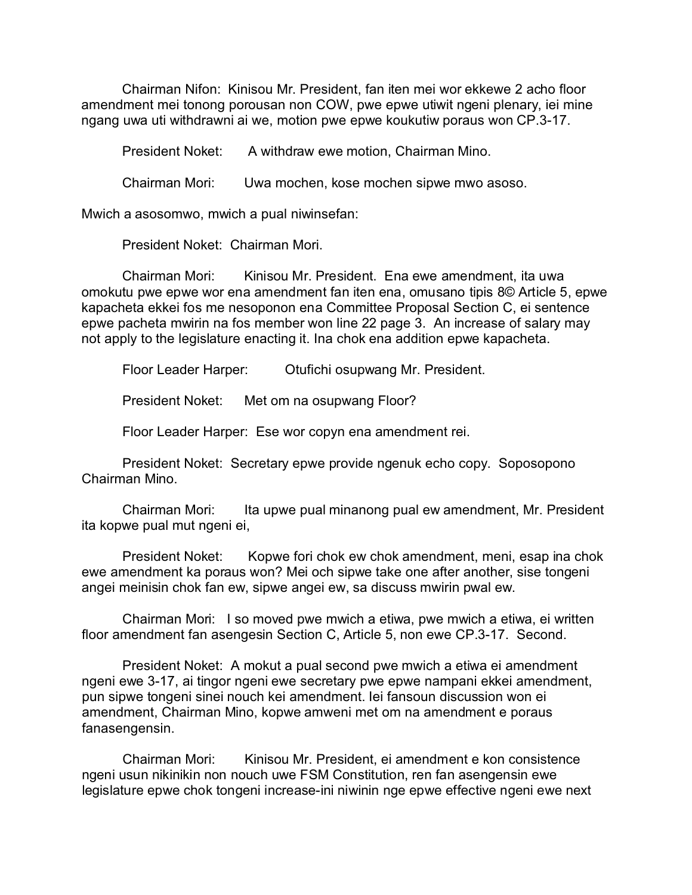Chairman Nifon: Kinisou Mr. President, fan iten mei wor ekkewe 2 acho floor amendment mei tonong porousan non COW, pwe epwe utiwit ngeni plenary, iei mine ngang uwa uti withdrawni ai we, motion pwe epwe koukutiw poraus won CP.3-17.

President Noket: A withdraw ewe motion, Chairman Mino.

Chairman Mori: Uwa mochen, kose mochen sipwe mwo asoso.

Mwich a asosomwo, mwich a pual niwinsefan:

President Noket: Chairman Mori.

Chairman Mori: Kinisou Mr. President. Ena ewe amendment, ita uwa omokutu pwe epwe wor ena amendment fan iten ena, omusano tipis 8© Article 5, epwe kapacheta ekkei fos me nesoponon ena Committee Proposal Section C, ei sentence epwe pacheta mwirin na fos member won line 22 page 3. An increase of salary may not apply to the legislature enacting it. Ina chok ena addition epwe kapacheta.

Floor Leader Harper: Otufichi osupwang Mr. President.

President Noket: Met om na osupwang Floor?

Floor Leader Harper: Ese wor copyn ena amendment rei.

President Noket: Secretary epwe provide ngenuk echo copy. Soposopono Chairman Mino.

Chairman Mori: Ita upwe pual minanong pual ew amendment, Mr. President ita kopwe pual mut ngeni ei,

President Noket: Kopwe fori chok ew chok amendment, meni, esap ina chok ewe amendment ka poraus won? Mei och sipwe take one after another, sise tongeni angei meinisin chok fan ew, sipwe angei ew, sa discuss mwirin pwal ew.

Chairman Mori: I so moved pwe mwich a etiwa, pwe mwich a etiwa, ei written floor amendment fan asengesin Section C, Article 5, non ewe CP.3-17. Second.

President Noket: A mokut a pual second pwe mwich a etiwa ei amendment ngeni ewe 3-17, ai tingor ngeni ewe secretary pwe epwe nampani ekkei amendment, pun sipwe tongeni sinei nouch kei amendment. Iei fansoun discussion won ei amendment, Chairman Mino, kopwe amweni met om na amendment e poraus fanasengensin.

Chairman Mori: Kinisou Mr. President, ei amendment e kon consistence ngeni usun nikinikin non nouch uwe FSM Constitution, ren fan asengensin ewe legislature epwe chok tongeni increase-ini niwinin nge epwe effective ngeni ewe next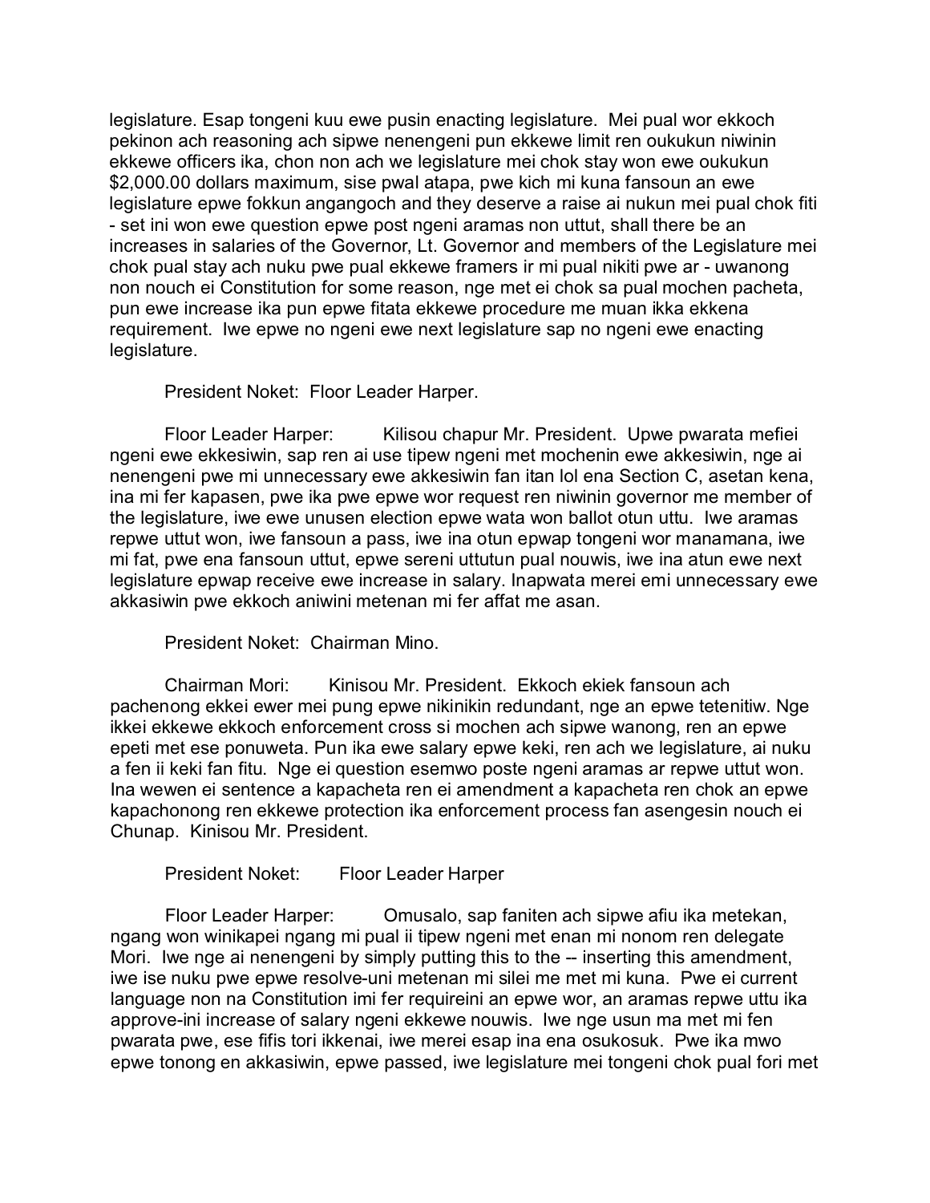legislature. Esap tongeni kuu ewe pusin enacting legislature. Mei pual wor ekkoch pekinon ach reasoning ach sipwe nenengeni pun ekkewe limit ren oukukun niwinin ekkewe officers ika, chon non ach we legislature mei chok stay won ewe oukukun $2,000.00 dollars maximum, sise pwal atapa, pwe kich mi kuna fansoun an ewe legislature epwe fokkun angangoch and they deserve a raise ai nukun mei pual chok fiti - set ini won ewe question epwe post ngeni aramas non uttut, shall there be an increases in salaries of the Governor, Lt. Governor and members of the Legislature mei chok pual stay ach nuku pwe pual ekkewe framers ir mi pual nikiti pwe ar - uwanong non nouch ei Constitution for some reason, nge met ei chok sa pual mochen pacheta, pun ewe increase ika pun epwe fitata ekkewe procedure me muan ikka ekkena requirement. Iwe epwe no ngeni ewe next legislature sap no ngeni ewe enacting legislature.

President Noket: Floor Leader Harper.

Floor Leader Harper: Kilisou chapur Mr. President. Upwe pwarata mefiei ngeni ewe ekkesiwin, sap ren ai use tipew ngeni met mochenin ewe akkesiwin, nge ai nenengeni pwe mi unnecessary ewe akkesiwin fan itan lol ena Section C, asetan kena, ina mi fer kapasen, pwe ika pwe epwe wor request ren niwinin governor me member of the legislature, iwe ewe unusen election epwe wata won ballot otun uttu. Iwe aramas repwe uttut won, iwe fansoun a pass, iwe ina otun epwap tongeni wor manamana, iwe mi fat, pwe ena fansoun uttut, epwe sereni uttutun pual nouwis, iwe ina atun ewe next legislature epwap receive ewe increase in salary. Inapwata merei emi unnecessary ewe akkasiwin pwe ekkoch aniwini metenan mi fer affat me asan.

President Noket: Chairman Mino.

Chairman Mori: Kinisou Mr. President. Ekkoch ekiek fansoun ach pachenong ekkei ewer mei pung epwe nikinikin redundant, nge an epwe tetenitiw. Nge ikkei ekkewe ekkoch enforcement cross si mochen ach sipwe wanong, ren an epwe epeti met ese ponuweta. Pun ika ewe salary epwe keki, ren ach we legislature, ai nuku a fen ii keki fan fitu. Nge ei question esemwo poste ngeni aramas ar repwe uttut won. Ina wewen ei sentence a kapacheta ren ei amendment a kapacheta ren chok an epwe kapachonong ren ekkewe protection ika enforcement process fan asengesin nouch ei Chunap. Kinisou Mr. President.

President Noket: Floor Leader Harper

Floor Leader Harper: Omusalo, sap faniten ach sipwe afiu ika metekan, ngang won winikapei ngang mi pual ii tipew ngeni met enan mi nonom ren delegate Mori. Iwe nge ai nenengeni by simply putting this to the -- inserting this amendment, iwe ise nuku pwe epwe resolve-uni metenan mi silei me met mi kuna. Pwe ei current language non na Constitution imi fer requireini an epwe wor, an aramas repwe uttu ika approve-ini increase of salary ngeni ekkewe nouwis. Iwe nge usun ma met mi fen pwarata pwe, ese fifis tori ikkenai, iwe merei esap ina ena osukosuk. Pwe ika mwo epwe tonong en akkasiwin, epwe passed, iwe legislature mei tongeni chok pual fori met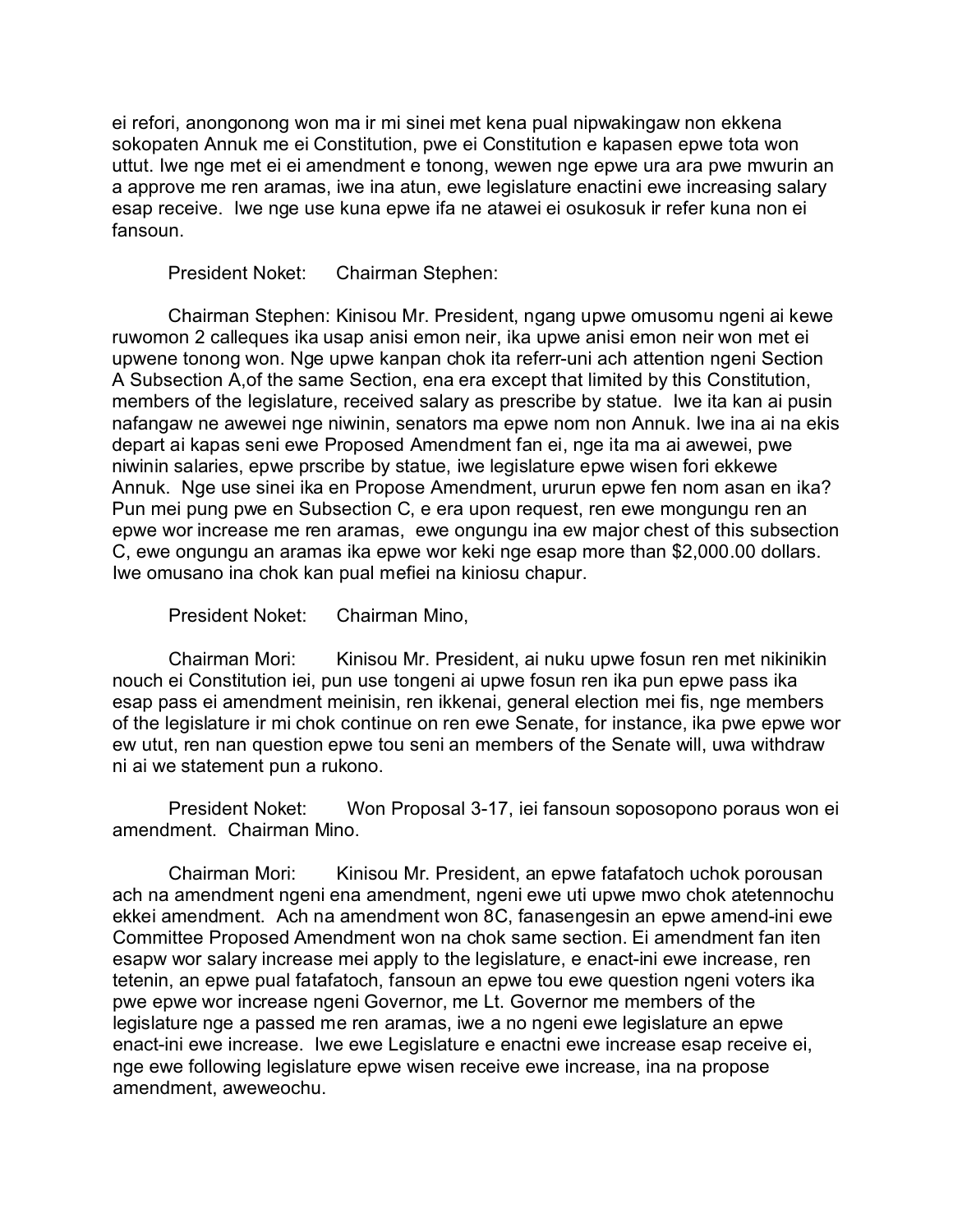ei refori, anongonong won ma ir mi sinei met kena pual nipwakingaw non ekkena sokopaten Annuk me ei Constitution, pwe ei Constitution e kapasen epwe tota won uttut. Iwe nge met ei ei amendment e tonong, wewen nge epwe ura ara pwe mwurin an a approve me ren aramas, iwe ina atun, ewe legislature enactini ewe increasing salary esap receive. Iwe nge use kuna epwe ifa ne atawei ei osukosuk ir refer kuna non ei fansoun.

President Noket: Chairman Stephen:

Chairman Stephen: Kinisou Mr. President, ngang upwe omusomu ngeni ai kewe ruwomon 2 calleques ika usap anisi emon neir, ika upwe anisi emon neir won met ei upwene tonong won. Nge upwe kanpan chok ita referr-uni ach attention ngeni Section A Subsection A,of the same Section, ena era except that limited by this Constitution, members of the legislature, received salary as prescribe by statue. Iwe ita kan ai pusin nafangaw ne awewei nge niwinin, senators ma epwe nom non Annuk. Iwe ina ai na ekis depart ai kapas seni ewe Proposed Amendment fan ei, nge ita ma ai awewei, pwe niwinin salaries, epwe prscribe by statue, iwe legislature epwe wisen fori ekkewe Annuk. Nge use sinei ika en Propose Amendment, ururun epwe fen nom asan en ika? Pun mei pung pwe en Subsection C, e era upon request, ren ewe mongungu ren an epwe wor increase me ren aramas, ewe ongungu ina ew major chest of this subsection C, ewe ongungu an aramas ika epwe wor keki nge esap more than $2,000.00 dollars. Iwe omusano ina chok kan pual mefiei na kiniosu chapur.

President Noket: Chairman Mino,

Chairman Mori: Kinisou Mr. President, ai nuku upwe fosun ren met nikinikin nouch ei Constitution iei, pun use tongeni ai upwe fosun ren ika pun epwe pass ika esap pass ei amendment meinisin, ren ikkenai, general election mei fis, nge members of the legislature ir mi chok continue on ren ewe Senate, for instance, ika pwe epwe wor ew utut, ren nan question epwe tou seni an members of the Senate will, uwa withdraw ni ai we statement pun a rukono.

President Noket: Won Proposal 3-17, iei fansoun soposopono poraus won ei amendment. Chairman Mino.

Chairman Mori: Kinisou Mr. President, an epwe fatafatoch uchok porousan ach na amendment ngeni ena amendment, ngeni ewe uti upwe mwo chok atetennochu ekkei amendment. Ach na amendment won 8C, fanasengesin an epwe amend-ini ewe Committee Proposed Amendment won na chok same section. Ei amendment fan iten esapw wor salary increase mei apply to the legislature, e enact-ini ewe increase, ren tetenin, an epwe pual fatafatoch, fansoun an epwe tou ewe question ngeni voters ika pwe epwe wor increase ngeni Governor, me Lt. Governor me members of the legislature nge a passed me ren aramas, iwe a no ngeni ewe legislature an epwe enact-ini ewe increase. Iwe ewe Legislature e enactni ewe increase esap receive ei, nge ewe following legislature epwe wisen receive ewe increase, ina na propose amendment, aweweochu.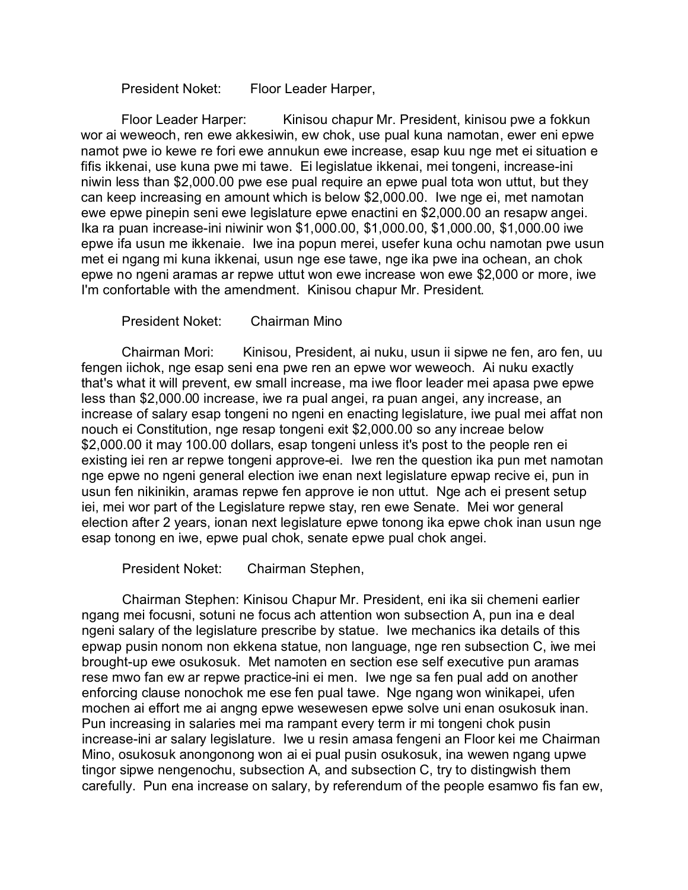President Noket: Floor Leader Harper,

Floor Leader Harper: Kinisou chapur Mr. President, kinisou pwe a fokkun wor ai weweoch, ren ewe akkesiwin, ew chok, use pual kuna namotan, ewer eni epwe namot pwe io kewe re fori ewe annukun ewe increase, esap kuu nge met ei situation e fifis ikkenai, use kuna pwe mi tawe. Ei legislatue ikkenai, mei tongeni, increase-ini niwin less than $2,000.00 pwe ese pual require an epwe pual tota won uttut, but they can keep increasing en amount which is below $2,000.00. Iwe nge ei, met namotan ewe epwe pinepin seni ewe legislature epwe enactini en $2,000.00 an resapw angei. Ika ra puan increase-ini niwinir won $1,000.00, $1,000.00, $1,000.00, $1,000.00 iwe epwe ifa usun me ikkenaie. Iwe ina popun merei, usefer kuna ochu namotan pwe usun met ei ngang mi kuna ikkenai, usun nge ese tawe, nge ika pwe ina ochean, an chok epwe no ngeni aramas ar repwe uttut won ewe increase won ewe $2,000 or more, iwe I'm confortable with the amendment. Kinisou chapur Mr. President.

President Noket: Chairman Mino

Chairman Mori: Kinisou, President, ai nuku, usun ii sipwe ne fen, aro fen, uu fengen iichok, nge esap seni ena pwe ren an epwe wor weweoch. Ai nuku exactly that's what it will prevent, ew small increase, ma iwe floor leader mei apasa pwe epwe less than $2,000.00 increase, iwe ra pual angei, ra puan angei, any increase, an increase of salary esap tongeni no ngeni en enacting legislature, iwe pual mei affat non nouch ei Constitution, nge resap tongeni exit $2,000.00 so any increae below $2,000.00 it may 100.00 dollars, esap tongeni unless it's post to the people ren ei existing iei ren ar repwe tongeni approve-ei. Iwe ren the question ika pun met namotan nge epwe no ngeni general election iwe enan next legislature epwap recive ei, pun in usun fen nikinikin, aramas repwe fen approve ie non uttut. Nge ach ei present setup iei, mei wor part of the Legislature repwe stay, ren ewe Senate. Mei wor general election after 2 years, ionan next legislature epwe tonong ika epwe chok inan usun nge esap tonong en iwe, epwe pual chok, senate epwe pual chok angei.

President Noket: Chairman Stephen,

Chairman Stephen: Kinisou Chapur Mr. President, eni ika sii chemeni earlier ngang mei focusni, sotuni ne focus ach attention won subsection A, pun ina e deal ngeni salary of the legislature prescribe by statue. Iwe mechanics ika details of this epwap pusin nonom non ekkena statue, non language, nge ren subsection C, iwe mei brought-up ewe osukosuk. Met namoten en section ese self executive pun aramas rese mwo fan ew ar repwe practice-ini ei men. Iwe nge sa fen pual add on another enforcing clause nonochok me ese fen pual tawe. Nge ngang won winikapei, ufen mochen ai effort me ai angng epwe wesewesen epwe solve uni enan osukosuk inan. Pun increasing in salaries mei ma rampant every term ir mi tongeni chok pusin increase-ini ar salary legislature. Iwe u resin amasa fengeni an Floor kei me Chairman Mino, osukosuk anongonong won ai ei pual pusin osukosuk, ina wewen ngang upwe tingor sipwe nengenochu, subsection A, and subsection C, try to distingwish them carefully. Pun ena increase on salary, by referendum of the people esamwo fis fan ew,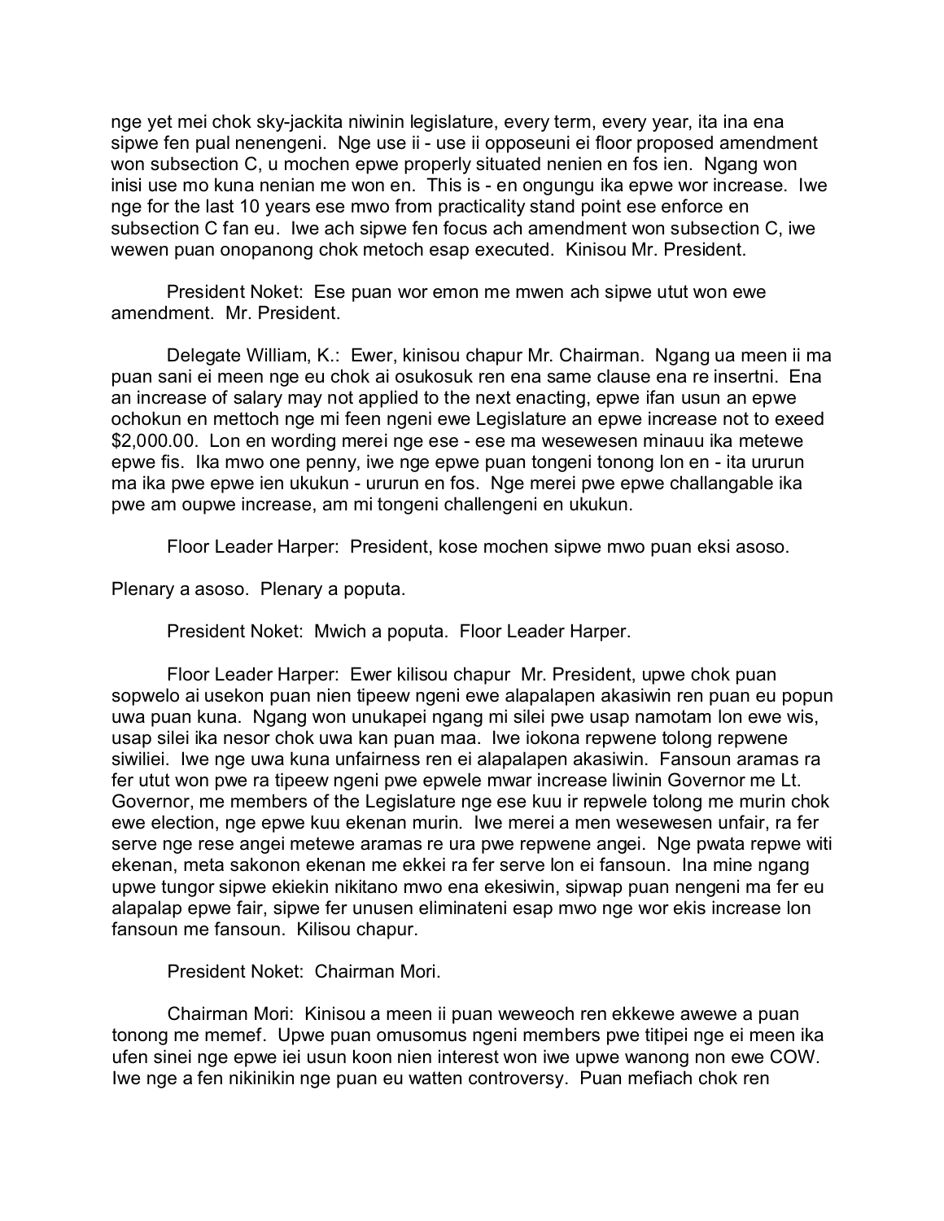nge yet mei chok sky-jackita niwinin legislature, every term, every year, ita ina ena sipwe fen pual nenengeni. Nge use ii - use ii opposeuni ei floor proposed amendment won subsection C, u mochen epwe properly situated nenien en fos ien. Ngang won inisi use mo kuna nenian me won en. This is - en ongungu ika epwe wor increase. Iwe nge for the last 10 years ese mwo from practicality stand point ese enforce en subsection C fan eu. Iwe ach sipwe fen focus ach amendment won subsection C, iwe wewen puan onopanong chok metoch esap executed. Kinisou Mr. President.

President Noket: Ese puan wor emon me mwen ach sipwe utut won ewe amendment. Mr. President.

Delegate William, K.: Ewer, kinisou chapur Mr. Chairman. Ngang ua meen ii ma puan sani ei meen nge eu chok ai osukosuk ren ena same clause ena re insertni. Ena an increase of salary may not applied to the next enacting, epwe ifan usun an epwe ochokun en mettoch nge mi feen ngeni ewe Legislature an epwe increase not to exeed $2,000.00. Lon en wording merei nge ese - ese ma wesewesen minauu ika metewe epwe fis. Ika mwo one penny, iwe nge epwe puan tongeni tonong lon en - ita ururun ma ika pwe epwe ien ukukun - ururun en fos. Nge merei pwe epwe challangable ika pwe am oupwe increase, am mi tongeni challengeni en ukukun.

Floor Leader Harper: President, kose mochen sipwe mwo puan eksi asoso.

Plenary a asoso. Plenary a poputa.

President Noket: Mwich a poputa. Floor Leader Harper.

Floor Leader Harper: Ewer kilisou chapur Mr. President, upwe chok puan sopwelo ai usekon puan nien tipeew ngeni ewe alapalapen akasiwin ren puan eu popun uwa puan kuna. Ngang won unukapei ngang mi silei pwe usap namotam lon ewe wis, usap silei ika nesor chok uwa kan puan maa. Iwe iokona repwene tolong repwene siwiliei. Iwe nge uwa kuna unfairness ren ei alapalapen akasiwin. Fansoun aramas ra fer utut won pwe ra tipeew ngeni pwe epwele mwar increase liwinin Governor me Lt. Governor, me members of the Legislature nge ese kuu ir repwele tolong me murin chok ewe election, nge epwe kuu ekenan murin. Iwe merei a men wesewesen unfair, ra fer serve nge rese angei metewe aramas re ura pwe repwene angei. Nge pwata repwe witi ekenan, meta sakonon ekenan me ekkei ra fer serve lon ei fansoun. Ina mine ngang upwe tungor sipwe ekiekin nikitano mwo ena ekesiwin, sipwap puan nengeni ma fer eu alapalap epwe fair, sipwe fer unusen eliminateni esap mwo nge wor ekis increase lon fansoun me fansoun. Kilisou chapur.

President Noket: Chairman Mori.

Chairman Mori: Kinisou a meen ii puan weweoch ren ekkewe awewe a puan tonong me memef. Upwe puan omusomus ngeni members pwe titipei nge ei meen ika ufen sinei nge epwe iei usun koon nien interest won iwe upwe wanong non ewe COW. Iwe nge a fen nikinikin nge puan eu watten controversy. Puan mefiach chok ren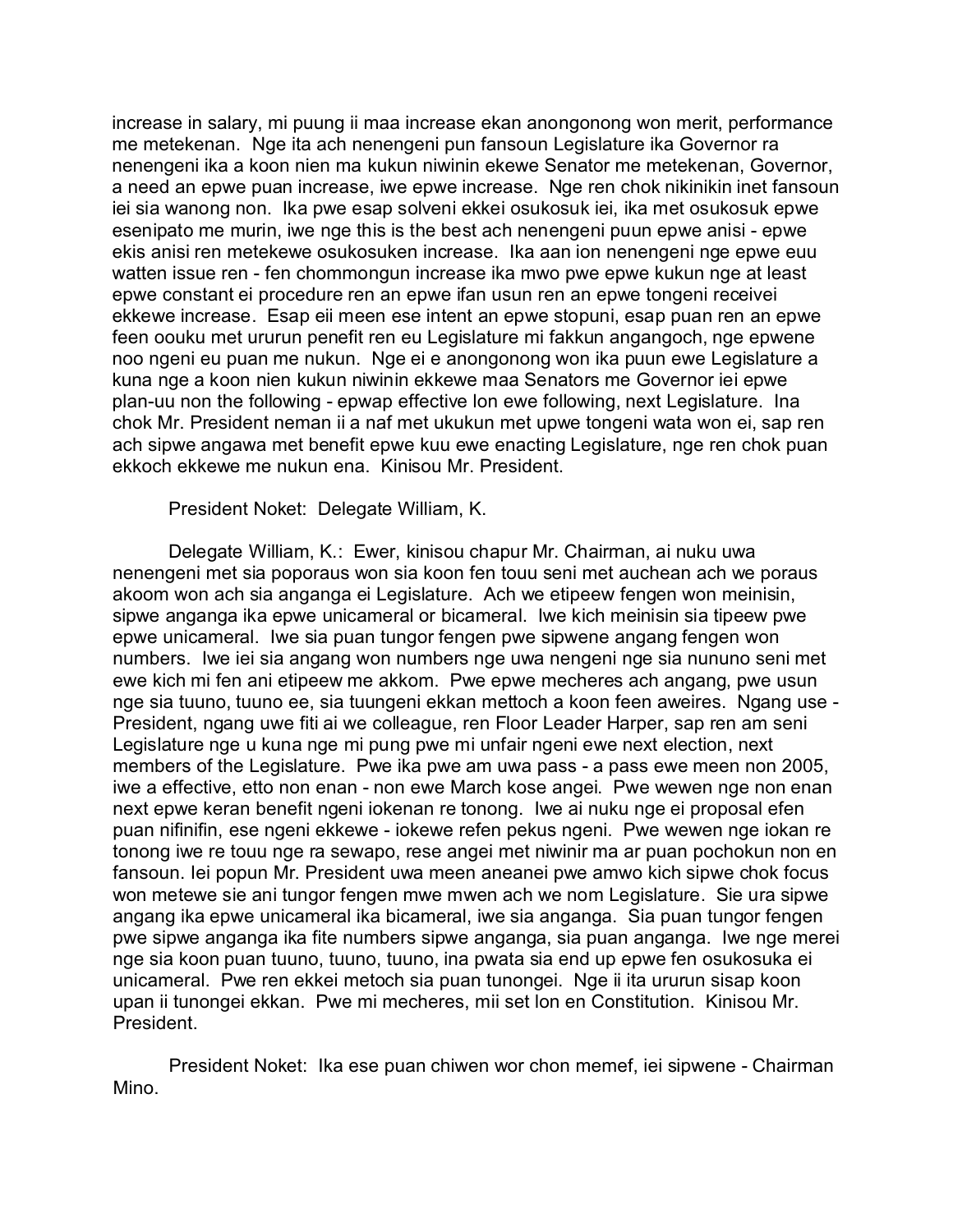increase in salary, mi puung ii maa increase ekan anongonong won merit, performance me metekenan. Nge ita ach nenengeni pun fansoun Legislature ika Governor ra nenengeni ika a koon nien ma kukun niwinin ekewe Senator me metekenan, Governor, a need an epwe puan increase, iwe epwe increase. Nge ren chok nikinikin inet fansoun iei sia wanong non. Ika pwe esap solveni ekkei osukosuk iei, ika met osukosuk epwe esenipato me murin, iwe nge this is the best ach nenengeni puun epwe anisi - epwe ekis anisi ren metekewe osukosuken increase. Ika aan ion nenengeni nge epwe euu watten issue ren - fen chommongun increase ika mwo pwe epwe kukun nge at least epwe constant ei procedure ren an epwe ifan usun ren an epwe tongeni receivei ekkewe increase. Esap eii meen ese intent an epwe stopuni, esap puan ren an epwe feen oouku met ururun penefit ren eu Legislature mi fakkun angangoch, nge epwene noo ngeni eu puan me nukun. Nge ei e anongonong won ika puun ewe Legislature a kuna nge a koon nien kukun niwinin ekkewe maa Senators me Governor iei epwe plan-uu non the following - epwap effective lon ewe following, next Legislature. Ina chok Mr. President neman ii a naf met ukukun met upwe tongeni wata won ei, sap ren ach sipwe angawa met benefit epwe kuu ewe enacting Legislature, nge ren chok puan ekkoch ekkewe me nukun ena. Kinisou Mr. President.

President Noket: Delegate William, K.

Delegate William, K.: Ewer, kinisou chapur Mr. Chairman, ai nuku uwa nenengeni met sia poporaus won sia koon fen touu seni met auchean ach we poraus akoom won ach sia anganga ei Legislature. Ach we etipeew fengen won meinisin, sipwe anganga ika epwe unicameral or bicameral. Iwe kich meinisin sia tipeew pwe epwe unicameral. Iwe sia puan tungor fengen pwe sipwene angang fengen won numbers. Iwe iei sia angang won numbers nge uwa nengeni nge sia nununo seni met ewe kich mi fen ani etipeew me akkom. Pwe epwe mecheres ach angang, pwe usun nge sia tuuno, tuuno ee, sia tuungeni ekkan mettoch a koon feen aweires. Ngang use - President, ngang uwe fiti ai we colleague, ren Floor Leader Harper, sap ren am seni Legislature nge u kuna nge mi pung pwe mi unfair ngeni ewe next election, next members of the Legislature. Pwe ika pwe am uwa pass - a pass ewe meen non 2005, iwe a effective, etto non enan - non ewe March kose angei. Pwe wewen nge non enan next epwe keran benefit ngeni iokenan re tonong. Iwe ai nuku nge ei proposal efen puan nifinifin, ese ngeni ekkewe - iokewe refen pekus ngeni. Pwe wewen nge iokan re tonong iwe re touu nge ra sewapo, rese angei met niwinir ma ar puan pochokun non en fansoun. Iei popun Mr. President uwa meen aneanei pwe amwo kich sipwe chok focus won metewe sie ani tungor fengen mwe mwen ach we nom Legislature. Sie ura sipwe angang ika epwe unicameral ika bicameral, iwe sia anganga. Sia puan tungor fengen pwe sipwe anganga ika fite numbers sipwe anganga, sia puan anganga. Iwe nge merei nge sia koon puan tuuno, tuuno, tuuno, ina pwata sia end up epwe fen osukosuka ei unicameral. Pwe ren ekkei metoch sia puan tunongei. Nge ii ita ururun sisap koon upan ii tunongei ekkan. Pwe mi mecheres, mii set lon en Constitution. Kinisou Mr. President.

President Noket: Ika ese puan chiwen wor chon memef, iei sipwene - Chairman Mino.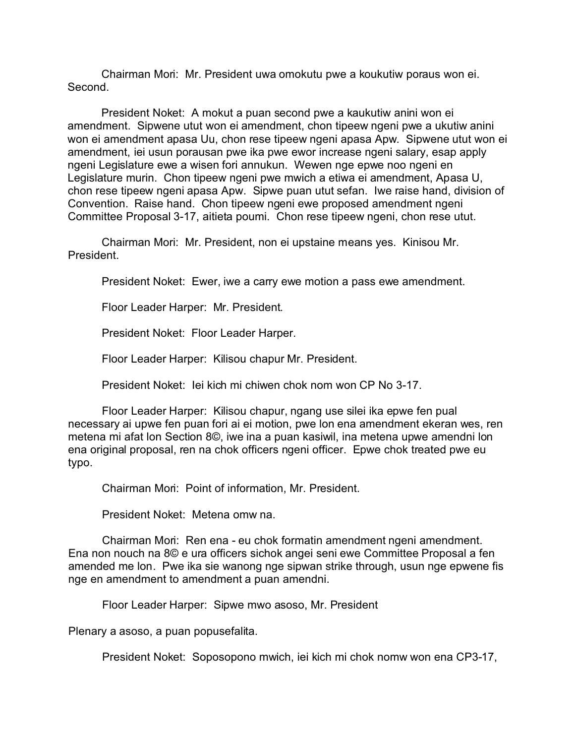Chairman Mori: Mr. President uwa omokutu pwe a koukutiw poraus won ei. Second.

President Noket: A mokut a puan second pwe a kaukutiw anini won ei amendment. Sipwene utut won ei amendment, chon tipeew ngeni pwe a ukutiw anini won ei amendment apasa Uu, chon rese tipeew ngeni apasa Apw. Sipwene utut won ei amendment, iei usun porausan pwe ika pwe ewor increase ngeni salary, esap apply ngeni Legislature ewe a wisen fori annukun. Wewen nge epwe noo ngeni en Legislature murin. Chon tipeew ngeni pwe mwich a etiwa ei amendment, Apasa U, chon rese tipeew ngeni apasa Apw. Sipwe puan utut sefan. Iwe raise hand, division of Convention. Raise hand. Chon tipeew ngeni ewe proposed amendment ngeni Committee Proposal 3-17, aitieta poumi. Chon rese tipeew ngeni, chon rese utut.

Chairman Mori: Mr. President, non ei upstaine means yes. Kinisou Mr. President.

President Noket: Ewer, iwe a carry ewe motion a pass ewe amendment.

Floor Leader Harper: Mr. President.

President Noket: Floor Leader Harper.

Floor Leader Harper: Kilisou chapur Mr. President.

President Noket: Iei kich mi chiwen chok nom won CP No 3-17.

Floor Leader Harper: Kilisou chapur, ngang use silei ika epwe fen pual necessary ai upwe fen puan fori ai ei motion, pwe lon ena amendment ekeran wes, ren metena mi afat lon Section 8©, iwe ina a puan kasiwil, ina metena upwe amendni lon ena original proposal, ren na chok officers ngeni officer. Epwe chok treated pwe eu typo.

Chairman Mori: Point of information, Mr. President.

President Noket: Metena omw na.

Chairman Mori: Ren ena - eu chok formatin amendment ngeni amendment. Ena non nouch na 8© e ura officers sichok angei seni ewe Committee Proposal a fen amended me lon. Pwe ika sie wanong nge sipwan strike through, usun nge epwene fis nge en amendment to amendment a puan amendni.

Floor Leader Harper: Sipwe mwo asoso, Mr. President

Plenary a asoso, a puan popusefalita.

President Noket: Soposopono mwich, iei kich mi chok nomw won ena CP3-17,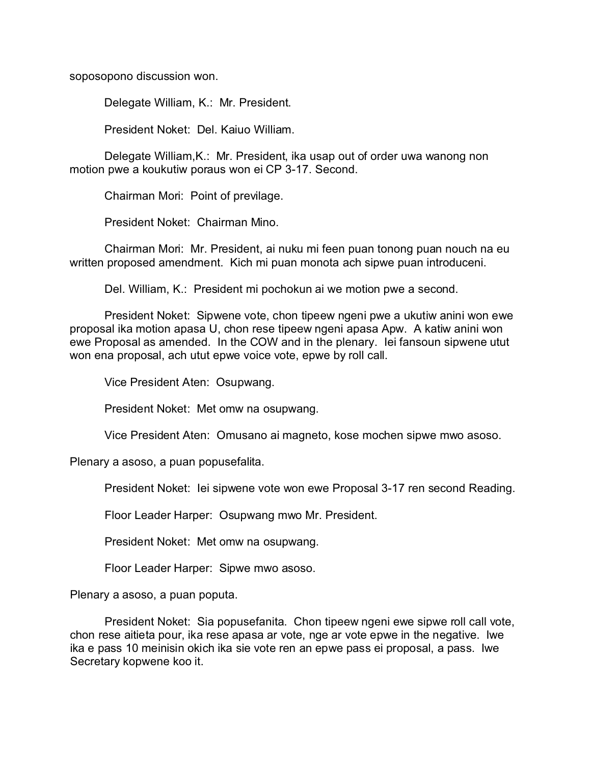soposopono discussion won.

Delegate William, K.: Mr. President.

President Noket: Del. Kaiuo William.

Delegate William,K.: Mr. President, ika usap out of order uwa wanong non motion pwe a koukutiw poraus won ei CP 3-17. Second.

Chairman Mori: Point of previlage.

President Noket: Chairman Mino.

Chairman Mori: Mr. President, ai nuku mi feen puan tonong puan nouch na eu written proposed amendment. Kich mi puan monota ach sipwe puan introduceni.

Del. William, K.: President mi pochokun ai we motion pwe a second.

President Noket: Sipwene vote, chon tipeew ngeni pwe a ukutiw anini won ewe proposal ika motion apasa U, chon rese tipeew ngeni apasa Apw. A katiw anini won ewe Proposal as amended. In the COW and in the plenary. Iei fansoun sipwene utut won ena proposal, ach utut epwe voice vote, epwe by roll call.

Vice President Aten: Osupwang.

President Noket: Met omw na osupwang.

Vice President Aten: Omusano ai magneto, kose mochen sipwe mwo asoso.

Plenary a asoso, a puan popusefalita.

President Noket: Iei sipwene vote won ewe Proposal 3-17 ren second Reading.

Floor Leader Harper: Osupwang mwo Mr. President.

President Noket: Met omw na osupwang.

Floor Leader Harper: Sipwe mwo asoso.

Plenary a asoso, a puan poputa.

President Noket: Sia popusefanita. Chon tipeew ngeni ewe sipwe roll call vote, chon rese aitieta pour, ika rese apasa ar vote, nge ar vote epwe in the negative. Iwe ika e pass 10 meinisin okich ika sie vote ren an epwe pass ei proposal, a pass. Iwe Secretary kopwene koo it.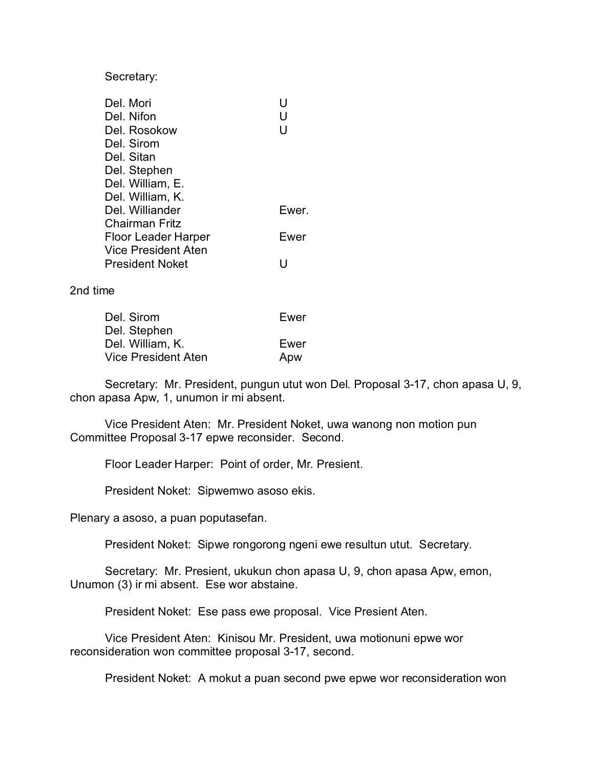Secretary:

| | |
|---|---|
| Del. Mori | U |
| Del. Nifon | U |
| Del. Rosokow | U |
| Del. Sirom | |
| Del. Sitan | |
| Del. Stephen | |
| Del. William, E. | |
| Del. William, K. | |
| Del. Williander | Ewer. |
| Chairman Fritz | |
| Floor Leader Harper | Ewer |
| Vice President Aten | |
| President Noket | U |

2nd time

| | |
|---|---|
| Del. Sirom | Ewer |
| Del. Stephen | |
| Del. William, K. | Ewer |
| Vice President Aten | Apw |

Secretary: Mr. President, pungun utut won Del. Proposal 3-17, chon apasa U, 9, chon apasa Apw, 1, unumon ir mi absent.

Vice President Aten: Mr. President Noket, uwa wanong non motion pun Committee Proposal 3-17 epwe reconsider. Second.

Floor Leader Harper: Point of order, Mr. Presient.

President Noket: Sipwemwo asoso ekis.

Plenary a asoso, a puan poputasefan.

President Noket: Sipwe rongorong ngeni ewe resultun utut. Secretary.

Secretary: Mr. Presient, ukukun chon apasa U, 9, chon apasa Apw, emon, Unumon (3) ir mi absent. Ese wor abstaine.

President Noket: Ese pass ewe proposal. Vice Presient Aten.

Vice President Aten: Kinisou Mr. President, uwa motionuni epwe wor reconsideration won committee proposal 3-17, second.

President Noket: A mokut a puan second pwe epwe wor reconsideration won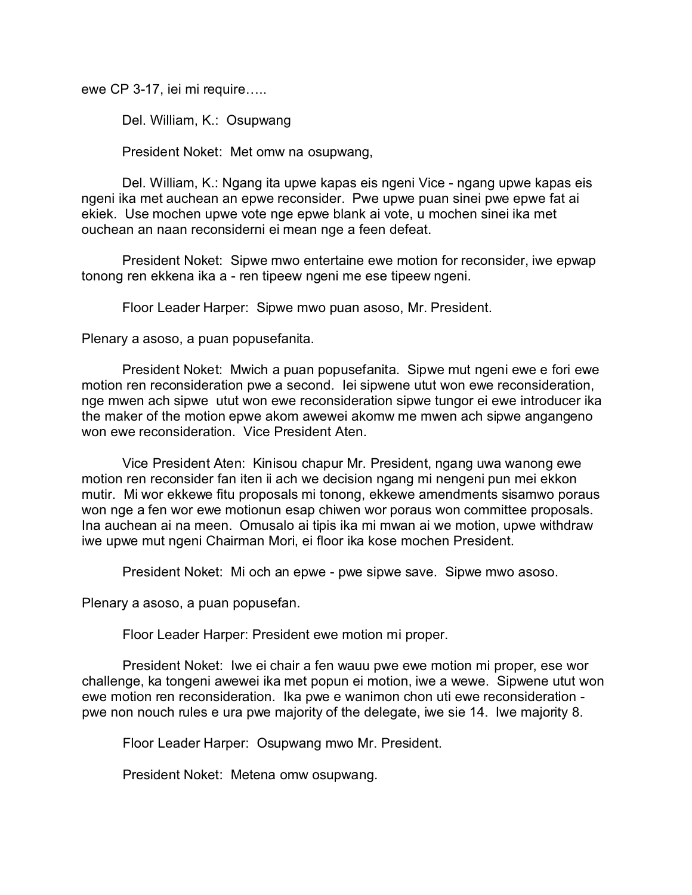ewe CP 3-17, iei mi require…..

Del. William, K.: Osupwang

President Noket: Met omw na osupwang,

Del. William, K.: Ngang ita upwe kapas eis ngeni Vice - ngang upwe kapas eis ngeni ika met auchean an epwe reconsider. Pwe upwe puan sinei pwe epwe fat ai ekiek. Use mochen upwe vote nge epwe blank ai vote, u mochen sinei ika met ouchean an naan reconsiderni ei mean nge a feen defeat.

President Noket: Sipwe mwo entertaine ewe motion for reconsider, iwe epwap tonong ren ekkena ika a - ren tipeew ngeni me ese tipeew ngeni.

Floor Leader Harper: Sipwe mwo puan asoso, Mr. President.

Plenary a asoso, a puan popusefanita.

President Noket: Mwich a puan popusefanita. Sipwe mut ngeni ewe e fori ewe motion ren reconsideration pwe a second. Iei sipwene utut won ewe reconsideration, nge mwen ach sipwe utut won ewe reconsideration sipwe tungor ei ewe introducer ika the maker of the motion epwe akom awewei akomw me mwen ach sipwe angangeno won ewe reconsideration. Vice President Aten.

Vice President Aten: Kinisou chapur Mr. President, ngang uwa wanong ewe motion ren reconsider fan iten ii ach we decision ngang mi nengeni pun mei ekkon mutir. Mi wor ekkewe fitu proposals mi tonong, ekkewe amendments sisamwo poraus won nge a fen wor ewe motionun esap chiwen wor poraus won committee proposals. Ina auchean ai na meen. Omusalo ai tipis ika mi mwan ai we motion, upwe withdraw iwe upwe mut ngeni Chairman Mori, ei floor ika kose mochen President.

President Noket: Mi och an epwe - pwe sipwe save. Sipwe mwo asoso.

Plenary a asoso, a puan popusefan.

Floor Leader Harper: President ewe motion mi proper.

President Noket: Iwe ei chair a fen wauu pwe ewe motion mi proper, ese wor challenge, ka tongeni awewei ika met popun ei motion, iwe a wewe. Sipwene utut won ewe motion ren reconsideration. Ika pwe e wanimon chon uti ewe reconsideration - pwe non nouch rules e ura pwe majority of the delegate, iwe sie 14. Iwe majority 8.

Floor Leader Harper: Osupwang mwo Mr. President.

President Noket: Metena omw osupwang.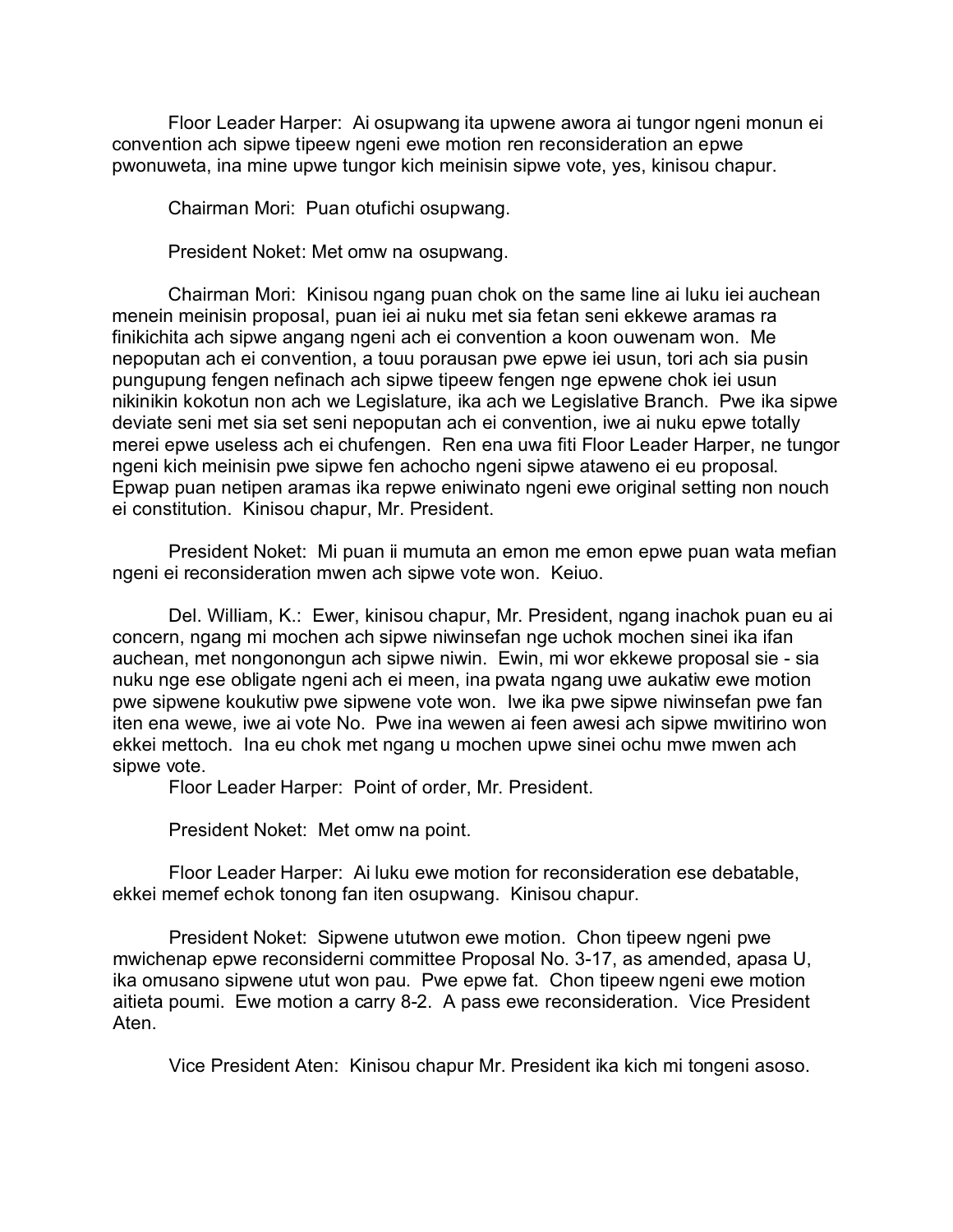Floor Leader Harper: Ai osupwang ita upwene awora ai tungor ngeni monun ei convention ach sipwe tipeew ngeni ewe motion ren reconsideration an epwe pwonuweta, ina mine upwe tungor kich meinisin sipwe vote, yes, kinisou chapur.

Chairman Mori: Puan otufichi osupwang.

President Noket: Met omw na osupwang.

Chairman Mori: Kinisou ngang puan chok on the same line ai luku iei auchean menein meinisin proposal, puan iei ai nuku met sia fetan seni ekkewe aramas ra finikichita ach sipwe angang ngeni ach ei convention a koon ouwenam won. Me nepoputan ach ei convention, a touu porausan pwe epwe iei usun, tori ach sia pusin pungupung fengen nefinach ach sipwe tipeew fengen nge epwene chok iei usun nikinikin kokotun non ach we Legislature, ika ach we Legislative Branch. Pwe ika sipwe deviate seni met sia set seni nepoputan ach ei convention, iwe ai nuku epwe totally merei epwe useless ach ei chufengen. Ren ena uwa fiti Floor Leader Harper, ne tungor ngeni kich meinisin pwe sipwe fen achocho ngeni sipwe ataweno ei eu proposal. Epwap puan netipen aramas ika repwe eniwinato ngeni ewe original setting non nouch ei constitution. Kinisou chapur, Mr. President.

President Noket: Mi puan ii mumuta an emon me emon epwe puan wata mefian ngeni ei reconsideration mwen ach sipwe vote won. Keiuo.

Del. William, K.: Ewer, kinisou chapur, Mr. President, ngang inachok puan eu ai concern, ngang mi mochen ach sipwe niwinsefan nge uchok mochen sinei ika ifan auchean, met nongonongun ach sipwe niwin. Ewin, mi wor ekkewe proposal sie - sia nuku nge ese obligate ngeni ach ei meen, ina pwata ngang uwe aukatiw ewe motion pwe sipwene koukutiw pwe sipwene vote won. Iwe ika pwe sipwe niwinsefan pwe fan iten ena wewe, iwe ai vote No. Pwe ina wewen ai feen awesi ach sipwe mwitirino won ekkei mettoch. Ina eu chok met ngang u mochen upwe sinei ochu mwe mwen ach sipwe vote.

Floor Leader Harper: Point of order, Mr. President.

President Noket: Met omw na point.

Floor Leader Harper: Ai luku ewe motion for reconsideration ese debatable, ekkei memef echok tonong fan iten osupwang. Kinisou chapur.

President Noket: Sipwene ututwon ewe motion. Chon tipeew ngeni pwe mwichenap epwe reconsiderni committee Proposal No. 3-17, as amended, apasa U, ika omusano sipwene utut won pau. Pwe epwe fat. Chon tipeew ngeni ewe motion aitieta poumi. Ewe motion a carry 8-2. A pass ewe reconsideration. Vice President Aten.

Vice President Aten: Kinisou chapur Mr. President ika kich mi tongeni asoso.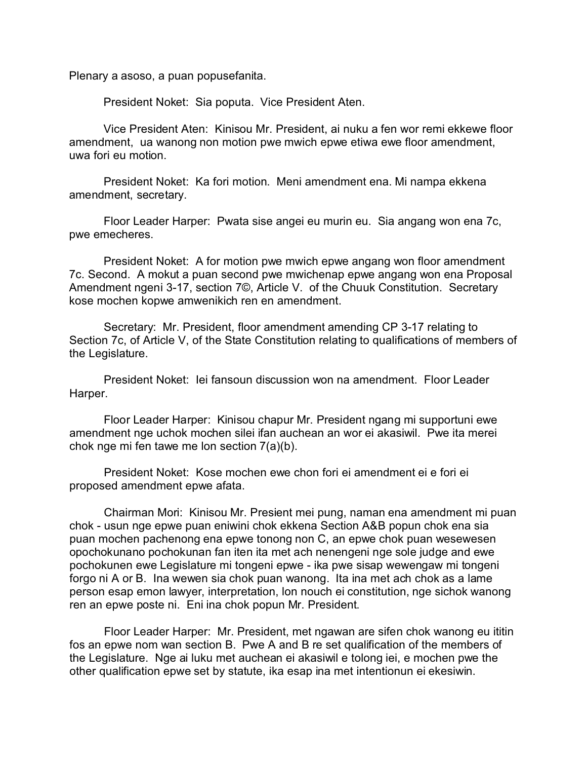Plenary a asoso, a puan popusefanita.

President Noket: Sia poputa. Vice President Aten.

Vice President Aten: Kinisou Mr. President, ai nuku a fen wor remi ekkewe floor amendment, ua wanong non motion pwe mwich epwe etiwa ewe floor amendment, uwa fori eu motion.

President Noket: Ka fori motion. Meni amendment ena. Mi nampa ekkena amendment, secretary.

Floor Leader Harper: Pwata sise angei eu murin eu. Sia angang won ena 7c, pwe emecheres.

President Noket: A for motion pwe mwich epwe angang won floor amendment 7c. Second. A mokut a puan second pwe mwichenap epwe angang won ena Proposal Amendment ngeni 3-17, section 7©, Article V. of the Chuuk Constitution. Secretary kose mochen kopwe amwenikich ren en amendment.

Secretary: Mr. President, floor amendment amending CP 3-17 relating to Section 7c, of Article V, of the State Constitution relating to qualifications of members of the Legislature.

President Noket: Iei fansoun discussion won na amendment. Floor Leader Harper.

Floor Leader Harper: Kinisou chapur Mr. President ngang mi supportuni ewe amendment nge uchok mochen silei ifan auchean an wor ei akasiwil. Pwe ita merei chok nge mi fen tawe me lon section 7(a)(b).

President Noket: Kose mochen ewe chon fori ei amendment ei e fori ei proposed amendment epwe afata.

Chairman Mori: Kinisou Mr. Presient mei pung, naman ena amendment mi puan chok - usun nge epwe puan eniwini chok ekkena Section A&B popun chok ena sia puan mochen pachenong ena epwe tonong non C, an epwe chok puan wesewesen opochokunano pochokunan fan iten ita met ach nenengeni nge sole judge and ewe pochokunen ewe Legislature mi tongeni epwe - ika pwe sisap wewengaw mi tongeni forgo ni A or B. Ina wewen sia chok puan wanong. Ita ina met ach chok as a lame person esap emon lawyer, interpretation, lon nouch ei constitution, nge sichok wanong ren an epwe poste ni. Eni ina chok popun Mr. President.

Floor Leader Harper: Mr. President, met ngawan are sifen chok wanong eu ititin fos an epwe nom wan section B. Pwe A and B re set qualification of the members of the Legislature. Nge ai luku met auchean ei akasiwil e tolong iei, e mochen pwe the other qualification epwe set by statute, ika esap ina met intentionun ei ekesiwin.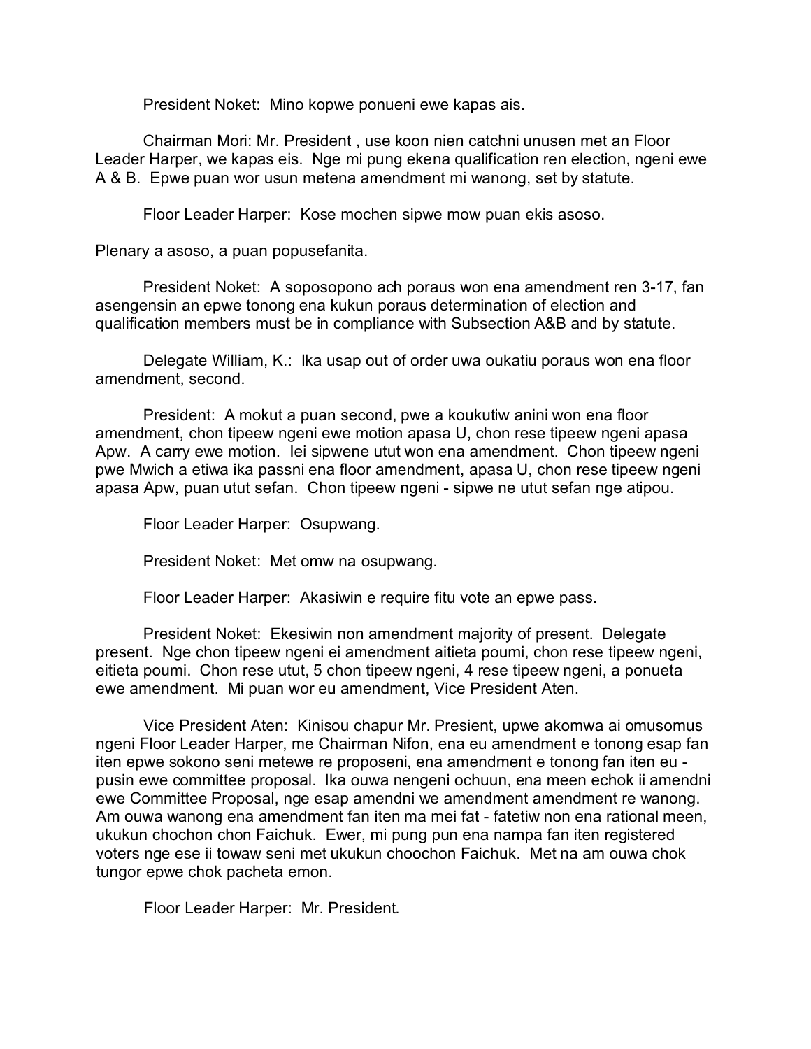President Noket: Mino kopwe ponueni ewe kapas ais.

Chairman Mori: Mr. President , use koon nien catchni unusen met an Floor Leader Harper, we kapas eis. Nge mi pung ekena qualification ren election, ngeni ewe A & B. Epwe puan wor usun metena amendment mi wanong, set by statute.

Floor Leader Harper: Kose mochen sipwe mow puan ekis asoso.

Plenary a asoso, a puan popusefanita.

President Noket: A soposopono ach poraus won ena amendment ren 3-17, fan asengensin an epwe tonong ena kukun poraus determination of election and qualification members must be in compliance with Subsection A&B and by statute.

Delegate William, K.: Ika usap out of order uwa oukatiu poraus won ena floor amendment, second.

President: A mokut a puan second, pwe a koukutiw anini won ena floor amendment, chon tipeew ngeni ewe motion apasa U, chon rese tipeew ngeni apasa Apw. A carry ewe motion. Iei sipwene utut won ena amendment. Chon tipeew ngeni pwe Mwich a etiwa ika passni ena floor amendment, apasa U, chon rese tipeew ngeni apasa Apw, puan utut sefan. Chon tipeew ngeni - sipwe ne utut sefan nge atipou.

Floor Leader Harper: Osupwang.

President Noket: Met omw na osupwang.

Floor Leader Harper: Akasiwin e require fitu vote an epwe pass.

President Noket: Ekesiwin non amendment majority of present. Delegate present. Nge chon tipeew ngeni ei amendment aitieta poumi, chon rese tipeew ngeni, eitieta poumi. Chon rese utut, 5 chon tipeew ngeni, 4 rese tipeew ngeni, a ponueta ewe amendment. Mi puan wor eu amendment, Vice President Aten.

Vice President Aten: Kinisou chapur Mr. Presient, upwe akomwa ai omusomus ngeni Floor Leader Harper, me Chairman Nifon, ena eu amendment e tonong esap fan iten epwe sokono seni metewe re proposeni, ena amendment e tonong fan iten eu - pusin ewe committee proposal. Ika ouwa nengeni ochuun, ena meen echok ii amendni ewe Committee Proposal, nge esap amendni we amendment amendment re wanong. Am ouwa wanong ena amendment fan iten ma mei fat - fetetiw non ena rational meen, ukukun chochon chon Faichuk. Ewer, mi pung pun ena nampa fan iten registered voters nge ese ii towaw seni met ukukun choochon Faichuk. Met na am ouwa chok tungor epwe chok pacheta emon.

Floor Leader Harper: Mr. President.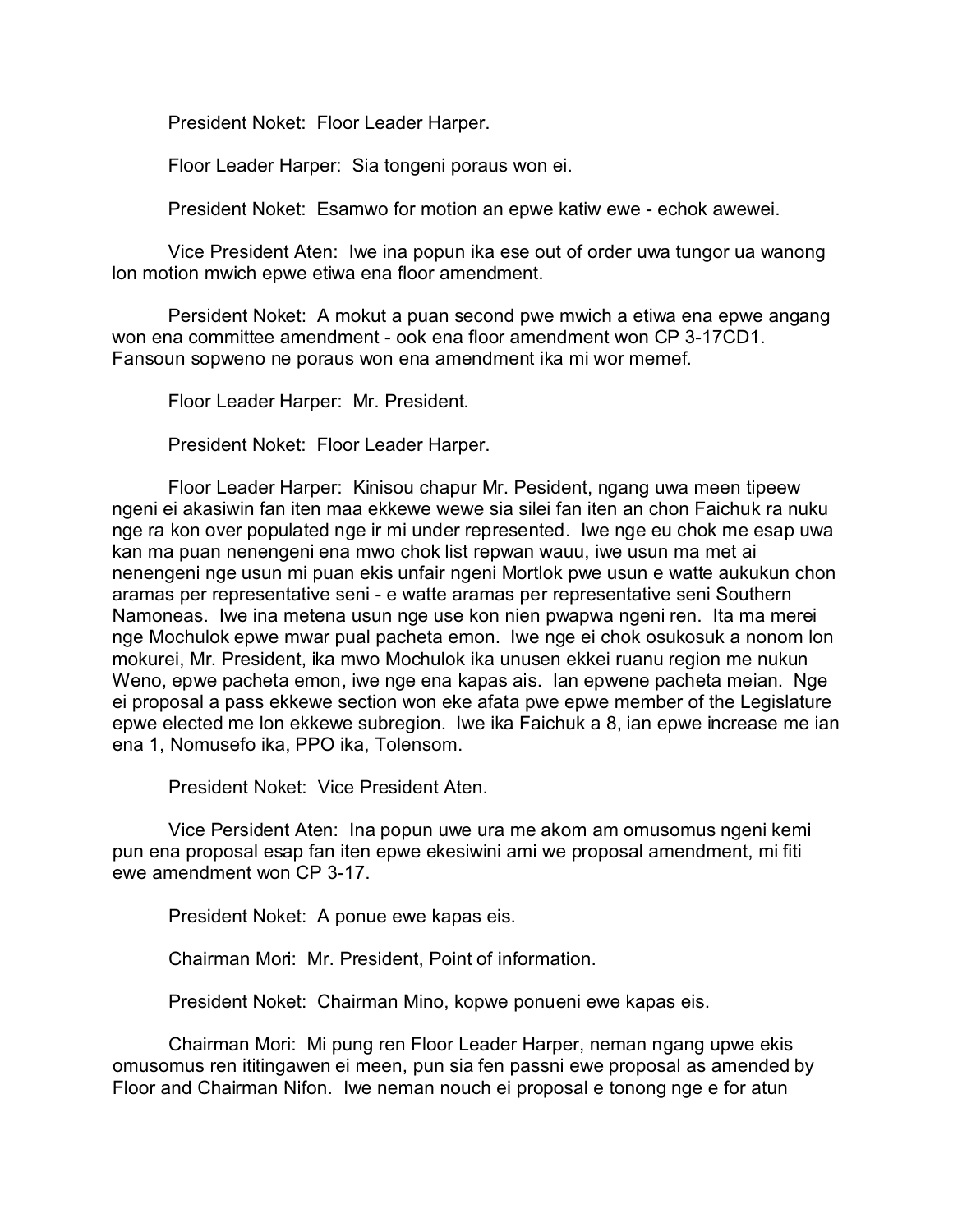President Noket: Floor Leader Harper.

Floor Leader Harper: Sia tongeni poraus won ei.

President Noket: Esamwo for motion an epwe katiw ewe - echok awewei.

Vice President Aten: Iwe ina popun ika ese out of order uwa tungor ua wanong lon motion mwich epwe etiwa ena floor amendment.

Persident Noket: A mokut a puan second pwe mwich a etiwa ena epwe angang won ena committee amendment - ook ena floor amendment won CP 3-17CD1. Fansoun sopweno ne poraus won ena amendment ika mi wor memef.

Floor Leader Harper: Mr. President.

President Noket: Floor Leader Harper.

Floor Leader Harper: Kinisou chapur Mr. Pesident, ngang uwa meen tipeew ngeni ei akasiwin fan iten maa ekkewe wewe sia silei fan iten an chon Faichuk ra nuku nge ra kon over populated nge ir mi under represented. Iwe nge eu chok me esap uwa kan ma puan nenengeni ena mwo chok list repwan wauu, iwe usun ma met ai nenengeni nge usun mi puan ekis unfair ngeni Mortlok pwe usun e watte aukukun chon aramas per representative seni - e watte aramas per representative seni Southern Namoneas. Iwe ina metena usun nge use kon nien pwapwa ngeni ren. Ita ma merei nge Mochulok epwe mwar pual pacheta emon. Iwe nge ei chok osukosuk a nonom lon mokurei, Mr. President, ika mwo Mochulok ika unusen ekkei ruanu region me nukun Weno, epwe pacheta emon, iwe nge ena kapas ais. Ian epwene pacheta meian. Nge ei proposal a pass ekkewe section won eke afata pwe epwe member of the Legislature epwe elected me lon ekkewe subregion. Iwe ika Faichuk a 8, ian epwe increase me ian ena 1, Nomusefo ika, PPO ika, Tolensom.

President Noket: Vice President Aten.

Vice Persident Aten: Ina popun uwe ura me akom am omusomus ngeni kemi pun ena proposal esap fan iten epwe ekesiwini ami we proposal amendment, mi fiti ewe amendment won CP 3-17.

President Noket: A ponue ewe kapas eis.

Chairman Mori: Mr. President, Point of information.

President Noket: Chairman Mino, kopwe ponueni ewe kapas eis.

Chairman Mori: Mi pung ren Floor Leader Harper, neman ngang upwe ekis omusomus ren ititingawen ei meen, pun sia fen passni ewe proposal as amended by Floor and Chairman Nifon. Iwe neman nouch ei proposal e tonong nge e for atun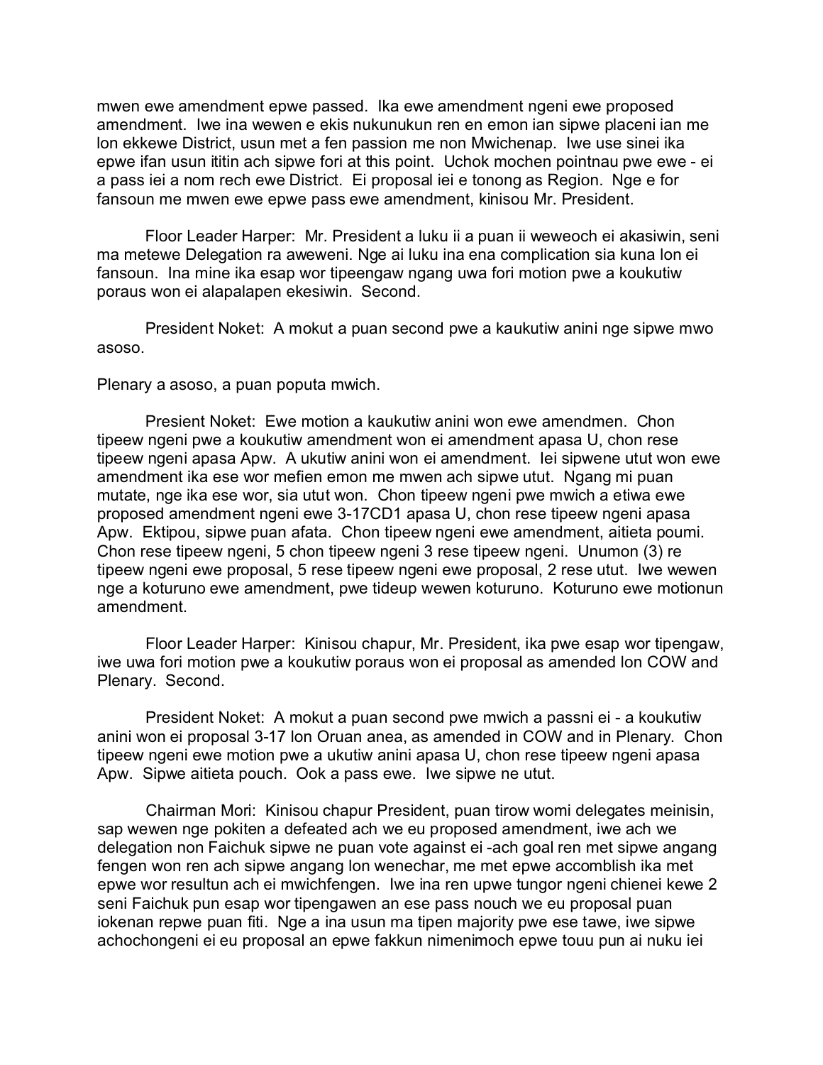mwen ewe amendment epwe passed. Ika ewe amendment ngeni ewe proposed amendment. Iwe ina wewen e ekis nukunukun ren en emon ian sipwe placeni ian me lon ekkewe District, usun met a fen passion me non Mwichenap. Iwe use sinei ika epwe ifan usun ititin ach sipwe fori at this point. Uchok mochen pointnau pwe ewe - ei a pass iei a nom rech ewe District. Ei proposal iei e tonong as Region. Nge e for fansoun me mwen ewe epwe pass ewe amendment, kinisou Mr. President.

Floor Leader Harper: Mr. President a luku ii a puan ii weweoch ei akasiwin, seni ma metewe Delegation ra aweweni. Nge ai luku ina ena complication sia kuna lon ei fansoun. Ina mine ika esap wor tipeengaw ngang uwa fori motion pwe a koukutiw poraus won ei alapalapen ekesiwin. Second.

President Noket: A mokut a puan second pwe a kaukutiw anini nge sipwe mwo asoso.

Plenary a asoso, a puan poputa mwich.

Presient Noket: Ewe motion a kaukutiw anini won ewe amendmen. Chon tipeew ngeni pwe a koukutiw amendment won ei amendment apasa U, chon rese tipeew ngeni apasa Apw. A ukutiw anini won ei amendment. Iei sipwene utut won ewe amendment ika ese wor mefien emon me mwen ach sipwe utut. Ngang mi puan mutate, nge ika ese wor, sia utut won. Chon tipeew ngeni pwe mwich a etiwa ewe proposed amendment ngeni ewe 3-17CD1 apasa U, chon rese tipeew ngeni apasa Apw. Ektipou, sipwe puan afata. Chon tipeew ngeni ewe amendment, aitieta poumi. Chon rese tipeew ngeni, 5 chon tipeew ngeni 3 rese tipeew ngeni. Unumon (3) re tipeew ngeni ewe proposal, 5 rese tipeew ngeni ewe proposal, 2 rese utut. Iwe wewen nge a koturuno ewe amendment, pwe tideup wewen koturuno. Koturuno ewe motionun amendment.

Floor Leader Harper: Kinisou chapur, Mr. President, ika pwe esap wor tipengaw, iwe uwa fori motion pwe a koukutiw poraus won ei proposal as amended lon COW and Plenary. Second.

President Noket: A mokut a puan second pwe mwich a passni ei - a koukutiw anini won ei proposal 3-17 lon Oruan anea, as amended in COW and in Plenary. Chon tipeew ngeni ewe motion pwe a ukutiw anini apasa U, chon rese tipeew ngeni apasa Apw. Sipwe aitieta pouch. Ook a pass ewe. Iwe sipwe ne utut.

Chairman Mori: Kinisou chapur President, puan tirow womi delegates meinisin, sap wewen nge pokiten a defeated ach we eu proposed amendment, iwe ach we delegation non Faichuk sipwe ne puan vote against ei -ach goal ren met sipwe angang fengen won ren ach sipwe angang lon wenechar, me met epwe accomblish ika met epwe wor resultun ach ei mwichfengen. Iwe ina ren upwe tungor ngeni chienei kewe 2 seni Faichuk pun esap wor tipengawen an ese pass nouch we eu proposal puan iokenan repwe puan fiti. Nge a ina usun ma tipen majority pwe ese tawe, iwe sipwe achochongeni ei eu proposal an epwe fakkun nimenimoch epwe touu pun ai nuku iei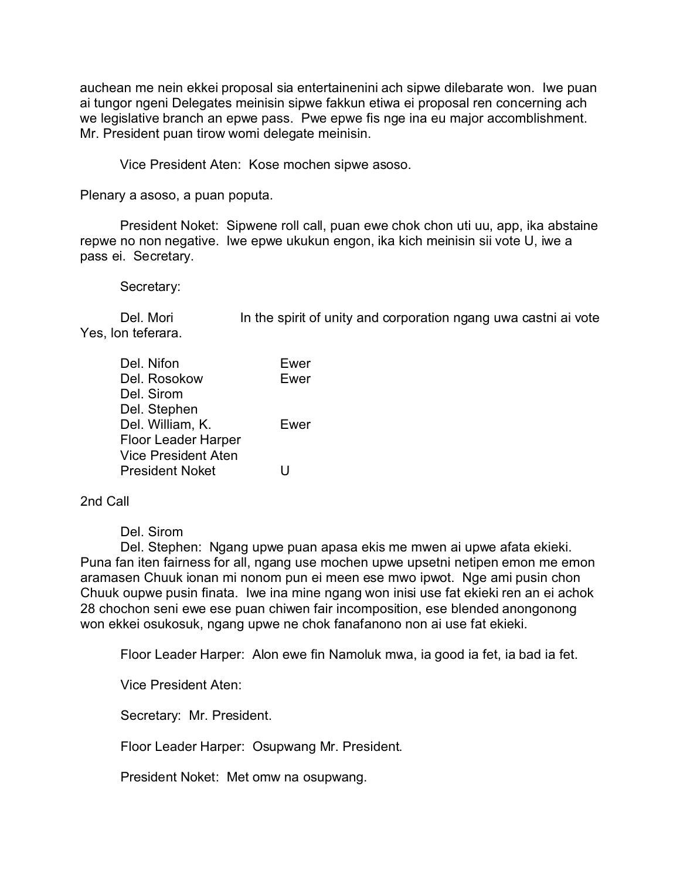auchean me nein ekkei proposal sia entertainenini ach sipwe dilebarate won. Iwe puan ai tungor ngeni Delegates meinisin sipwe fakkun etiwa ei proposal ren concerning ach we legislative branch an epwe pass. Pwe epwe fis nge ina eu major accomblishment. Mr. President puan tirow womi delegate meinisin.

Vice President Aten: Kose mochen sipwe asoso.

Plenary a asoso, a puan poputa.

President Noket: Sipwene roll call, puan ewe chok chon uti uu, app, ika abstaine repwe no non negative. Iwe epwe ukukun engon, ika kich meinisin sii vote U, iwe a pass ei. Secretary.

Secretary:

Del. Mori In the spirit of unity and corporation ngang uwa castni ai vote Yes, lon teferara.

| | |
|---|---|
| Del. Nifon | Ewer |
| Del. Rosokow | Ewer |
| Del. Sirom | |
| Del. Stephen | |
| Del. William, K. | Ewer |
| Floor Leader Harper | |
| Vice President Aten | |
| President Noket | U |

2nd Call

Del. Sirom

Del. Stephen: Ngang upwe puan apasa ekis me mwen ai upwe afata ekieki. Puna fan iten fairness for all, ngang use mochen upwe upsetni netipen emon me emon aramasen Chuuk ionan mi nonom pun ei meen ese mwo ipwot. Nge ami pusin chon Chuuk oupwe pusin finata. Iwe ina mine ngang won inisi use fat ekieki ren an ei achok 28 chochon seni ewe ese puan chiwen fair incomposition, ese blended anongonong won ekkei osukosuk, ngang upwe ne chok fanafanono non ai use fat ekieki.

Floor Leader Harper: Alon ewe fin Namoluk mwa, ia good ia fet, ia bad ia fet.

Vice President Aten:

Secretary: Mr. President.

Floor Leader Harper: Osupwang Mr. President.

President Noket: Met omw na osupwang.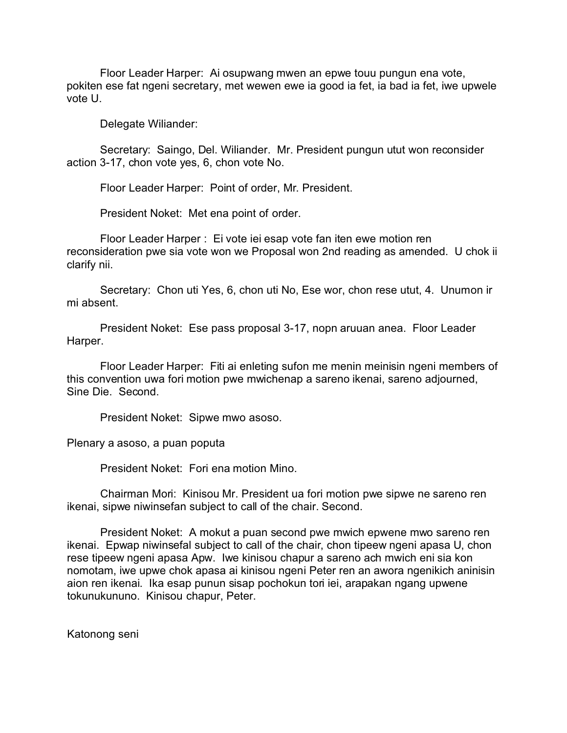Floor Leader Harper: Ai osupwang mwen an epwe touu pungun ena vote, pokiten ese fat ngeni secretary, met wewen ewe ia good ia fet, ia bad ia fet, iwe upwele vote U.

Delegate Wiliander:

Secretary: Saingo, Del. Wiliander. Mr. President pungun utut won reconsider action 3-17, chon vote yes, 6, chon vote No.

Floor Leader Harper: Point of order, Mr. President.

President Noket: Met ena point of order.

Floor Leader Harper : Ei vote iei esap vote fan iten ewe motion ren reconsideration pwe sia vote won we Proposal won 2nd reading as amended. U chok ii clarify nii.

Secretary: Chon uti Yes, 6, chon uti No, Ese wor, chon rese utut, 4. Unumon ir mi absent.

President Noket: Ese pass proposal 3-17, nopn aruuan anea. Floor Leader Harper.

Floor Leader Harper: Fiti ai enleting sufon me menin meinisin ngeni members of this convention uwa fori motion pwe mwichenap a sareno ikenai, sareno adjourned, Sine Die. Second.

President Noket: Sipwe mwo asoso.

Plenary a asoso, a puan poputa

President Noket: Fori ena motion Mino.

Chairman Mori: Kinisou Mr. President ua fori motion pwe sipwe ne sareno ren ikenai, sipwe niwinsefan subject to call of the chair. Second.

President Noket: A mokut a puan second pwe mwich epwene mwo sareno ren ikenai. Epwap niwinsefal subject to call of the chair, chon tipeew ngeni apasa U, chon rese tipeew ngeni apasa Apw. Iwe kinisou chapur a sareno ach mwich eni sia kon nomotam, iwe upwe chok apasa ai kinisou ngeni Peter ren an awora ngenikich aninisin aion ren ikenai. Ika esap punun sisap pochokun tori iei, arapakan ngang upwene tokunukununo. Kinisou chapur, Peter.

Katonong seni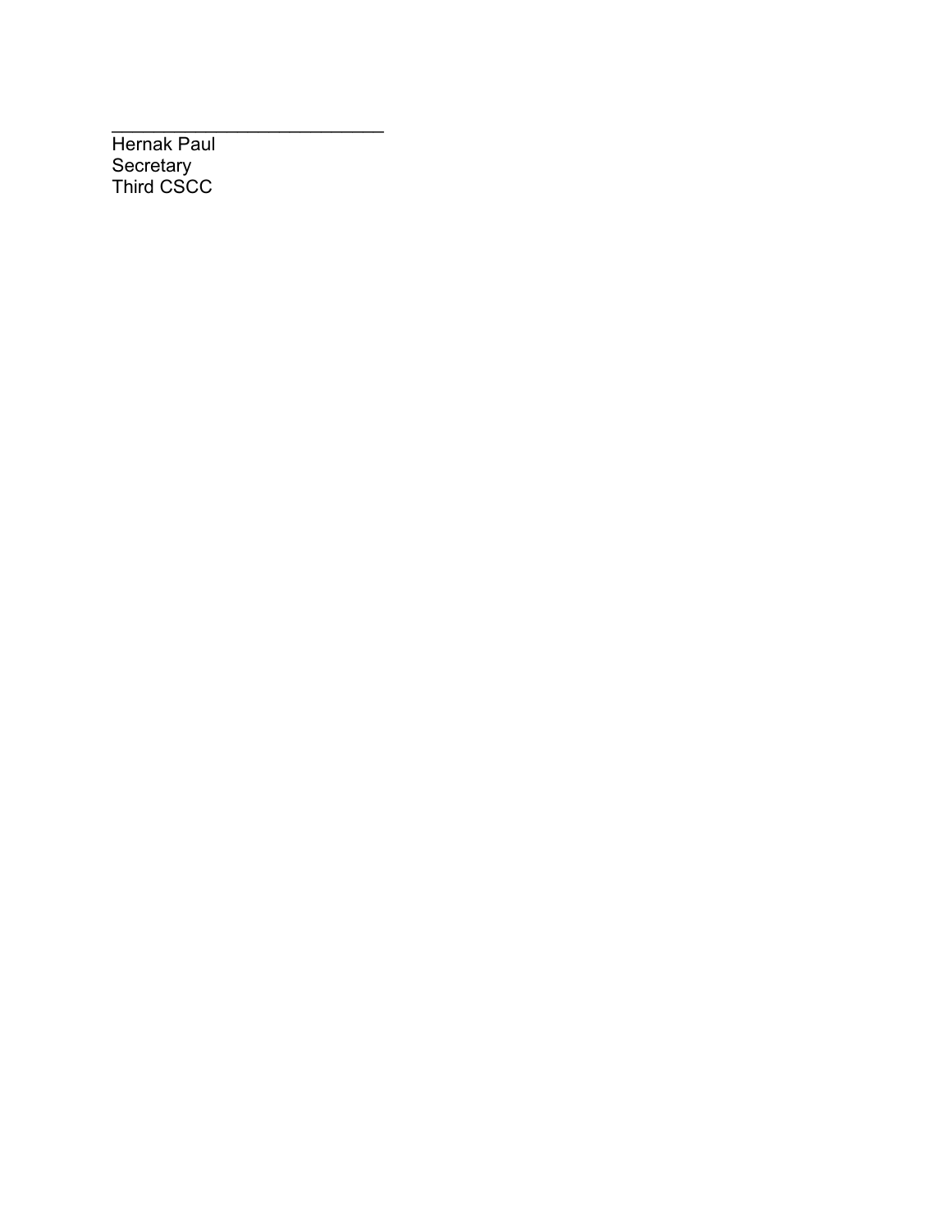\_\_\_\_\_\_\_\_\_\_\_\_\_\_\_\_\_\_\_\_\_\_\_\_\_\_\_\_

Hernak Paul  
Secretary  
Third CSCC